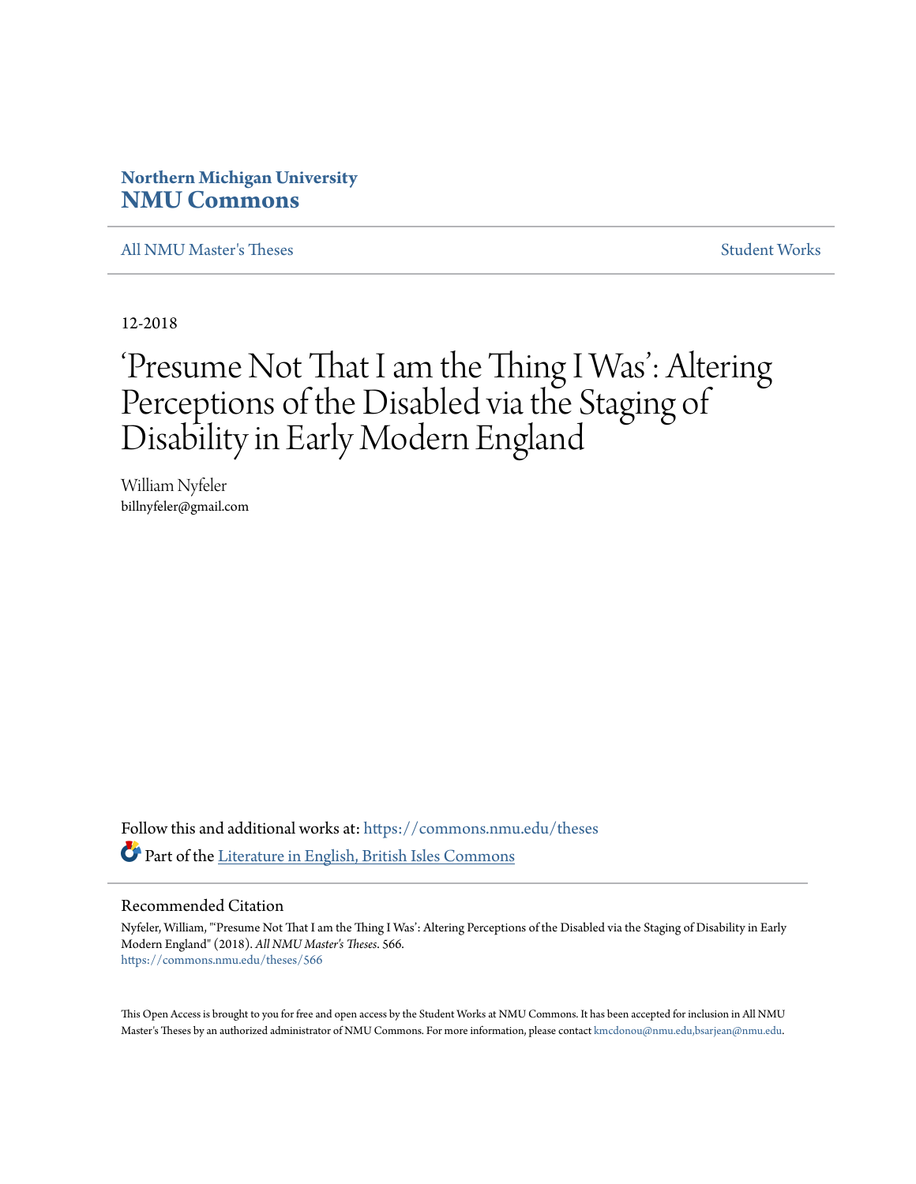Northern Michigan University
**NMU Commons**

All NMU Master's Theses | Student Works

12-2018

# 'Presume Not That I am the Thing I Was': Altering Perceptions of the Disabled via the Staging of Disability in Early Modern England

William Nyfeler
billnyfeler@gmail.com

Follow this and additional works at: https://commons.nmu.edu/theses

Part of the Literature in English, British Isles Commons

## Recommended Citation

Nyfeler, William, "'Presume Not That I am the Thing I Was': Altering Perceptions of the Disabled via the Staging of Disability in Early Modern England" (2018). *All NMU Master's Theses*. 566.
https://commons.nmu.edu/theses/566

This Open Access is brought to you for free and open access by the Student Works at NMU Commons. It has been accepted for inclusion in All NMU Master's Theses by an authorized administrator of NMU Commons. For more information, please contact kmcdonou@nmu.edu,bsarjean@nmu.edu.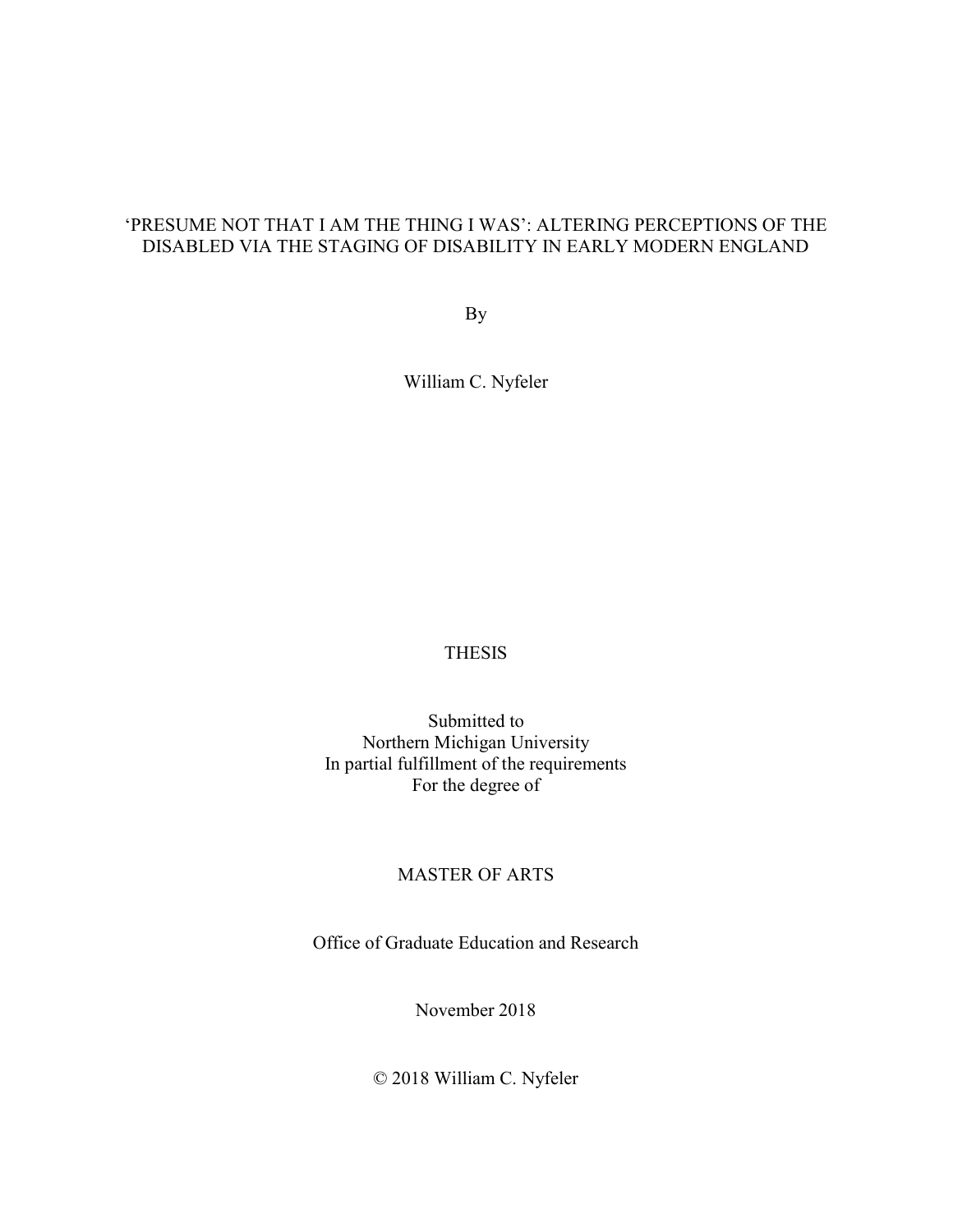# 'PRESUME NOT THAT I AM THE THING I WAS': ALTERING PERCEPTIONS OF THE DISABLED VIA THE STAGING OF DISABILITY IN EARLY MODERN ENGLAND

By

William C. Nyfeler

THESIS

Submitted to
Northern Michigan University
In partial fulfillment of the requirements
For the degree of

MASTER OF ARTS

Office of Graduate Education and Research

November 2018

© 2018 William C. Nyfeler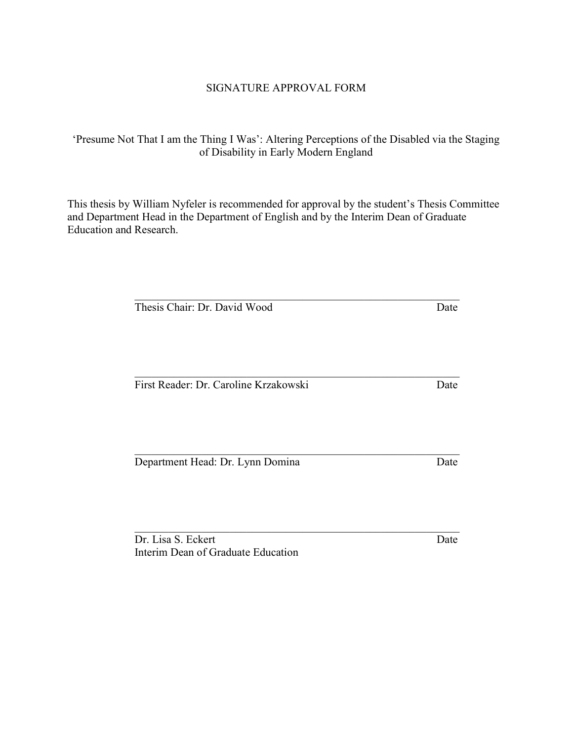# SIGNATURE APPROVAL FORM

'Presume Not That I am the Thing I Was': Altering Perceptions of the Disabled via the Staging of Disability in Early Modern England

This thesis by William Nyfeler is recommended for approval by the student's Thesis Committee and Department Head in the Department of English and by the Interim Dean of Graduate Education and Research.

\_\_\_\_\_\_\_\_\_\_\_\_\_\_\_\_\_\_\_\_\_\_\_\_\_\_\_\_\_\_\_\_\_\_\_\_\_\_\_\_\_\_\_\_\_\_\_\_\_\_\_\_\_\_\_\_

Thesis Chair: Dr. David Wood — Date

\_\_\_\_\_\_\_\_\_\_\_\_\_\_\_\_\_\_\_\_\_\_\_\_\_\_\_\_\_\_\_\_\_\_\_\_\_\_\_\_\_\_\_\_\_\_\_\_\_\_\_\_\_\_\_\_

First Reader: Dr. Caroline Krzakowski — Date

\_\_\_\_\_\_\_\_\_\_\_\_\_\_\_\_\_\_\_\_\_\_\_\_\_\_\_\_\_\_\_\_\_\_\_\_\_\_\_\_\_\_\_\_\_\_\_\_\_\_\_\_\_\_\_\_

Department Head: Dr. Lynn Domina — Date

\_\_\_\_\_\_\_\_\_\_\_\_\_\_\_\_\_\_\_\_\_\_\_\_\_\_\_\_\_\_\_\_\_\_\_\_\_\_\_\_\_\_\_\_\_\_\_\_\_\_\_\_\_\_\_\_

Dr. Lisa S. Eckert — Date
Interim Dean of Graduate Education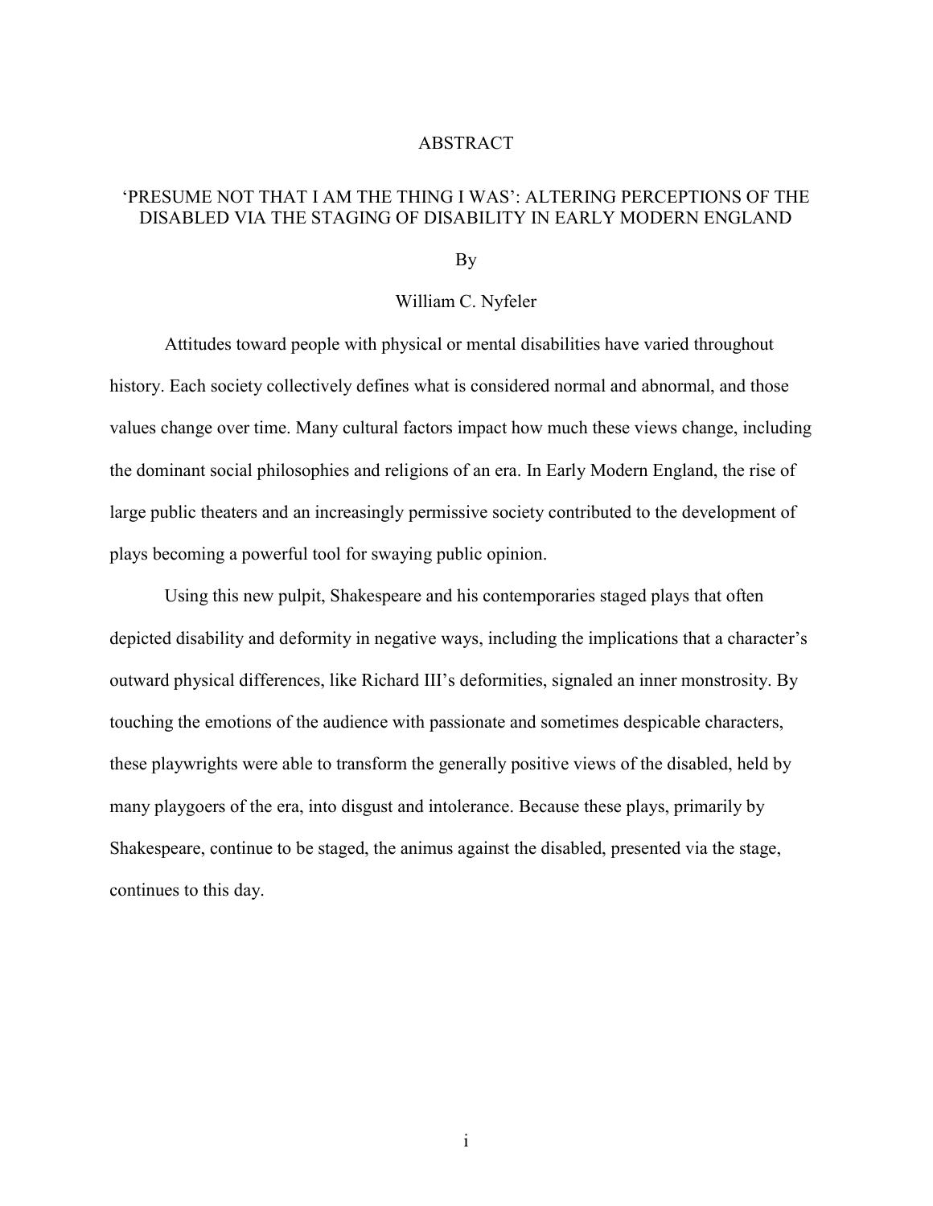# ABSTRACT

## 'PRESUME NOT THAT I AM THE THING I WAS': ALTERING PERCEPTIONS OF THE DISABLED VIA THE STAGING OF DISABILITY IN EARLY MODERN ENGLAND

By

William C. Nyfeler

Attitudes toward people with physical or mental disabilities have varied throughout history. Each society collectively defines what is considered normal and abnormal, and those values change over time. Many cultural factors impact how much these views change, including the dominant social philosophies and religions of an era. In Early Modern England, the rise of large public theaters and an increasingly permissive society contributed to the development of plays becoming a powerful tool for swaying public opinion.

Using this new pulpit, Shakespeare and his contemporaries staged plays that often depicted disability and deformity in negative ways, including the implications that a character's outward physical differences, like Richard III's deformities, signaled an inner monstrosity. By touching the emotions of the audience with passionate and sometimes despicable characters, these playwrights were able to transform the generally positive views of the disabled, held by many playgoers of the era, into disgust and intolerance. Because these plays, primarily by Shakespeare, continue to be staged, the animus against the disabled, presented via the stage, continues to this day.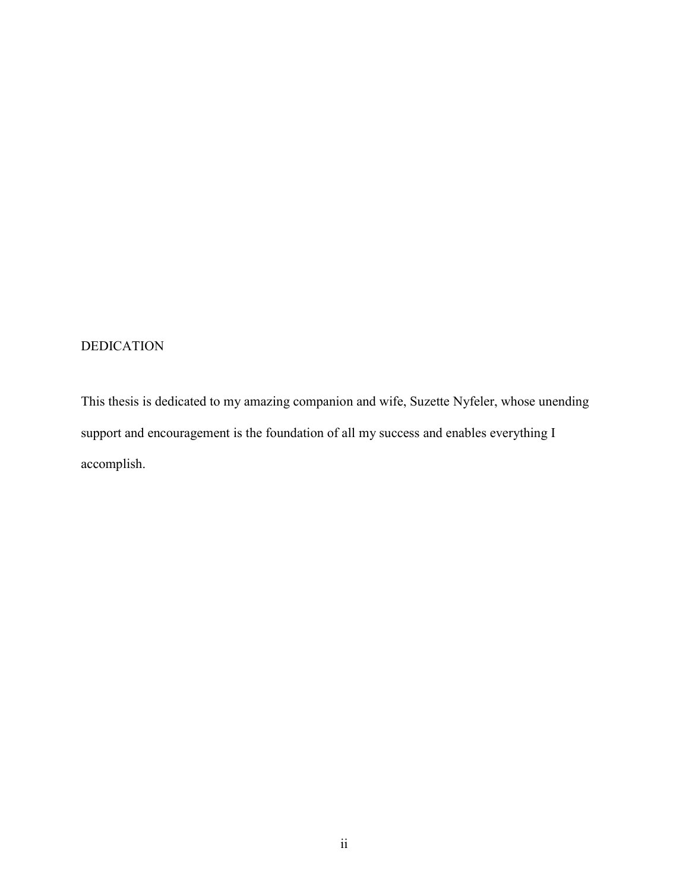# DEDICATION

This thesis is dedicated to my amazing companion and wife, Suzette Nyfeler, whose unending support and encouragement is the foundation of all my success and enables everything I accomplish.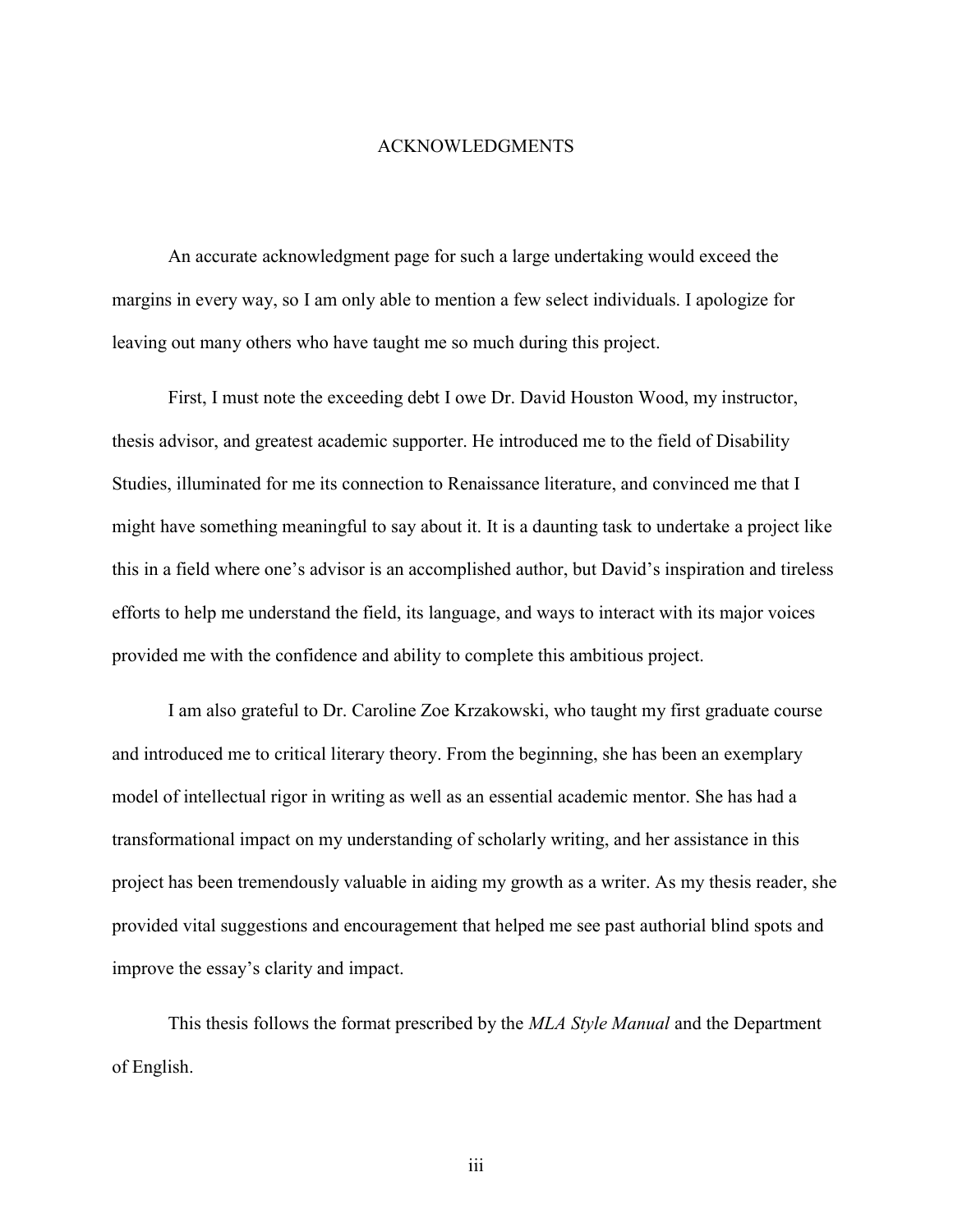# ACKNOWLEDGMENTS

An accurate acknowledgment page for such a large undertaking would exceed the margins in every way, so I am only able to mention a few select individuals. I apologize for leaving out many others who have taught me so much during this project.

First, I must note the exceeding debt I owe Dr. David Houston Wood, my instructor, thesis advisor, and greatest academic supporter. He introduced me to the field of Disability Studies, illuminated for me its connection to Renaissance literature, and convinced me that I might have something meaningful to say about it. It is a daunting task to undertake a project like this in a field where one's advisor is an accomplished author, but David's inspiration and tireless efforts to help me understand the field, its language, and ways to interact with its major voices provided me with the confidence and ability to complete this ambitious project.

I am also grateful to Dr. Caroline Zoe Krzakowski, who taught my first graduate course and introduced me to critical literary theory. From the beginning, she has been an exemplary model of intellectual rigor in writing as well as an essential academic mentor. She has had a transformational impact on my understanding of scholarly writing, and her assistance in this project has been tremendously valuable in aiding my growth as a writer. As my thesis reader, she provided vital suggestions and encouragement that helped me see past authorial blind spots and improve the essay's clarity and impact.

This thesis follows the format prescribed by the *MLA Style Manual* and the Department of English.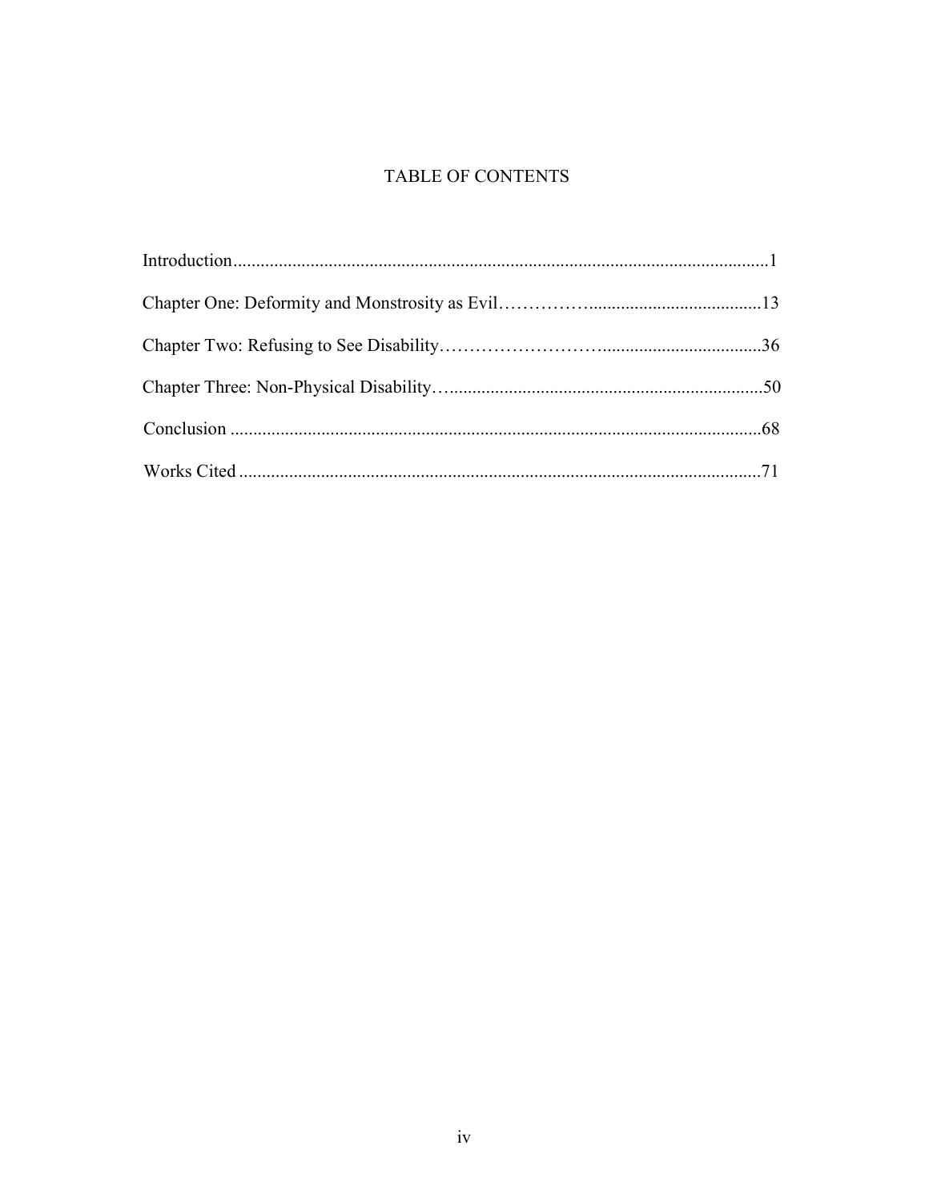# TABLE OF CONTENTS

Introduction......................................................................................................................1

Chapter One: Deformity and Monstrosity as Evil……………......................................13

Chapter Two: Refusing to See Disability……………………...................................36

Chapter Three: Non-Physical Disability…....................................................................50

Conclusion .....................................................................................................................68

Works Cited ...................................................................................................................71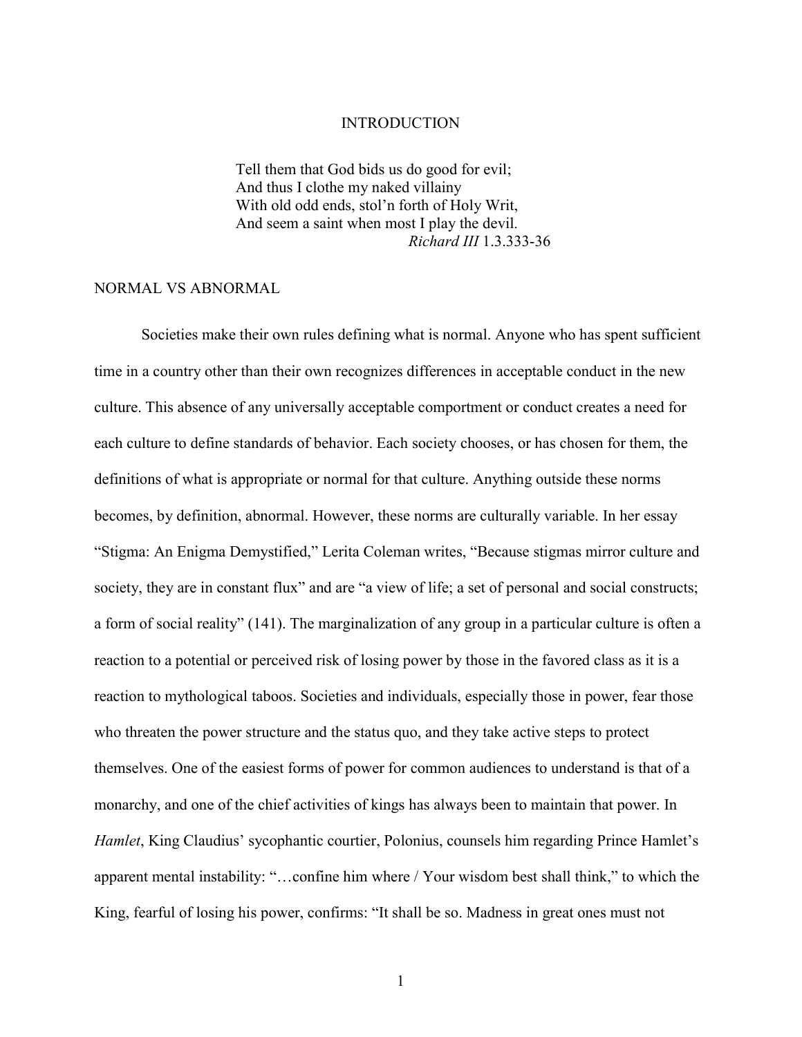# INTRODUCTION

> Tell them that God bids us do good for evil;
> And thus I clothe my naked villainy
> With old odd ends, stol'n forth of Holy Writ,
> And seem a saint when most I play the devil.
>
> *Richard III* 1.3.333-36

## NORMAL VS ABNORMAL

Societies make their own rules defining what is normal. Anyone who has spent sufficient time in a country other than their own recognizes differences in acceptable conduct in the new culture. This absence of any universally acceptable comportment or conduct creates a need for each culture to define standards of behavior. Each society chooses, or has chosen for them, the definitions of what is appropriate or normal for that culture. Anything outside these norms becomes, by definition, abnormal. However, these norms are culturally variable. In her essay "Stigma: An Enigma Demystified," Lerita Coleman writes, "Because stigmas mirror culture and society, they are in constant flux" and are "a view of life; a set of personal and social constructs; a form of social reality" (141). The marginalization of any group in a particular culture is often a reaction to a potential or perceived risk of losing power by those in the favored class as it is a reaction to mythological taboos. Societies and individuals, especially those in power, fear those who threaten the power structure and the status quo, and they take active steps to protect themselves. One of the easiest forms of power for common audiences to understand is that of a monarchy, and one of the chief activities of kings has always been to maintain that power. In *Hamlet*, King Claudius' sycophantic courtier, Polonius, counsels him regarding Prince Hamlet's apparent mental instability: "…confine him where / Your wisdom best shall think," to which the King, fearful of losing his power, confirms: "It shall be so. Madness in great ones must not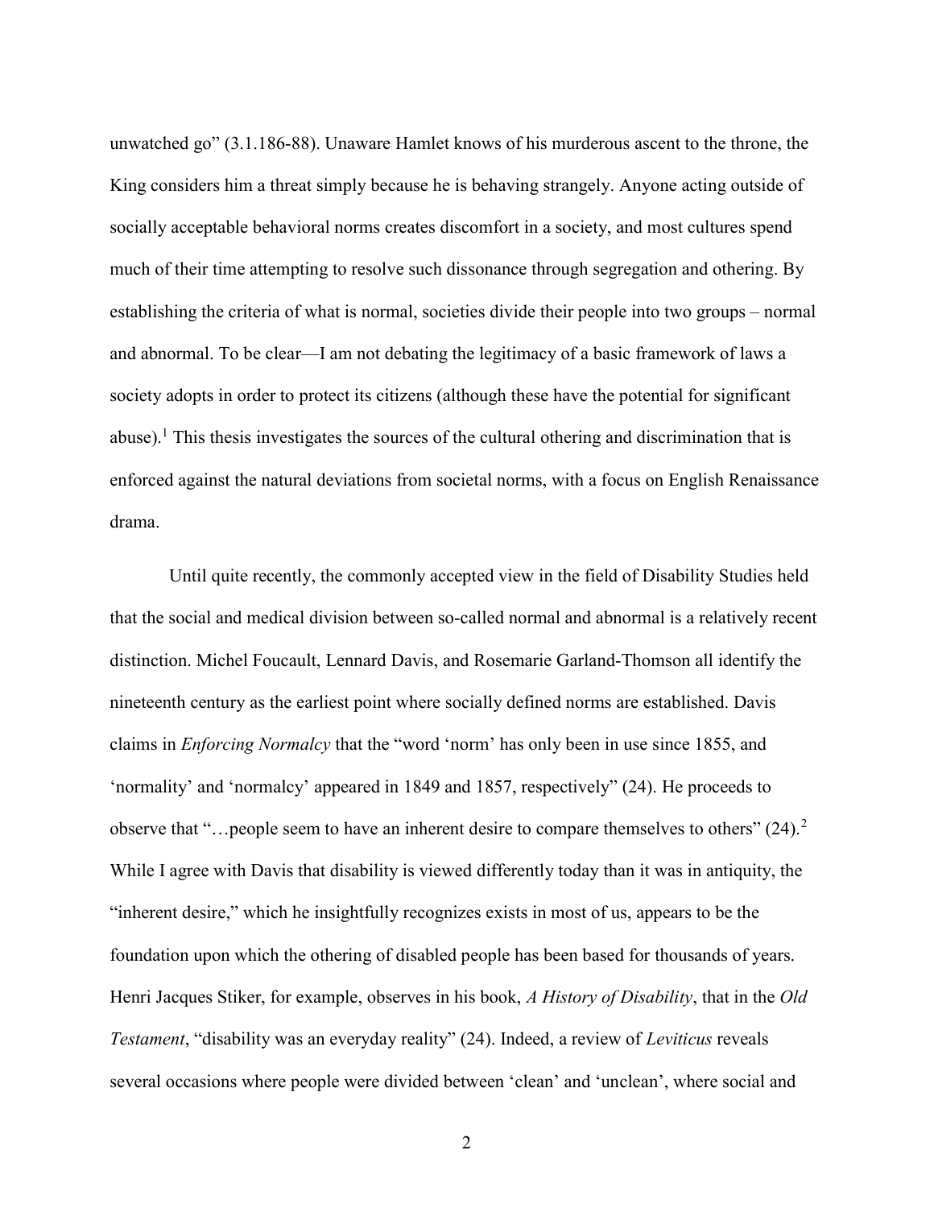unwatched go" (3.1.186-88). Unaware Hamlet knows of his murderous ascent to the throne, the King considers him a threat simply because he is behaving strangely. Anyone acting outside of socially acceptable behavioral norms creates discomfort in a society, and most cultures spend much of their time attempting to resolve such dissonance through segregation and othering. By establishing the criteria of what is normal, societies divide their people into two groups – normal and abnormal. To be clear—I am not debating the legitimacy of a basic framework of laws a society adopts in order to protect its citizens (although these have the potential for significant abuse).[1] This thesis investigates the sources of the cultural othering and discrimination that is enforced against the natural deviations from societal norms, with a focus on English Renaissance drama.

Until quite recently, the commonly accepted view in the field of Disability Studies held that the social and medical division between so-called normal and abnormal is a relatively recent distinction. Michel Foucault, Lennard Davis, and Rosemarie Garland-Thomson all identify the nineteenth century as the earliest point where socially defined norms are established. Davis claims in *Enforcing Normalcy* that the "word 'norm' has only been in use since 1855, and 'normality' and 'normalcy' appeared in 1849 and 1857, respectively" (24). He proceeds to observe that "…people seem to have an inherent desire to compare themselves to others" (24).[2] While I agree with Davis that disability is viewed differently today than it was in antiquity, the "inherent desire," which he insightfully recognizes exists in most of us, appears to be the foundation upon which the othering of disabled people has been based for thousands of years. Henri Jacques Stiker, for example, observes in his book, *A History of Disability*, that in the *Old Testament*, "disability was an everyday reality" (24). Indeed, a review of *Leviticus* reveals several occasions where people were divided between 'clean' and 'unclean', where social and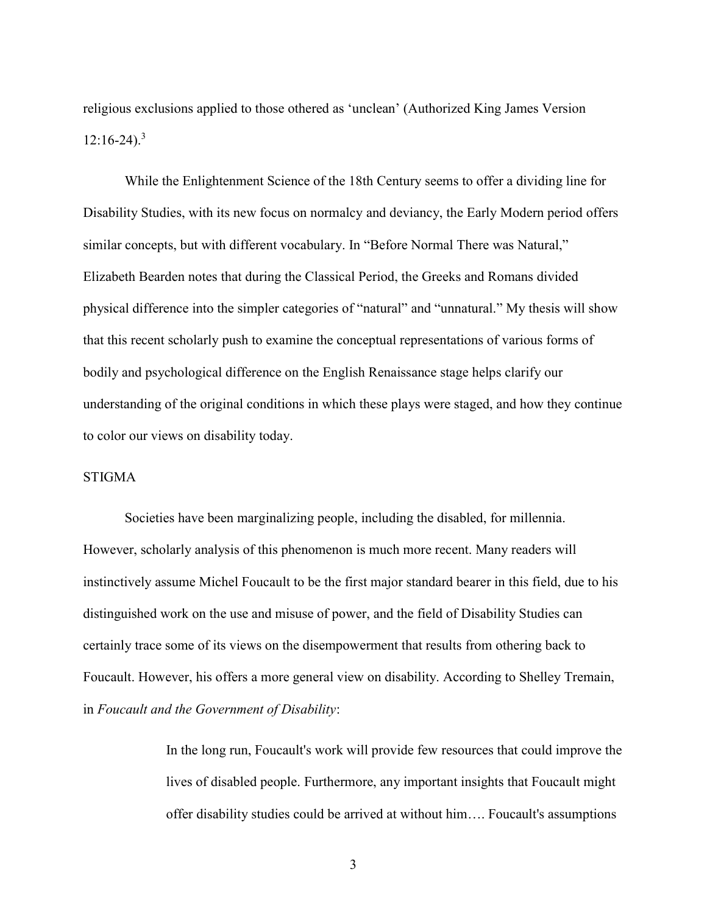religious exclusions applied to those othered as 'unclean' (Authorized King James Version 12:16-24).[3]

While the Enlightenment Science of the 18th Century seems to offer a dividing line for Disability Studies, with its new focus on normalcy and deviancy, the Early Modern period offers similar concepts, but with different vocabulary. In "Before Normal There was Natural," Elizabeth Bearden notes that during the Classical Period, the Greeks and Romans divided physical difference into the simpler categories of "natural" and "unnatural." My thesis will show that this recent scholarly push to examine the conceptual representations of various forms of bodily and psychological difference on the English Renaissance stage helps clarify our understanding of the original conditions in which these plays were staged, and how they continue to color our views on disability today.

## STIGMA

Societies have been marginalizing people, including the disabled, for millennia. However, scholarly analysis of this phenomenon is much more recent. Many readers will instinctively assume Michel Foucault to be the first major standard bearer in this field, due to his distinguished work on the use and misuse of power, and the field of Disability Studies can certainly trace some of its views on the disempowerment that results from othering back to Foucault. However, his offers a more general view on disability. According to Shelley Tremain, in *Foucault and the Government of Disability*:

> In the long run, Foucault's work will provide few resources that could improve the lives of disabled people. Furthermore, any important insights that Foucault might offer disability studies could be arrived at without him…. Foucault's assumptions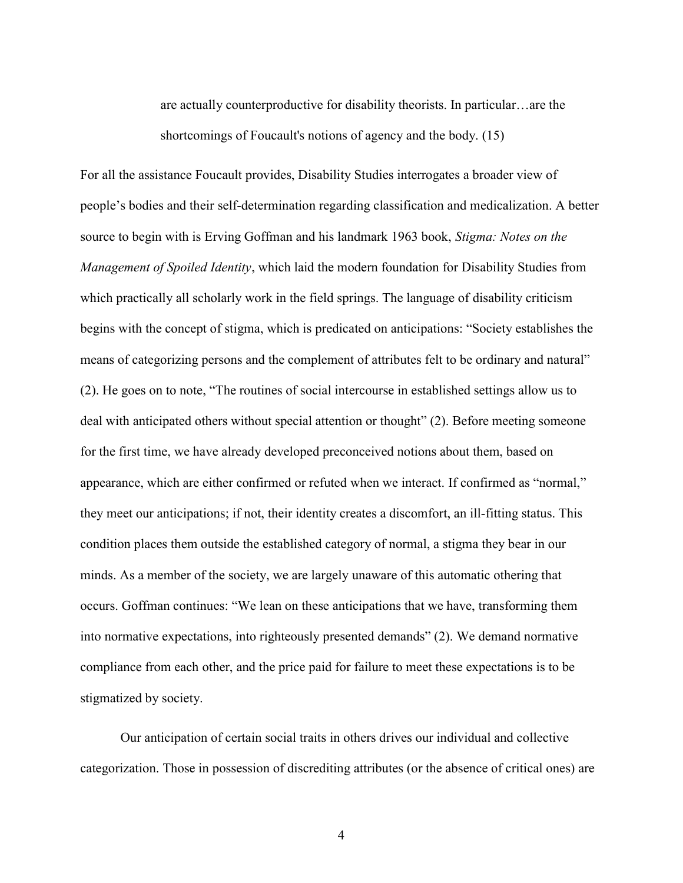> are actually counterproductive for disability theorists. In particular…are the shortcomings of Foucault's notions of agency and the body. (15)

For all the assistance Foucault provides, Disability Studies interrogates a broader view of people's bodies and their self-determination regarding classification and medicalization. A better source to begin with is Erving Goffman and his landmark 1963 book, *Stigma: Notes on the Management of Spoiled Identity*, which laid the modern foundation for Disability Studies from which practically all scholarly work in the field springs. The language of disability criticism begins with the concept of stigma, which is predicated on anticipations: "Society establishes the means of categorizing persons and the complement of attributes felt to be ordinary and natural" (2). He goes on to note, "The routines of social intercourse in established settings allow us to deal with anticipated others without special attention or thought" (2). Before meeting someone for the first time, we have already developed preconceived notions about them, based on appearance, which are either confirmed or refuted when we interact. If confirmed as "normal," they meet our anticipations; if not, their identity creates a discomfort, an ill-fitting status. This condition places them outside the established category of normal, a stigma they bear in our minds. As a member of the society, we are largely unaware of this automatic othering that occurs. Goffman continues: "We lean on these anticipations that we have, transforming them into normative expectations, into righteously presented demands" (2). We demand normative compliance from each other, and the price paid for failure to meet these expectations is to be stigmatized by society.

Our anticipation of certain social traits in others drives our individual and collective categorization. Those in possession of discrediting attributes (or the absence of critical ones) are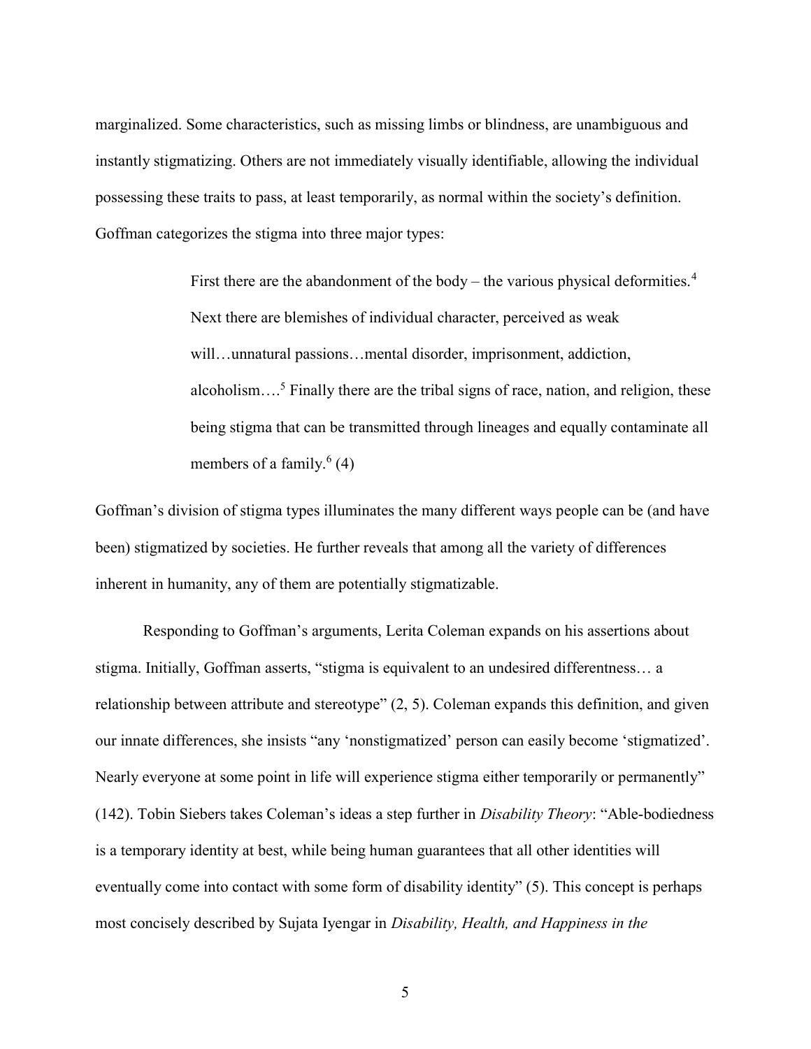marginalized. Some characteristics, such as missing limbs or blindness, are unambiguous and instantly stigmatizing. Others are not immediately visually identifiable, allowing the individual possessing these traits to pass, at least temporarily, as normal within the society's definition. Goffman categorizes the stigma into three major types:

> First there are the abandonment of the body – the various physical deformities.[4] Next there are blemishes of individual character, perceived as weak will…unnatural passions…mental disorder, imprisonment, addiction, alcoholism….[5] Finally there are the tribal signs of race, nation, and religion, these being stigma that can be transmitted through lineages and equally contaminate all members of a family.[6] (4)

Goffman's division of stigma types illuminates the many different ways people can be (and have been) stigmatized by societies. He further reveals that among all the variety of differences inherent in humanity, any of them are potentially stigmatizable.

Responding to Goffman's arguments, Lerita Coleman expands on his assertions about stigma. Initially, Goffman asserts, "stigma is equivalent to an undesired differentness… a relationship between attribute and stereotype" (2, 5). Coleman expands this definition, and given our innate differences, she insists "any 'nonstigmatized' person can easily become 'stigmatized'. Nearly everyone at some point in life will experience stigma either temporarily or permanently" (142). Tobin Siebers takes Coleman's ideas a step further in *Disability Theory*: "Able-bodiedness is a temporary identity at best, while being human guarantees that all other identities will eventually come into contact with some form of disability identity" (5). This concept is perhaps most concisely described by Sujata Iyengar in *Disability, Health, and Happiness in the*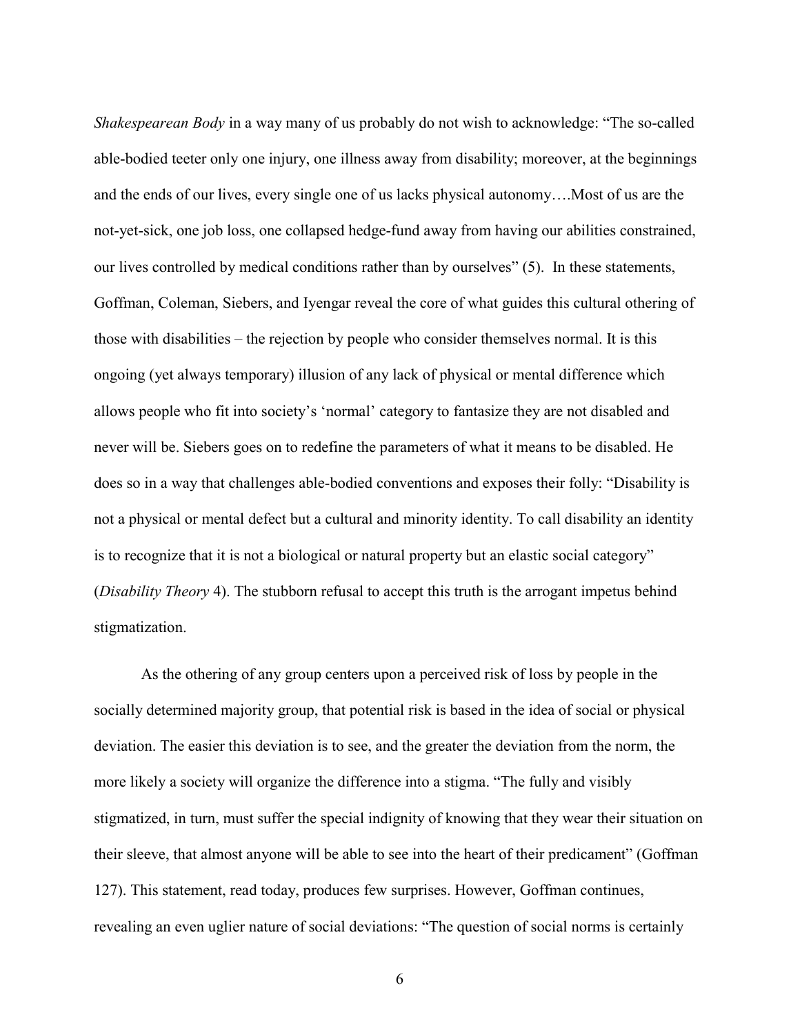*Shakespearean Body* in a way many of us probably do not wish to acknowledge: "The so-called able-bodied teeter only one injury, one illness away from disability; moreover, at the beginnings and the ends of our lives, every single one of us lacks physical autonomy….Most of us are the not-yet-sick, one job loss, one collapsed hedge-fund away from having our abilities constrained, our lives controlled by medical conditions rather than by ourselves" (5). In these statements, Goffman, Coleman, Siebers, and Iyengar reveal the core of what guides this cultural othering of those with disabilities – the rejection by people who consider themselves normal. It is this ongoing (yet always temporary) illusion of any lack of physical or mental difference which allows people who fit into society's 'normal' category to fantasize they are not disabled and never will be. Siebers goes on to redefine the parameters of what it means to be disabled. He does so in a way that challenges able-bodied conventions and exposes their folly: "Disability is not a physical or mental defect but a cultural and minority identity. To call disability an identity is to recognize that it is not a biological or natural property but an elastic social category" (*Disability Theory* 4). The stubborn refusal to accept this truth is the arrogant impetus behind stigmatization.

As the othering of any group centers upon a perceived risk of loss by people in the socially determined majority group, that potential risk is based in the idea of social or physical deviation. The easier this deviation is to see, and the greater the deviation from the norm, the more likely a society will organize the difference into a stigma. "The fully and visibly stigmatized, in turn, must suffer the special indignity of knowing that they wear their situation on their sleeve, that almost anyone will be able to see into the heart of their predicament" (Goffman 127). This statement, read today, produces few surprises. However, Goffman continues, revealing an even uglier nature of social deviations: "The question of social norms is certainly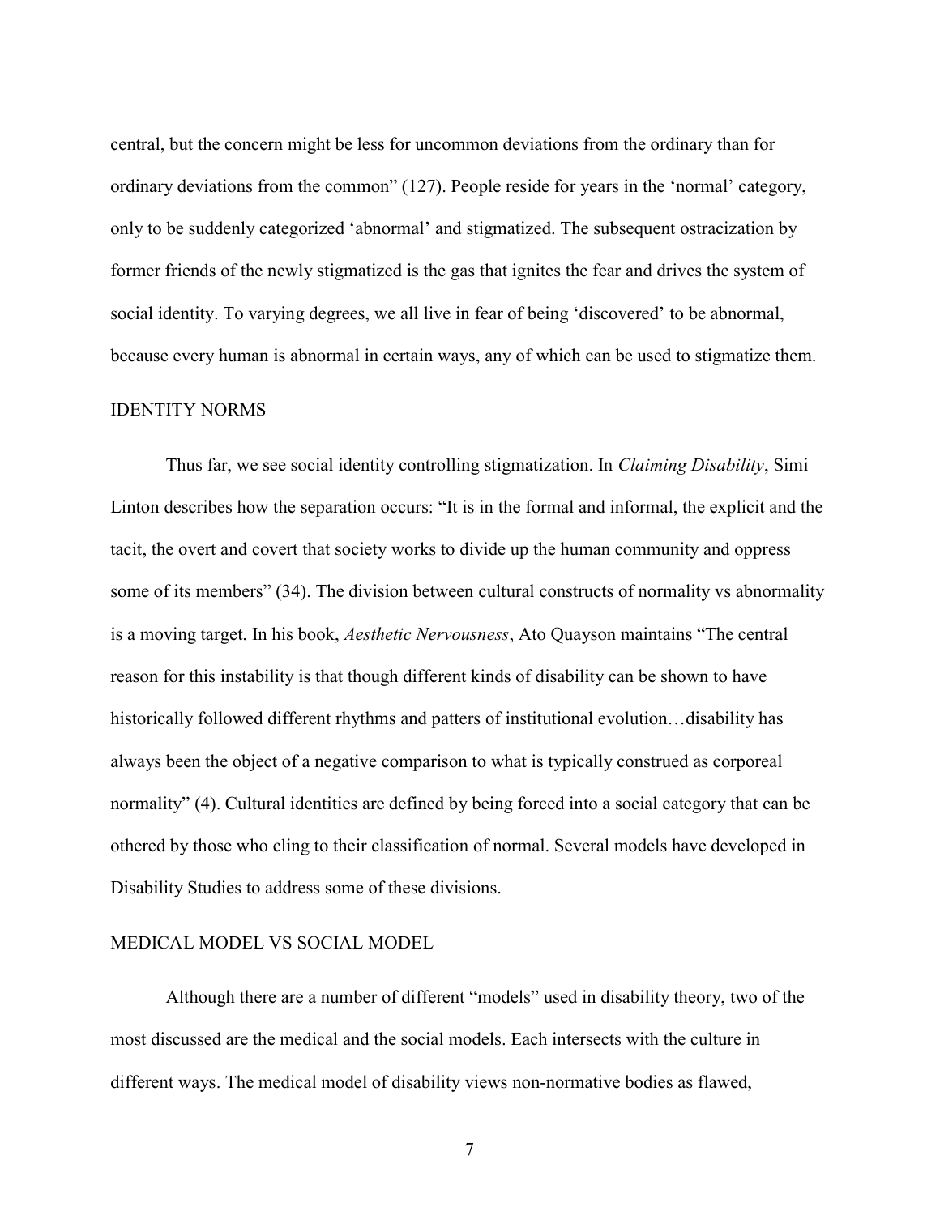central, but the concern might be less for uncommon deviations from the ordinary than for ordinary deviations from the common" (127). People reside for years in the 'normal' category, only to be suddenly categorized 'abnormal' and stigmatized. The subsequent ostracization by former friends of the newly stigmatized is the gas that ignites the fear and drives the system of social identity. To varying degrees, we all live in fear of being 'discovered' to be abnormal, because every human is abnormal in certain ways, any of which can be used to stigmatize them.

## IDENTITY NORMS

Thus far, we see social identity controlling stigmatization. In *Claiming Disability*, Simi Linton describes how the separation occurs: "It is in the formal and informal, the explicit and the tacit, the overt and covert that society works to divide up the human community and oppress some of its members" (34). The division between cultural constructs of normality vs abnormality is a moving target. In his book, *Aesthetic Nervousness*, Ato Quayson maintains "The central reason for this instability is that though different kinds of disability can be shown to have historically followed different rhythms and patters of institutional evolution…disability has always been the object of a negative comparison to what is typically construed as corporeal normality" (4). Cultural identities are defined by being forced into a social category that can be othered by those who cling to their classification of normal. Several models have developed in Disability Studies to address some of these divisions.

## MEDICAL MODEL VS SOCIAL MODEL

Although there are a number of different "models" used in disability theory, two of the most discussed are the medical and the social models. Each intersects with the culture in different ways. The medical model of disability views non-normative bodies as flawed,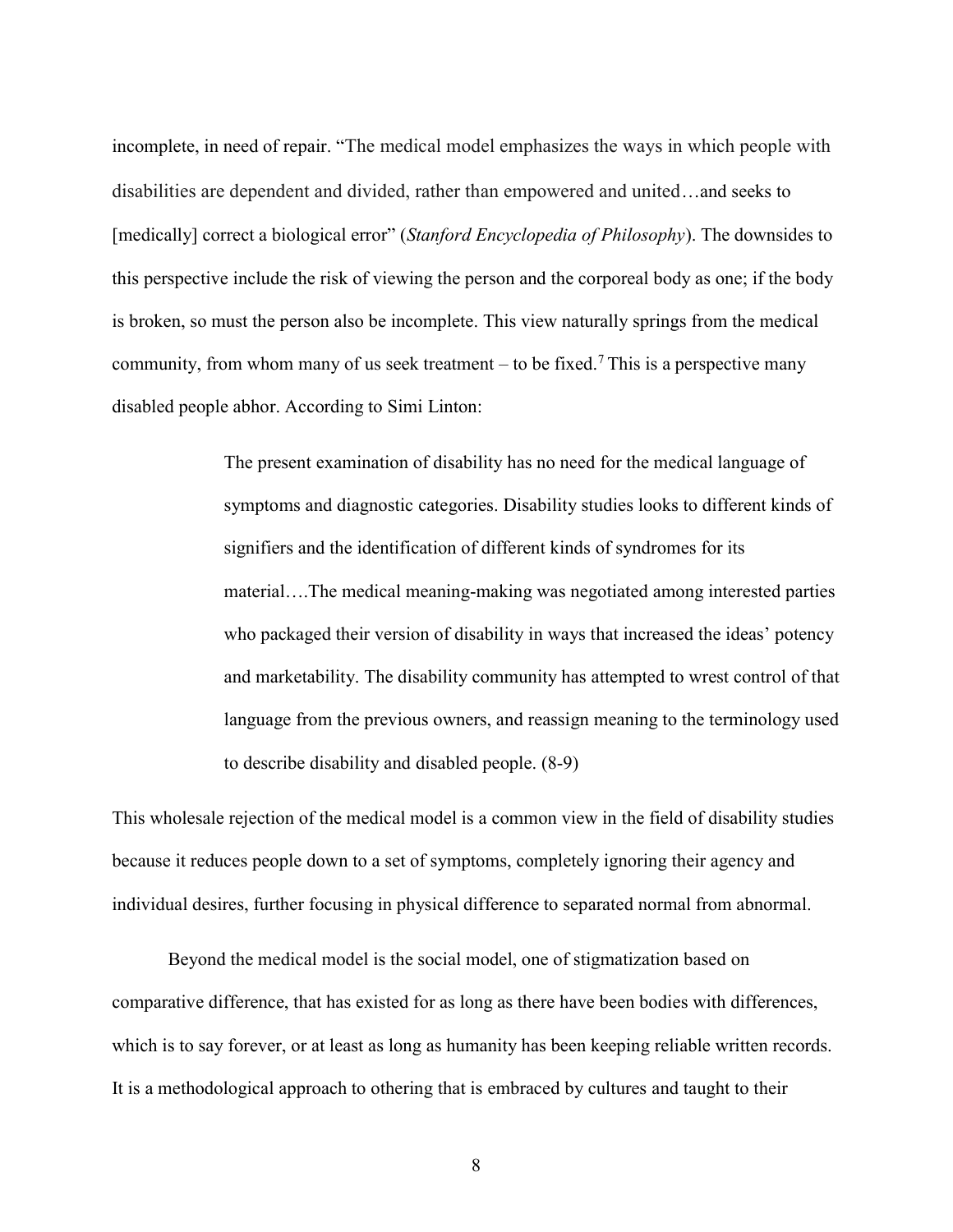incomplete, in need of repair. "The medical model emphasizes the ways in which people with disabilities are dependent and divided, rather than empowered and united…and seeks to [medically] correct a biological error" (*Stanford Encyclopedia of Philosophy*). The downsides to this perspective include the risk of viewing the person and the corporeal body as one; if the body is broken, so must the person also be incomplete. This view naturally springs from the medical community, from whom many of us seek treatment – to be fixed.[7] This is a perspective many disabled people abhor. According to Simi Linton:

> The present examination of disability has no need for the medical language of symptoms and diagnostic categories. Disability studies looks to different kinds of signifiers and the identification of different kinds of syndromes for its material….The medical meaning-making was negotiated among interested parties who packaged their version of disability in ways that increased the ideas' potency and marketability. The disability community has attempted to wrest control of that language from the previous owners, and reassign meaning to the terminology used to describe disability and disabled people. (8-9)

This wholesale rejection of the medical model is a common view in the field of disability studies because it reduces people down to a set of symptoms, completely ignoring their agency and individual desires, further focusing in physical difference to separated normal from abnormal.

Beyond the medical model is the social model, one of stigmatization based on comparative difference, that has existed for as long as there have been bodies with differences, which is to say forever, or at least as long as humanity has been keeping reliable written records. It is a methodological approach to othering that is embraced by cultures and taught to their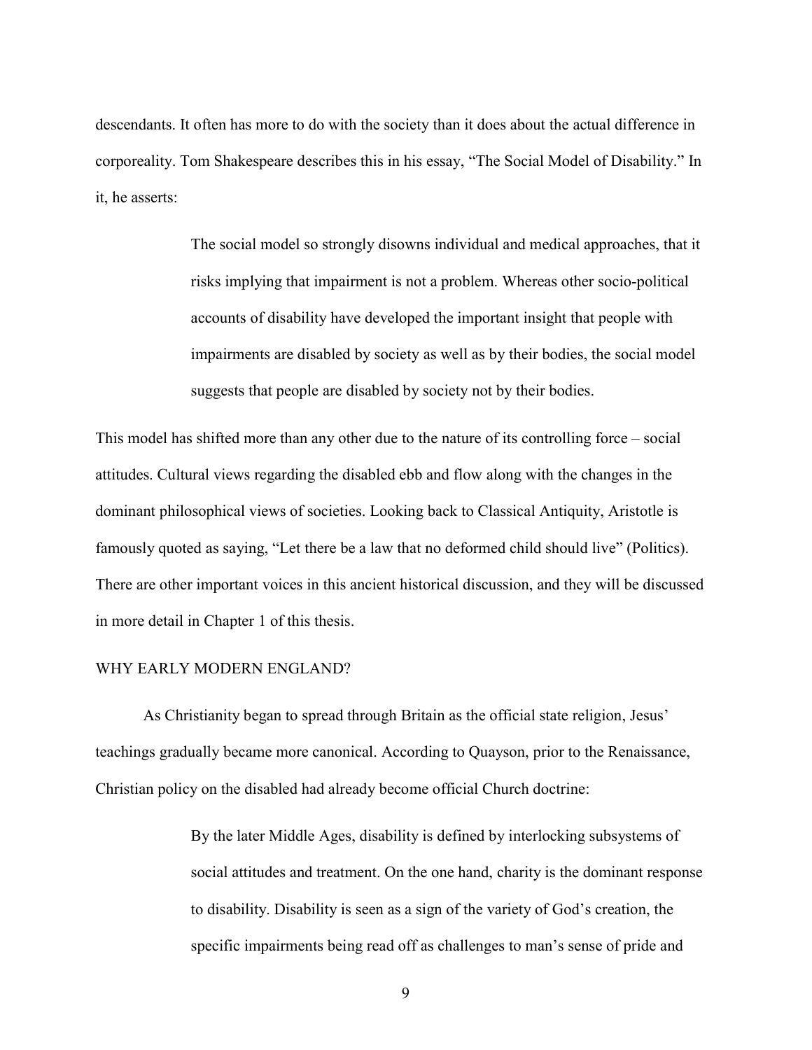descendants. It often has more to do with the society than it does about the actual difference in corporeality. Tom Shakespeare describes this in his essay, "The Social Model of Disability." In it, he asserts:

> The social model so strongly disowns individual and medical approaches, that it risks implying that impairment is not a problem. Whereas other socio-political accounts of disability have developed the important insight that people with impairments are disabled by society as well as by their bodies, the social model suggests that people are disabled by society not by their bodies.

This model has shifted more than any other due to the nature of its controlling force – social attitudes. Cultural views regarding the disabled ebb and flow along with the changes in the dominant philosophical views of societies. Looking back to Classical Antiquity, Aristotle is famously quoted as saying, "Let there be a law that no deformed child should live" (Politics). There are other important voices in this ancient historical discussion, and they will be discussed in more detail in Chapter 1 of this thesis.

## WHY EARLY MODERN ENGLAND?

As Christianity began to spread through Britain as the official state religion, Jesus' teachings gradually became more canonical. According to Quayson, prior to the Renaissance, Christian policy on the disabled had already become official Church doctrine:

> By the later Middle Ages, disability is defined by interlocking subsystems of social attitudes and treatment. On the one hand, charity is the dominant response to disability. Disability is seen as a sign of the variety of God's creation, the specific impairments being read off as challenges to man's sense of pride and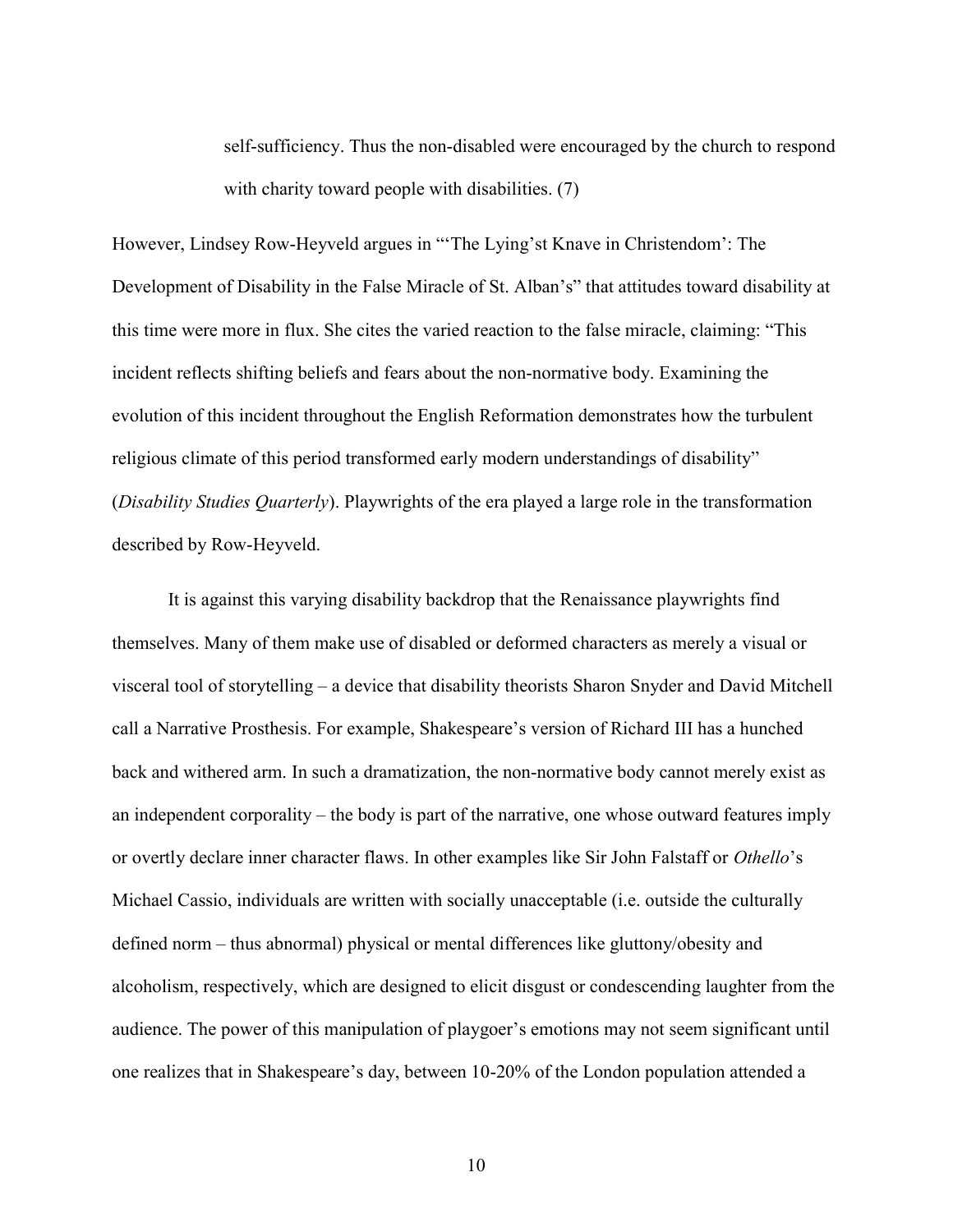> self-sufficiency. Thus the non-disabled were encouraged by the church to respond with charity toward people with disabilities. (7)

However, Lindsey Row-Heyveld argues in "'The Lying'st Knave in Christendom': The Development of Disability in the False Miracle of St. Alban's" that attitudes toward disability at this time were more in flux. She cites the varied reaction to the false miracle, claiming: "This incident reflects shifting beliefs and fears about the non-normative body. Examining the evolution of this incident throughout the English Reformation demonstrates how the turbulent religious climate of this period transformed early modern understandings of disability" (*Disability Studies Quarterly*). Playwrights of the era played a large role in the transformation described by Row-Heyveld.

It is against this varying disability backdrop that the Renaissance playwrights find themselves. Many of them make use of disabled or deformed characters as merely a visual or visceral tool of storytelling – a device that disability theorists Sharon Snyder and David Mitchell call a Narrative Prosthesis. For example, Shakespeare's version of Richard III has a hunched back and withered arm. In such a dramatization, the non-normative body cannot merely exist as an independent corporality – the body is part of the narrative, one whose outward features imply or overtly declare inner character flaws. In other examples like Sir John Falstaff or *Othello*'s Michael Cassio, individuals are written with socially unacceptable (i.e. outside the culturally defined norm – thus abnormal) physical or mental differences like gluttony/obesity and alcoholism, respectively, which are designed to elicit disgust or condescending laughter from the audience. The power of this manipulation of playgoer's emotions may not seem significant until one realizes that in Shakespeare's day, between 10-20% of the London population attended a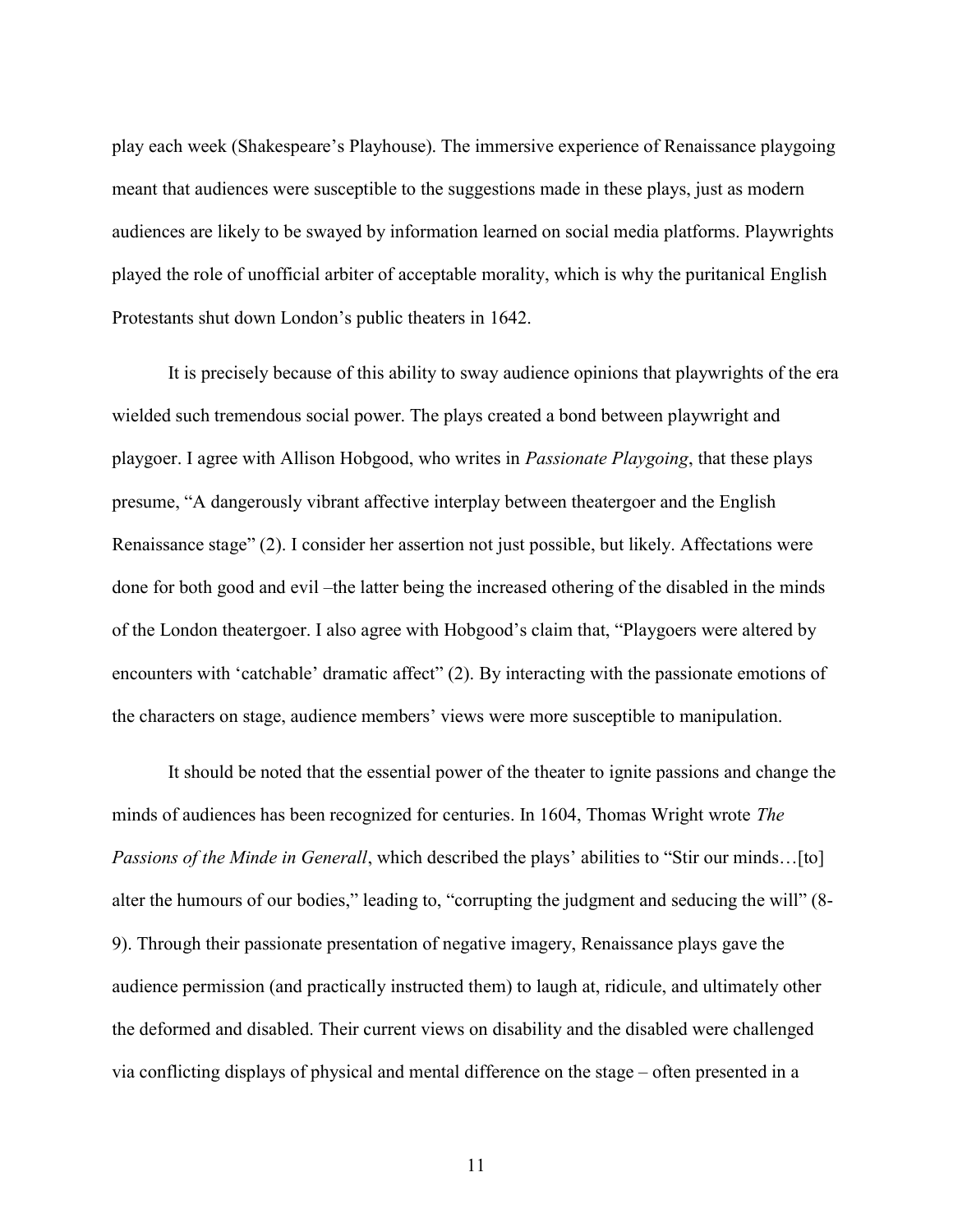play each week (Shakespeare's Playhouse). The immersive experience of Renaissance playgoing meant that audiences were susceptible to the suggestions made in these plays, just as modern audiences are likely to be swayed by information learned on social media platforms. Playwrights played the role of unofficial arbiter of acceptable morality, which is why the puritanical English Protestants shut down London's public theaters in 1642.

It is precisely because of this ability to sway audience opinions that playwrights of the era wielded such tremendous social power. The plays created a bond between playwright and playgoer. I agree with Allison Hobgood, who writes in *Passionate Playgoing*, that these plays presume, "A dangerously vibrant affective interplay between theatergoer and the English Renaissance stage" (2). I consider her assertion not just possible, but likely. Affectations were done for both good and evil –the latter being the increased othering of the disabled in the minds of the London theatergoer. I also agree with Hobgood's claim that, "Playgoers were altered by encounters with 'catchable' dramatic affect" (2). By interacting with the passionate emotions of the characters on stage, audience members' views were more susceptible to manipulation.

It should be noted that the essential power of the theater to ignite passions and change the minds of audiences has been recognized for centuries. In 1604, Thomas Wright wrote *The Passions of the Minde in Generall*, which described the plays' abilities to "Stir our minds…[to] alter the humours of our bodies," leading to, "corrupting the judgment and seducing the will" (8-9). Through their passionate presentation of negative imagery, Renaissance plays gave the audience permission (and practically instructed them) to laugh at, ridicule, and ultimately other the deformed and disabled. Their current views on disability and the disabled were challenged via conflicting displays of physical and mental difference on the stage – often presented in a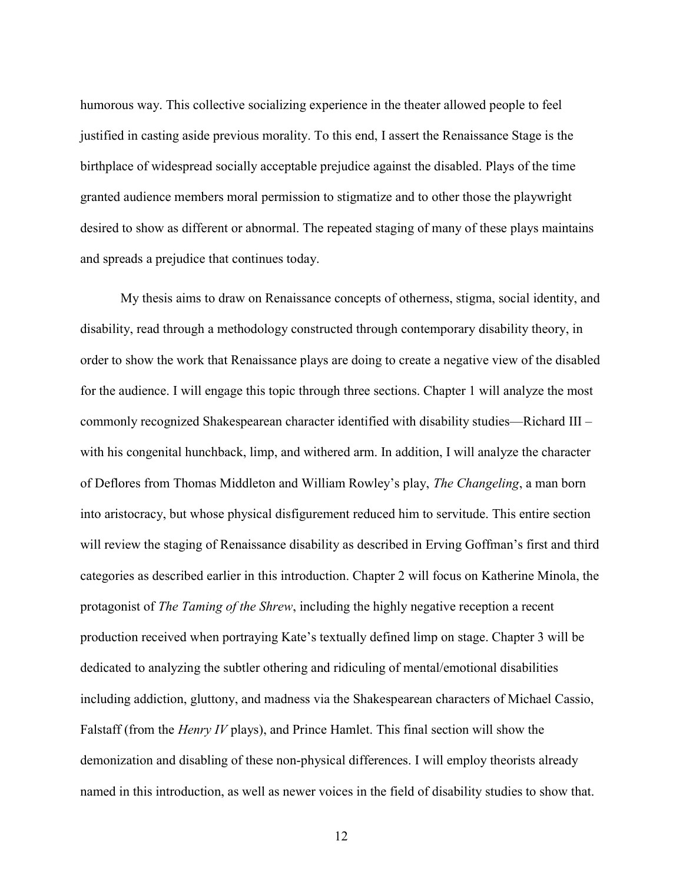humorous way. This collective socializing experience in the theater allowed people to feel justified in casting aside previous morality. To this end, I assert the Renaissance Stage is the birthplace of widespread socially acceptable prejudice against the disabled. Plays of the time granted audience members moral permission to stigmatize and to other those the playwright desired to show as different or abnormal. The repeated staging of many of these plays maintains and spreads a prejudice that continues today.

My thesis aims to draw on Renaissance concepts of otherness, stigma, social identity, and disability, read through a methodology constructed through contemporary disability theory, in order to show the work that Renaissance plays are doing to create a negative view of the disabled for the audience. I will engage this topic through three sections. Chapter 1 will analyze the most commonly recognized Shakespearean character identified with disability studies—Richard III – with his congenital hunchback, limp, and withered arm. In addition, I will analyze the character of Deflores from Thomas Middleton and William Rowley's play, *The Changeling*, a man born into aristocracy, but whose physical disfigurement reduced him to servitude. This entire section will review the staging of Renaissance disability as described in Erving Goffman's first and third categories as described earlier in this introduction. Chapter 2 will focus on Katherine Minola, the protagonist of *The Taming of the Shrew*, including the highly negative reception a recent production received when portraying Kate's textually defined limp on stage. Chapter 3 will be dedicated to analyzing the subtler othering and ridiculing of mental/emotional disabilities including addiction, gluttony, and madness via the Shakespearean characters of Michael Cassio, Falstaff (from the *Henry IV* plays), and Prince Hamlet. This final section will show the demonization and disabling of these non-physical differences. I will employ theorists already named in this introduction, as well as newer voices in the field of disability studies to show that.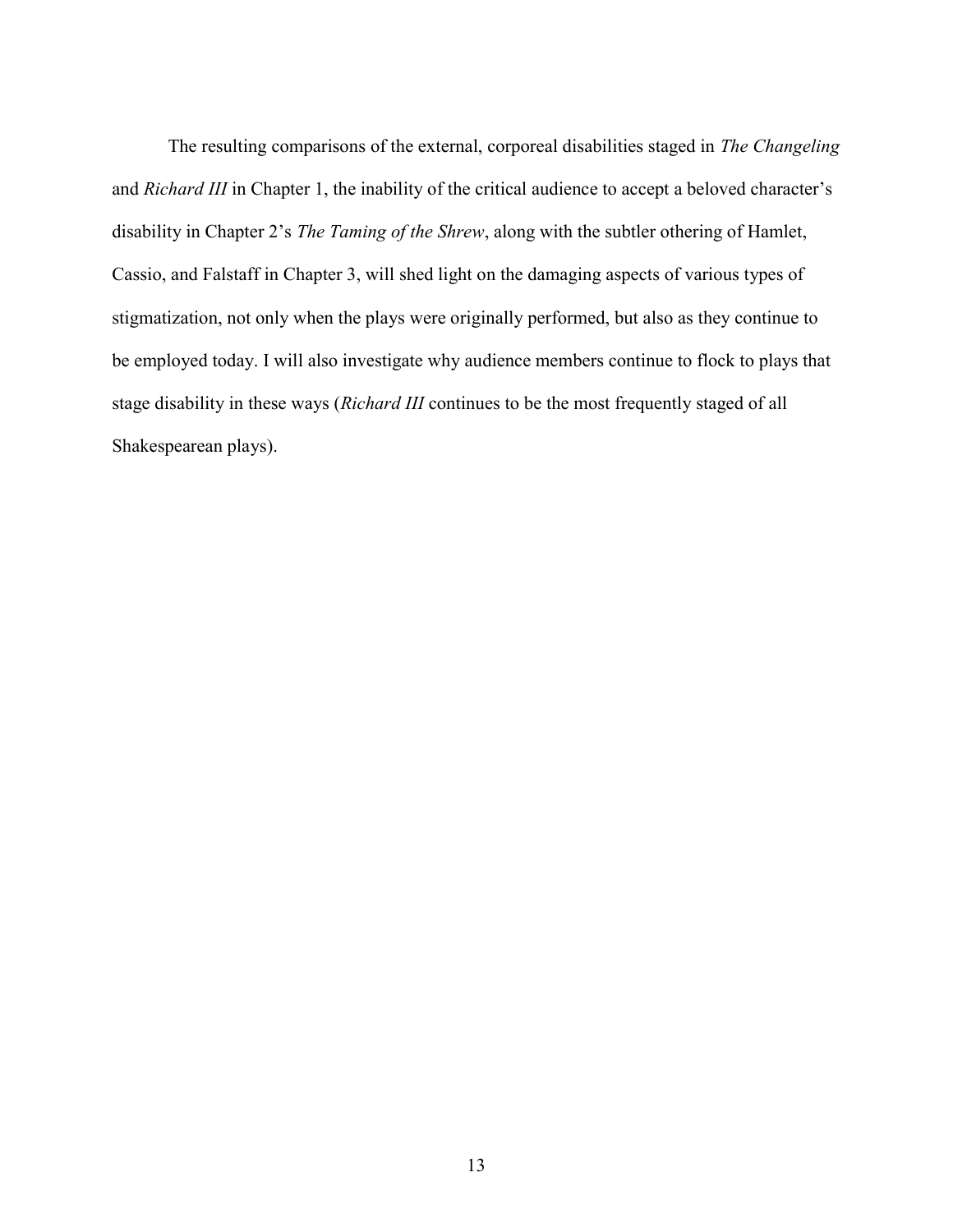The resulting comparisons of the external, corporeal disabilities staged in *The Changeling* and *Richard III* in Chapter 1, the inability of the critical audience to accept a beloved character's disability in Chapter 2's *The Taming of the Shrew*, along with the subtler othering of Hamlet, Cassio, and Falstaff in Chapter 3, will shed light on the damaging aspects of various types of stigmatization, not only when the plays were originally performed, but also as they continue to be employed today. I will also investigate why audience members continue to flock to plays that stage disability in these ways (*Richard III* continues to be the most frequently staged of all Shakespearean plays).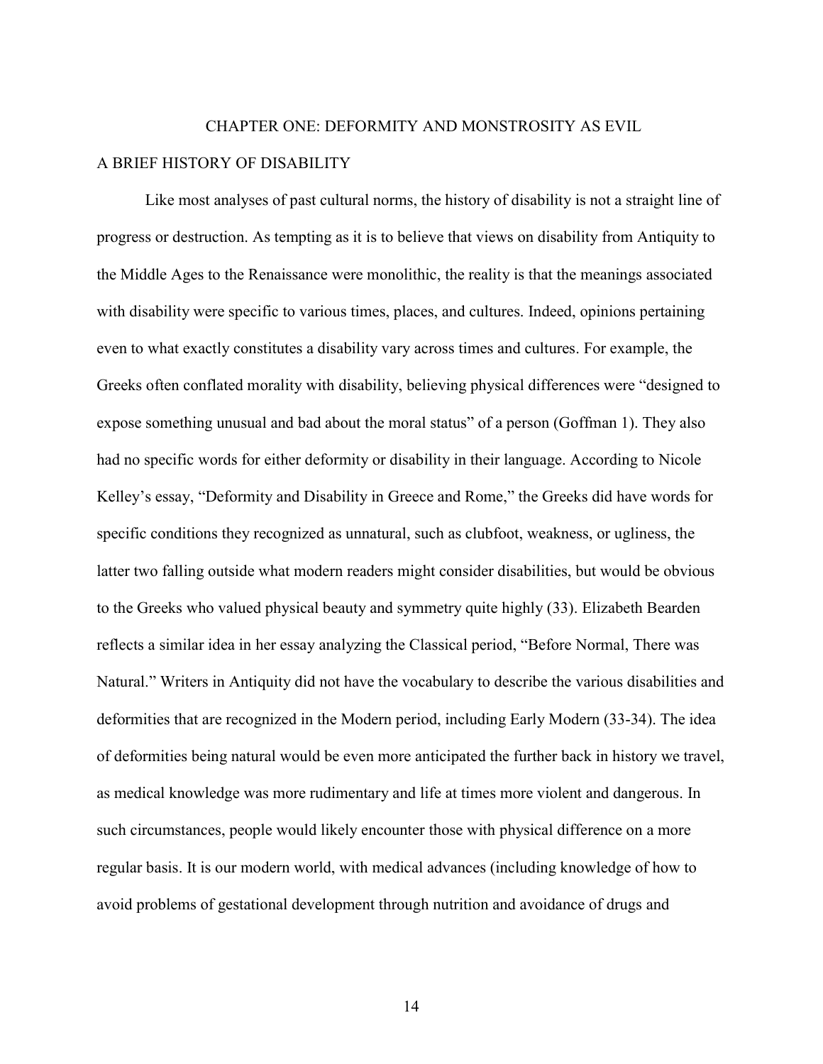# CHAPTER ONE: DEFORMITY AND MONSTROSITY AS EVIL

## A BRIEF HISTORY OF DISABILITY

Like most analyses of past cultural norms, the history of disability is not a straight line of progress or destruction. As tempting as it is to believe that views on disability from Antiquity to the Middle Ages to the Renaissance were monolithic, the reality is that the meanings associated with disability were specific to various times, places, and cultures. Indeed, opinions pertaining even to what exactly constitutes a disability vary across times and cultures. For example, the Greeks often conflated morality with disability, believing physical differences were "designed to expose something unusual and bad about the moral status" of a person (Goffman 1). They also had no specific words for either deformity or disability in their language. According to Nicole Kelley's essay, "Deformity and Disability in Greece and Rome," the Greeks did have words for specific conditions they recognized as unnatural, such as clubfoot, weakness, or ugliness, the latter two falling outside what modern readers might consider disabilities, but would be obvious to the Greeks who valued physical beauty and symmetry quite highly (33). Elizabeth Bearden reflects a similar idea in her essay analyzing the Classical period, "Before Normal, There was Natural." Writers in Antiquity did not have the vocabulary to describe the various disabilities and deformities that are recognized in the Modern period, including Early Modern (33-34). The idea of deformities being natural would be even more anticipated the further back in history we travel, as medical knowledge was more rudimentary and life at times more violent and dangerous. In such circumstances, people would likely encounter those with physical difference on a more regular basis. It is our modern world, with medical advances (including knowledge of how to avoid problems of gestational development through nutrition and avoidance of drugs and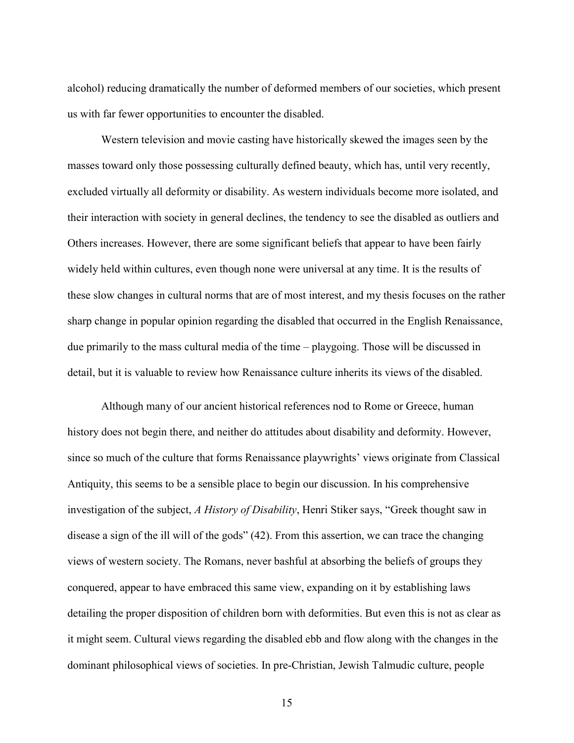alcohol) reducing dramatically the number of deformed members of our societies, which present us with far fewer opportunities to encounter the disabled.

Western television and movie casting have historically skewed the images seen by the masses toward only those possessing culturally defined beauty, which has, until very recently, excluded virtually all deformity or disability. As western individuals become more isolated, and their interaction with society in general declines, the tendency to see the disabled as outliers and Others increases. However, there are some significant beliefs that appear to have been fairly widely held within cultures, even though none were universal at any time. It is the results of these slow changes in cultural norms that are of most interest, and my thesis focuses on the rather sharp change in popular opinion regarding the disabled that occurred in the English Renaissance, due primarily to the mass cultural media of the time – playgoing. Those will be discussed in detail, but it is valuable to review how Renaissance culture inherits its views of the disabled.

Although many of our ancient historical references nod to Rome or Greece, human history does not begin there, and neither do attitudes about disability and deformity. However, since so much of the culture that forms Renaissance playwrights' views originate from Classical Antiquity, this seems to be a sensible place to begin our discussion. In his comprehensive investigation of the subject, *A History of Disability*, Henri Stiker says, "Greek thought saw in disease a sign of the ill will of the gods" (42). From this assertion, we can trace the changing views of western society. The Romans, never bashful at absorbing the beliefs of groups they conquered, appear to have embraced this same view, expanding on it by establishing laws detailing the proper disposition of children born with deformities. But even this is not as clear as it might seem. Cultural views regarding the disabled ebb and flow along with the changes in the dominant philosophical views of societies. In pre-Christian, Jewish Talmudic culture, people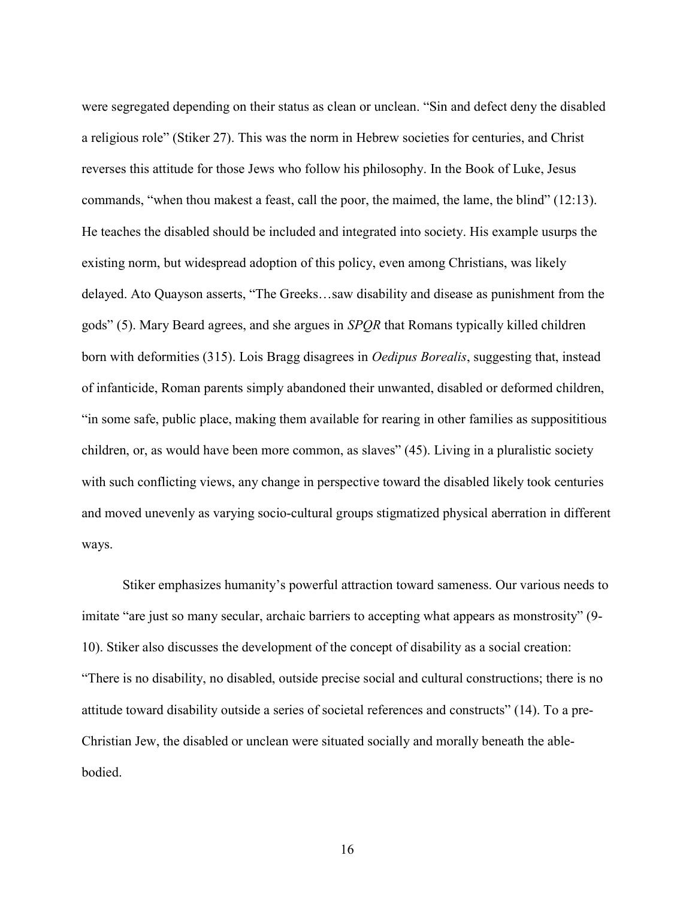were segregated depending on their status as clean or unclean. "Sin and defect deny the disabled a religious role" (Stiker 27). This was the norm in Hebrew societies for centuries, and Christ reverses this attitude for those Jews who follow his philosophy. In the Book of Luke, Jesus commands, "when thou makest a feast, call the poor, the maimed, the lame, the blind" (12:13). He teaches the disabled should be included and integrated into society. His example usurps the existing norm, but widespread adoption of this policy, even among Christians, was likely delayed. Ato Quayson asserts, "The Greeks…saw disability and disease as punishment from the gods" (5). Mary Beard agrees, and she argues in *SPQR* that Romans typically killed children born with deformities (315). Lois Bragg disagrees in *Oedipus Borealis*, suggesting that, instead of infanticide, Roman parents simply abandoned their unwanted, disabled or deformed children, "in some safe, public place, making them available for rearing in other families as supposititious children, or, as would have been more common, as slaves" (45). Living in a pluralistic society with such conflicting views, any change in perspective toward the disabled likely took centuries and moved unevenly as varying socio-cultural groups stigmatized physical aberration in different ways.

Stiker emphasizes humanity's powerful attraction toward sameness. Our various needs to imitate "are just so many secular, archaic barriers to accepting what appears as monstrosity" (9-10). Stiker also discusses the development of the concept of disability as a social creation: "There is no disability, no disabled, outside precise social and cultural constructions; there is no attitude toward disability outside a series of societal references and constructs" (14). To a pre-Christian Jew, the disabled or unclean were situated socially and morally beneath the able-bodied.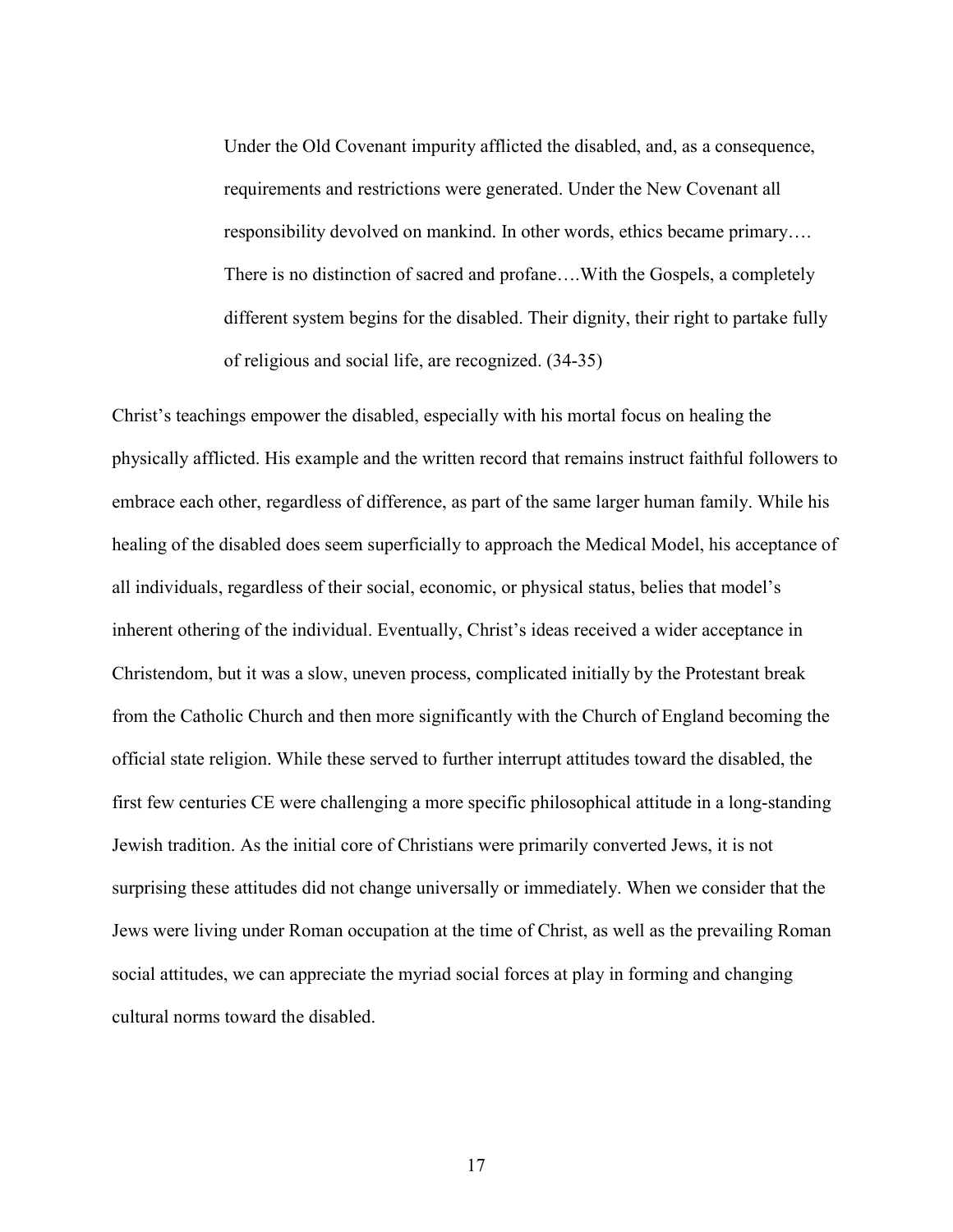> Under the Old Covenant impurity afflicted the disabled, and, as a consequence, requirements and restrictions were generated. Under the New Covenant all responsibility devolved on mankind. In other words, ethics became primary…. There is no distinction of sacred and profane….With the Gospels, a completely different system begins for the disabled. Their dignity, their right to partake fully of religious and social life, are recognized. (34-35)

Christ's teachings empower the disabled, especially with his mortal focus on healing the physically afflicted. His example and the written record that remains instruct faithful followers to embrace each other, regardless of difference, as part of the same larger human family. While his healing of the disabled does seem superficially to approach the Medical Model, his acceptance of all individuals, regardless of their social, economic, or physical status, belies that model's inherent othering of the individual. Eventually, Christ's ideas received a wider acceptance in Christendom, but it was a slow, uneven process, complicated initially by the Protestant break from the Catholic Church and then more significantly with the Church of England becoming the official state religion. While these served to further interrupt attitudes toward the disabled, the first few centuries CE were challenging a more specific philosophical attitude in a long-standing Jewish tradition. As the initial core of Christians were primarily converted Jews, it is not surprising these attitudes did not change universally or immediately. When we consider that the Jews were living under Roman occupation at the time of Christ, as well as the prevailing Roman social attitudes, we can appreciate the myriad social forces at play in forming and changing cultural norms toward the disabled.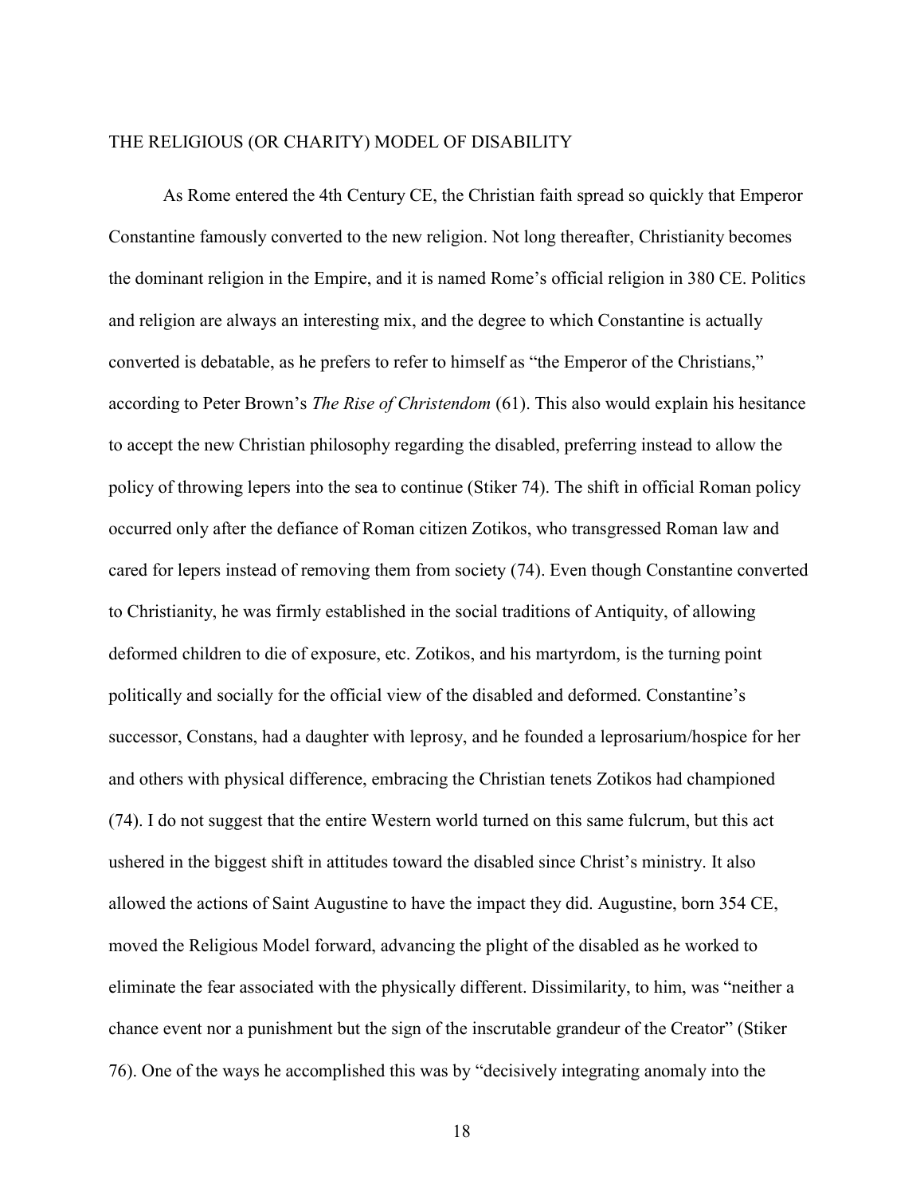## THE RELIGIOUS (OR CHARITY) MODEL OF DISABILITY

As Rome entered the 4th Century CE, the Christian faith spread so quickly that Emperor Constantine famously converted to the new religion. Not long thereafter, Christianity becomes the dominant religion in the Empire, and it is named Rome's official religion in 380 CE. Politics and religion are always an interesting mix, and the degree to which Constantine is actually converted is debatable, as he prefers to refer to himself as "the Emperor of the Christians," according to Peter Brown's *The Rise of Christendom* (61). This also would explain his hesitance to accept the new Christian philosophy regarding the disabled, preferring instead to allow the policy of throwing lepers into the sea to continue (Stiker 74). The shift in official Roman policy occurred only after the defiance of Roman citizen Zotikos, who transgressed Roman law and cared for lepers instead of removing them from society (74). Even though Constantine converted to Christianity, he was firmly established in the social traditions of Antiquity, of allowing deformed children to die of exposure, etc. Zotikos, and his martyrdom, is the turning point politically and socially for the official view of the disabled and deformed. Constantine's successor, Constans, had a daughter with leprosy, and he founded a leprosarium/hospice for her and others with physical difference, embracing the Christian tenets Zotikos had championed (74). I do not suggest that the entire Western world turned on this same fulcrum, but this act ushered in the biggest shift in attitudes toward the disabled since Christ's ministry. It also allowed the actions of Saint Augustine to have the impact they did. Augustine, born 354 CE, moved the Religious Model forward, advancing the plight of the disabled as he worked to eliminate the fear associated with the physically different. Dissimilarity, to him, was "neither a chance event nor a punishment but the sign of the inscrutable grandeur of the Creator" (Stiker 76). One of the ways he accomplished this was by "decisively integrating anomaly into the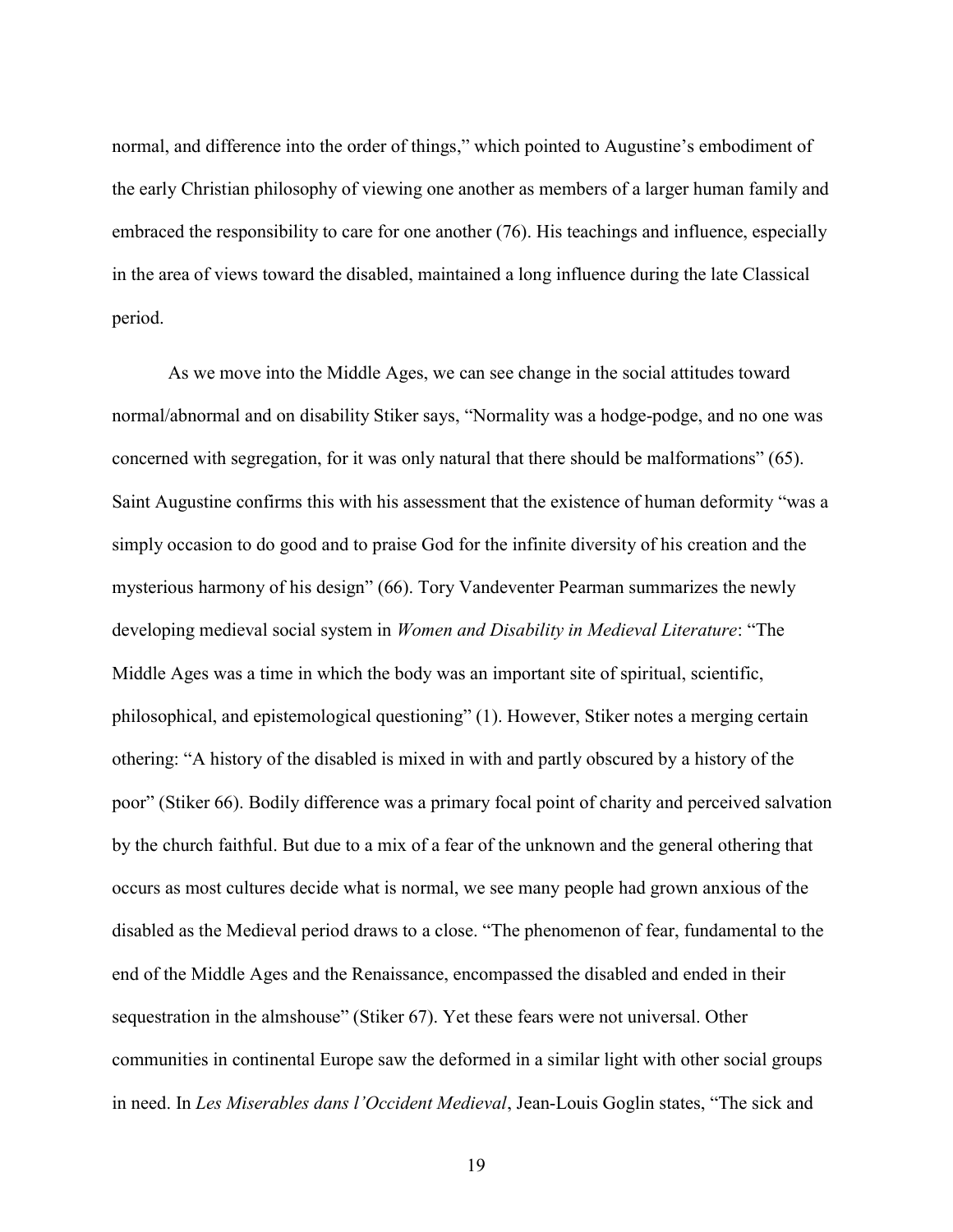normal, and difference into the order of things," which pointed to Augustine's embodiment of the early Christian philosophy of viewing one another as members of a larger human family and embraced the responsibility to care for one another (76). His teachings and influence, especially in the area of views toward the disabled, maintained a long influence during the late Classical period.

As we move into the Middle Ages, we can see change in the social attitudes toward normal/abnormal and on disability Stiker says, "Normality was a hodge-podge, and no one was concerned with segregation, for it was only natural that there should be malformations" (65). Saint Augustine confirms this with his assessment that the existence of human deformity "was a simply occasion to do good and to praise God for the infinite diversity of his creation and the mysterious harmony of his design" (66). Tory Vandeventer Pearman summarizes the newly developing medieval social system in *Women and Disability in Medieval Literature*: "The Middle Ages was a time in which the body was an important site of spiritual, scientific, philosophical, and epistemological questioning" (1). However, Stiker notes a merging certain othering: "A history of the disabled is mixed in with and partly obscured by a history of the poor" (Stiker 66). Bodily difference was a primary focal point of charity and perceived salvation by the church faithful. But due to a mix of a fear of the unknown and the general othering that occurs as most cultures decide what is normal, we see many people had grown anxious of the disabled as the Medieval period draws to a close. "The phenomenon of fear, fundamental to the end of the Middle Ages and the Renaissance, encompassed the disabled and ended in their sequestration in the almshouse" (Stiker 67). Yet these fears were not universal. Other communities in continental Europe saw the deformed in a similar light with other social groups in need. In *Les Miserables dans l'Occident Medieval*, Jean-Louis Goglin states, "The sick and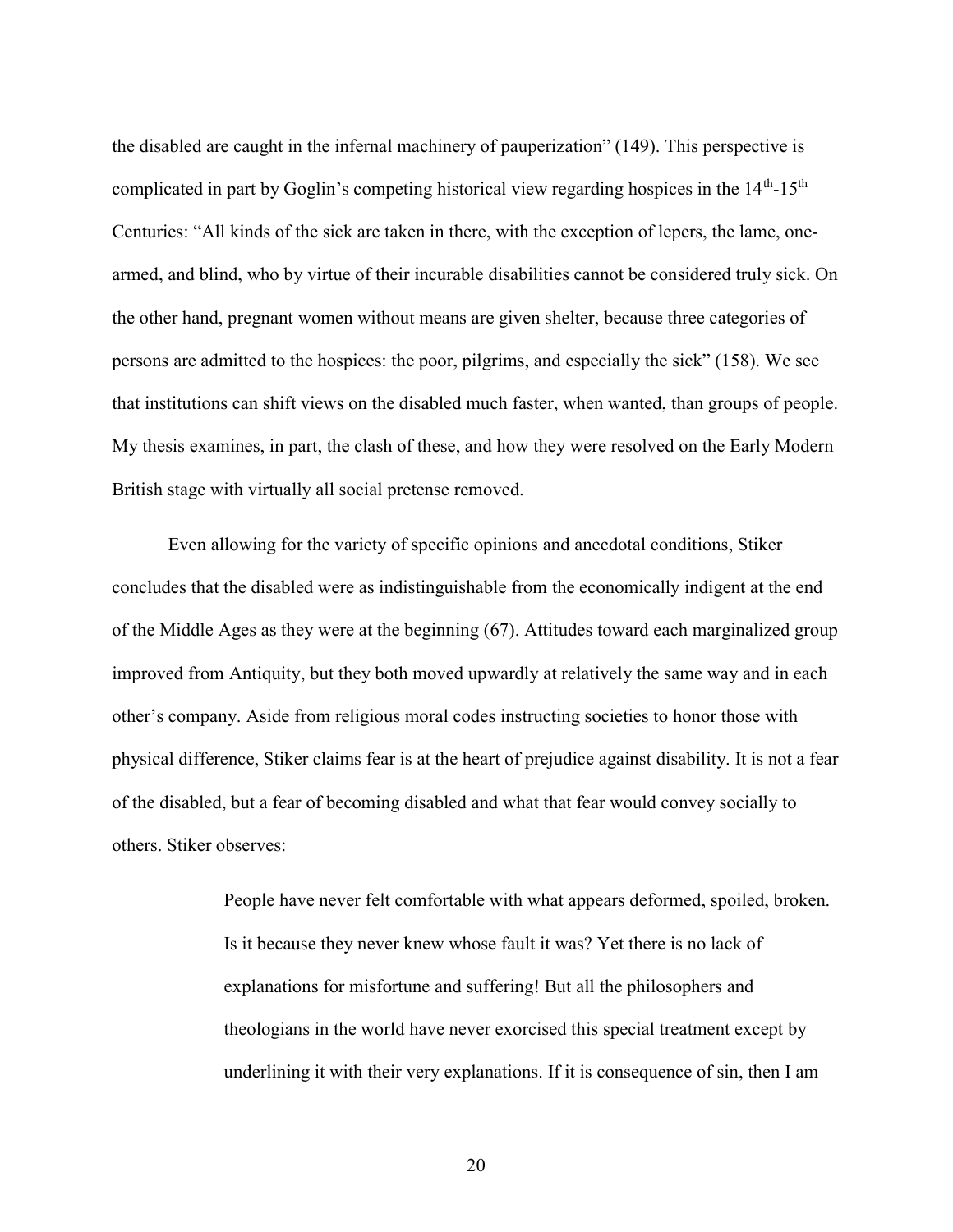the disabled are caught in the infernal machinery of pauperization" (149). This perspective is complicated in part by Goglin's competing historical view regarding hospices in the 14th-15th Centuries: "All kinds of the sick are taken in there, with the exception of lepers, the lame, one-armed, and blind, who by virtue of their incurable disabilities cannot be considered truly sick. On the other hand, pregnant women without means are given shelter, because three categories of persons are admitted to the hospices: the poor, pilgrims, and especially the sick" (158). We see that institutions can shift views on the disabled much faster, when wanted, than groups of people. My thesis examines, in part, the clash of these, and how they were resolved on the Early Modern British stage with virtually all social pretense removed.

Even allowing for the variety of specific opinions and anecdotal conditions, Stiker concludes that the disabled were as indistinguishable from the economically indigent at the end of the Middle Ages as they were at the beginning (67). Attitudes toward each marginalized group improved from Antiquity, but they both moved upwardly at relatively the same way and in each other's company. Aside from religious moral codes instructing societies to honor those with physical difference, Stiker claims fear is at the heart of prejudice against disability. It is not a fear of the disabled, but a fear of becoming disabled and what that fear would convey socially to others. Stiker observes:

> People have never felt comfortable with what appears deformed, spoiled, broken. Is it because they never knew whose fault it was? Yet there is no lack of explanations for misfortune and suffering! But all the philosophers and theologians in the world have never exorcised this special treatment except by underlining it with their very explanations. If it is consequence of sin, then I am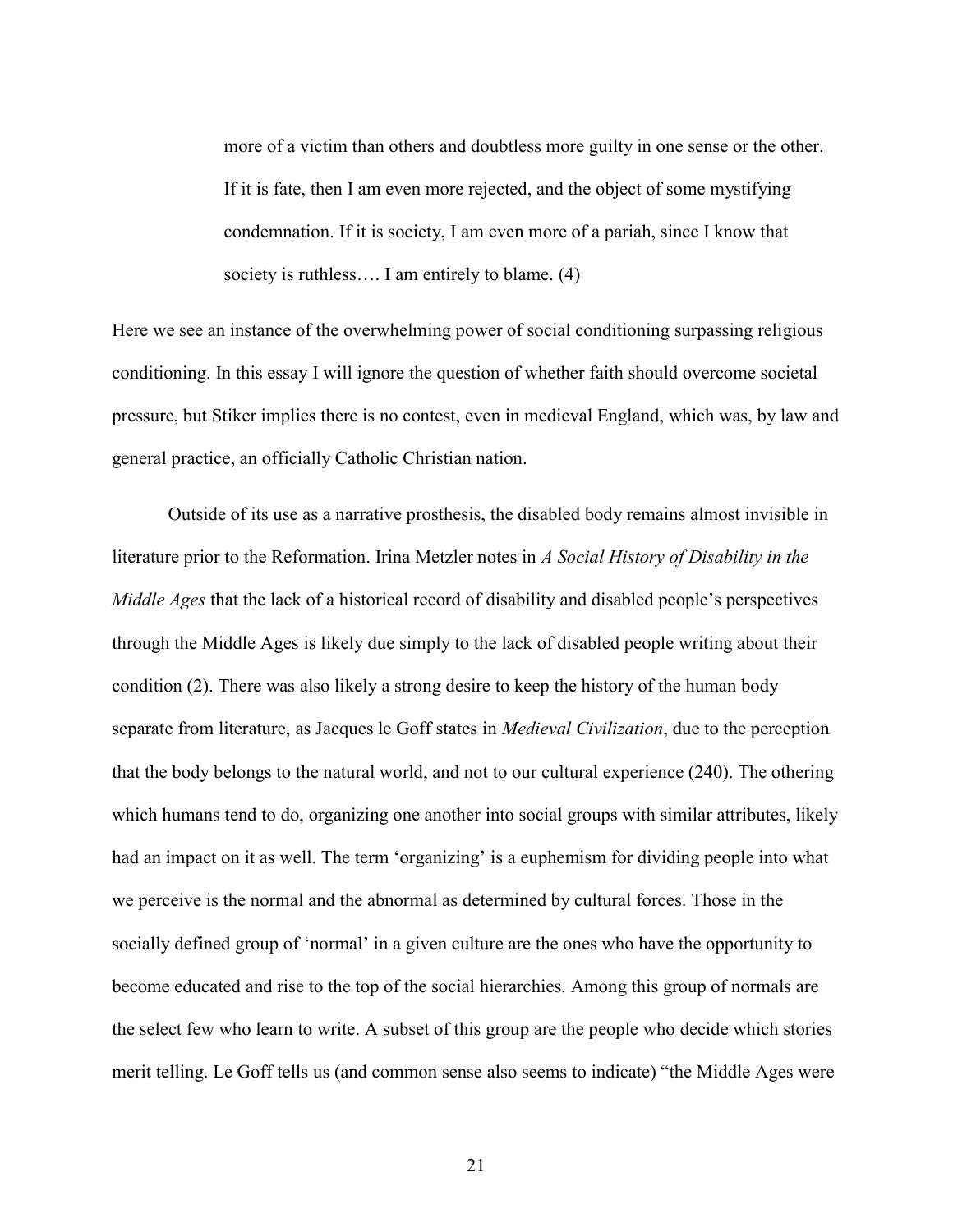> more of a victim than others and doubtless more guilty in one sense or the other. If it is fate, then I am even more rejected, and the object of some mystifying condemnation. If it is society, I am even more of a pariah, since I know that society is ruthless…. I am entirely to blame. (4)

Here we see an instance of the overwhelming power of social conditioning surpassing religious conditioning. In this essay I will ignore the question of whether faith should overcome societal pressure, but Stiker implies there is no contest, even in medieval England, which was, by law and general practice, an officially Catholic Christian nation.

Outside of its use as a narrative prosthesis, the disabled body remains almost invisible in literature prior to the Reformation. Irina Metzler notes in *A Social History of Disability in the Middle Ages* that the lack of a historical record of disability and disabled people's perspectives through the Middle Ages is likely due simply to the lack of disabled people writing about their condition (2). There was also likely a strong desire to keep the history of the human body separate from literature, as Jacques le Goff states in *Medieval Civilization*, due to the perception that the body belongs to the natural world, and not to our cultural experience (240). The othering which humans tend to do, organizing one another into social groups with similar attributes, likely had an impact on it as well. The term 'organizing' is a euphemism for dividing people into what we perceive is the normal and the abnormal as determined by cultural forces. Those in the socially defined group of 'normal' in a given culture are the ones who have the opportunity to become educated and rise to the top of the social hierarchies. Among this group of normals are the select few who learn to write. A subset of this group are the people who decide which stories merit telling. Le Goff tells us (and common sense also seems to indicate) "the Middle Ages were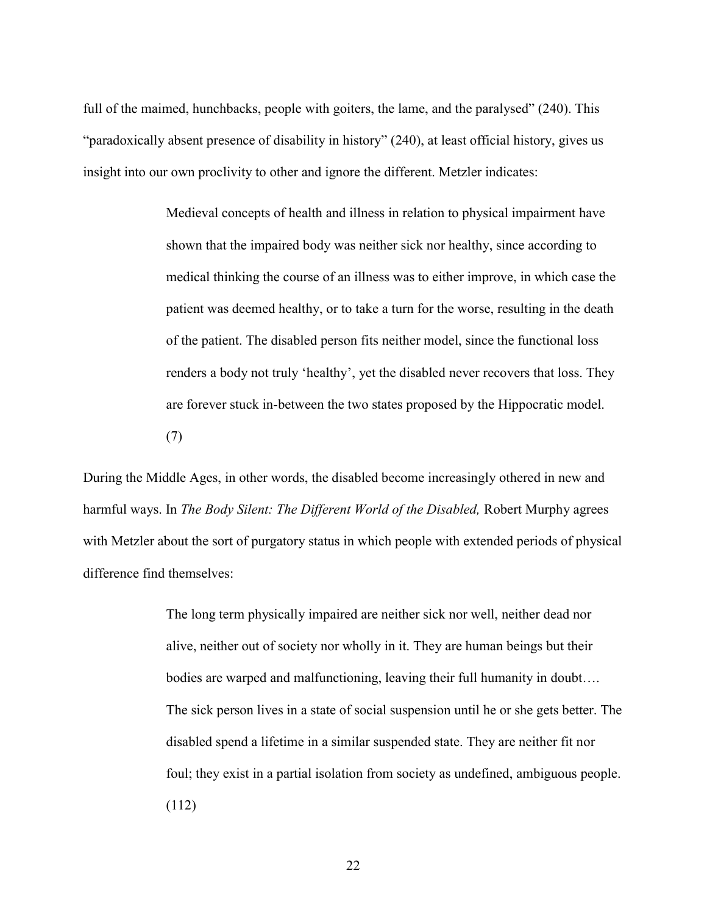full of the maimed, hunchbacks, people with goiters, the lame, and the paralysed" (240). This "paradoxically absent presence of disability in history" (240), at least official history, gives us insight into our own proclivity to other and ignore the different. Metzler indicates:

> Medieval concepts of health and illness in relation to physical impairment have shown that the impaired body was neither sick nor healthy, since according to medical thinking the course of an illness was to either improve, in which case the patient was deemed healthy, or to take a turn for the worse, resulting in the death of the patient. The disabled person fits neither model, since the functional loss renders a body not truly 'healthy', yet the disabled never recovers that loss. They are forever stuck in-between the two states proposed by the Hippocratic model. (7)

During the Middle Ages, in other words, the disabled become increasingly othered in new and harmful ways. In *The Body Silent: The Different World of the Disabled,* Robert Murphy agrees with Metzler about the sort of purgatory status in which people with extended periods of physical difference find themselves:

> The long term physically impaired are neither sick nor well, neither dead nor alive, neither out of society nor wholly in it. They are human beings but their bodies are warped and malfunctioning, leaving their full humanity in doubt…. The sick person lives in a state of social suspension until he or she gets better. The disabled spend a lifetime in a similar suspended state. They are neither fit nor foul; they exist in a partial isolation from society as undefined, ambiguous people. (112)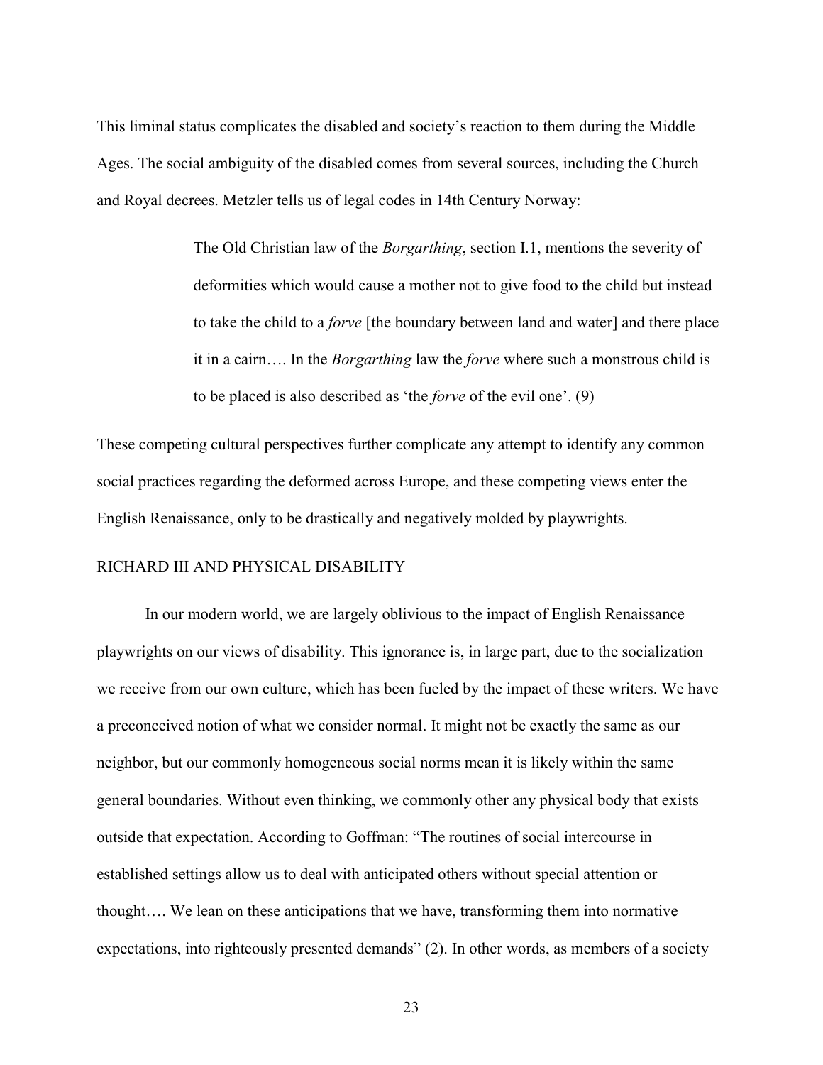This liminal status complicates the disabled and society's reaction to them during the Middle Ages. The social ambiguity of the disabled comes from several sources, including the Church and Royal decrees. Metzler tells us of legal codes in 14th Century Norway:

> The Old Christian law of the *Borgarthing*, section I.1, mentions the severity of deformities which would cause a mother not to give food to the child but instead to take the child to a *forve* [the boundary between land and water] and there place it in a cairn…. In the *Borgarthing* law the *forve* where such a monstrous child is to be placed is also described as 'the *forve* of the evil one'. (9)

These competing cultural perspectives further complicate any attempt to identify any common social practices regarding the deformed across Europe, and these competing views enter the English Renaissance, only to be drastically and negatively molded by playwrights.

## RICHARD III AND PHYSICAL DISABILITY

In our modern world, we are largely oblivious to the impact of English Renaissance playwrights on our views of disability. This ignorance is, in large part, due to the socialization we receive from our own culture, which has been fueled by the impact of these writers. We have a preconceived notion of what we consider normal. It might not be exactly the same as our neighbor, but our commonly homogeneous social norms mean it is likely within the same general boundaries. Without even thinking, we commonly other any physical body that exists outside that expectation. According to Goffman: "The routines of social intercourse in established settings allow us to deal with anticipated others without special attention or thought…. We lean on these anticipations that we have, transforming them into normative expectations, into righteously presented demands" (2). In other words, as members of a society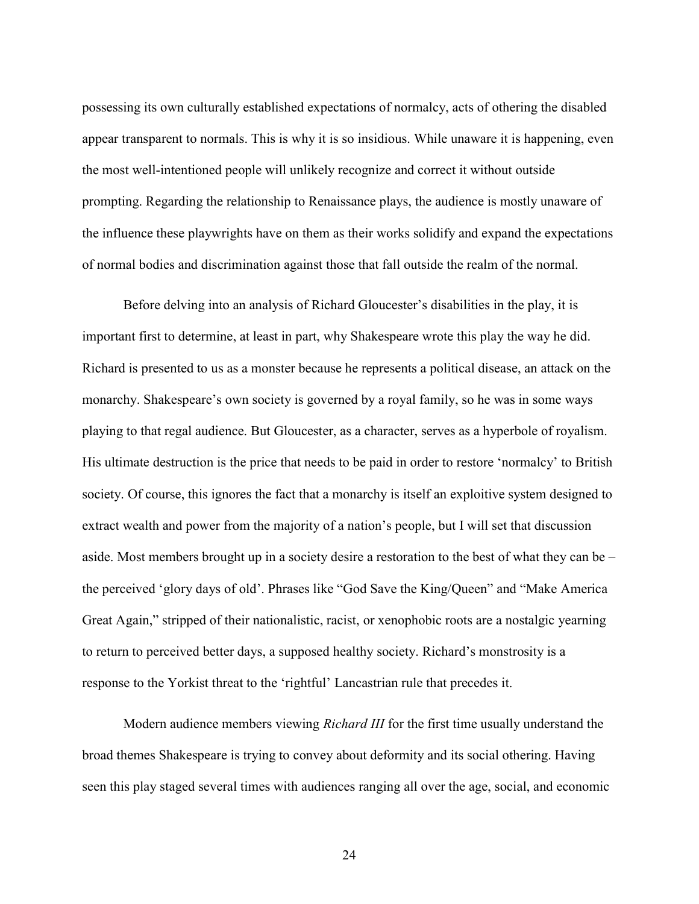possessing its own culturally established expectations of normalcy, acts of othering the disabled appear transparent to normals. This is why it is so insidious. While unaware it is happening, even the most well-intentioned people will unlikely recognize and correct it without outside prompting. Regarding the relationship to Renaissance plays, the audience is mostly unaware of the influence these playwrights have on them as their works solidify and expand the expectations of normal bodies and discrimination against those that fall outside the realm of the normal.

Before delving into an analysis of Richard Gloucester's disabilities in the play, it is important first to determine, at least in part, why Shakespeare wrote this play the way he did. Richard is presented to us as a monster because he represents a political disease, an attack on the monarchy. Shakespeare's own society is governed by a royal family, so he was in some ways playing to that regal audience. But Gloucester, as a character, serves as a hyperbole of royalism. His ultimate destruction is the price that needs to be paid in order to restore 'normalcy' to British society. Of course, this ignores the fact that a monarchy is itself an exploitive system designed to extract wealth and power from the majority of a nation's people, but I will set that discussion aside. Most members brought up in a society desire a restoration to the best of what they can be – the perceived 'glory days of old'. Phrases like "God Save the King/Queen" and "Make America Great Again," stripped of their nationalistic, racist, or xenophobic roots are a nostalgic yearning to return to perceived better days, a supposed healthy society. Richard's monstrosity is a response to the Yorkist threat to the 'rightful' Lancastrian rule that precedes it.

Modern audience members viewing *Richard III* for the first time usually understand the broad themes Shakespeare is trying to convey about deformity and its social othering. Having seen this play staged several times with audiences ranging all over the age, social, and economic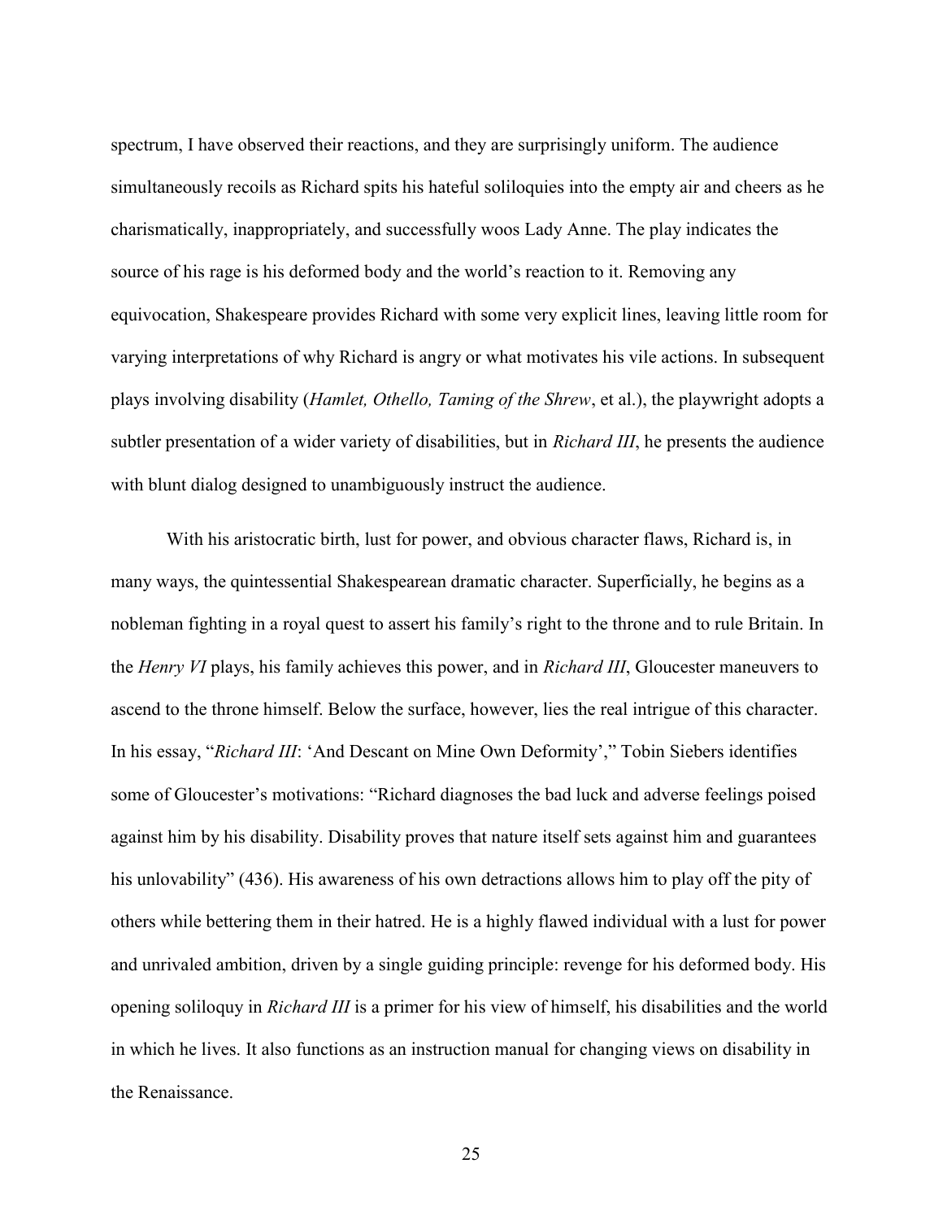spectrum, I have observed their reactions, and they are surprisingly uniform. The audience simultaneously recoils as Richard spits his hateful soliloquies into the empty air and cheers as he charismatically, inappropriately, and successfully woos Lady Anne. The play indicates the source of his rage is his deformed body and the world's reaction to it. Removing any equivocation, Shakespeare provides Richard with some very explicit lines, leaving little room for varying interpretations of why Richard is angry or what motivates his vile actions. In subsequent plays involving disability (*Hamlet, Othello, Taming of the Shrew*, et al.), the playwright adopts a subtler presentation of a wider variety of disabilities, but in *Richard III*, he presents the audience with blunt dialog designed to unambiguously instruct the audience.

With his aristocratic birth, lust for power, and obvious character flaws, Richard is, in many ways, the quintessential Shakespearean dramatic character. Superficially, he begins as a nobleman fighting in a royal quest to assert his family's right to the throne and to rule Britain. In the *Henry VI* plays, his family achieves this power, and in *Richard III*, Gloucester maneuvers to ascend to the throne himself. Below the surface, however, lies the real intrigue of this character. In his essay, "*Richard III*: 'And Descant on Mine Own Deformity'," Tobin Siebers identifies some of Gloucester's motivations: "Richard diagnoses the bad luck and adverse feelings poised against him by his disability. Disability proves that nature itself sets against him and guarantees his unlovability" (436). His awareness of his own detractions allows him to play off the pity of others while bettering them in their hatred. He is a highly flawed individual with a lust for power and unrivaled ambition, driven by a single guiding principle: revenge for his deformed body. His opening soliloquy in *Richard III* is a primer for his view of himself, his disabilities and the world in which he lives. It also functions as an instruction manual for changing views on disability in the Renaissance.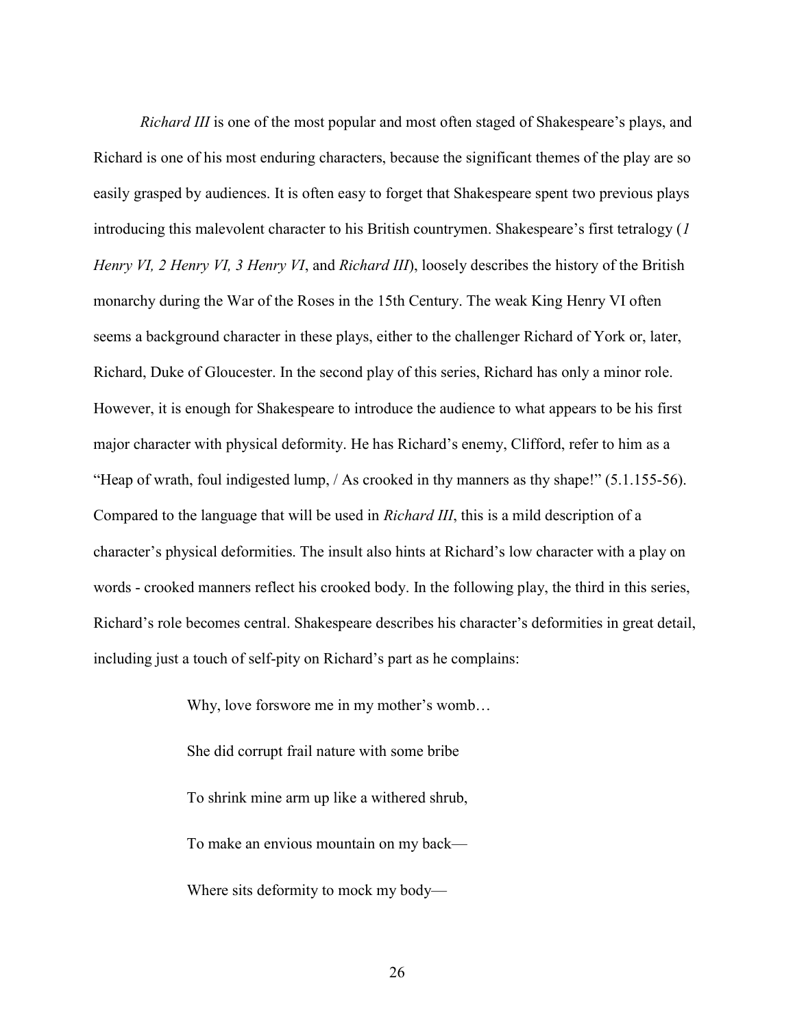*Richard III* is one of the most popular and most often staged of Shakespeare's plays, and Richard is one of his most enduring characters, because the significant themes of the play are so easily grasped by audiences. It is often easy to forget that Shakespeare spent two previous plays introducing this malevolent character to his British countrymen. Shakespeare's first tetralogy (*1 Henry VI, 2 Henry VI, 3 Henry VI*, and *Richard III*), loosely describes the history of the British monarchy during the War of the Roses in the 15th Century. The weak King Henry VI often seems a background character in these plays, either to the challenger Richard of York or, later, Richard, Duke of Gloucester. In the second play of this series, Richard has only a minor role. However, it is enough for Shakespeare to introduce the audience to what appears to be his first major character with physical deformity. He has Richard's enemy, Clifford, refer to him as a "Heap of wrath, foul indigested lump, / As crooked in thy manners as thy shape!" (5.1.155-56). Compared to the language that will be used in *Richard III*, this is a mild description of a character's physical deformities. The insult also hints at Richard's low character with a play on words - crooked manners reflect his crooked body. In the following play, the third in this series, Richard's role becomes central. Shakespeare describes his character's deformities in great detail, including just a touch of self-pity on Richard's part as he complains:

> Why, love forswore me in my mother's womb…
>
> She did corrupt frail nature with some bribe
>
> To shrink mine arm up like a withered shrub,
>
> To make an envious mountain on my back—
>
> Where sits deformity to mock my body—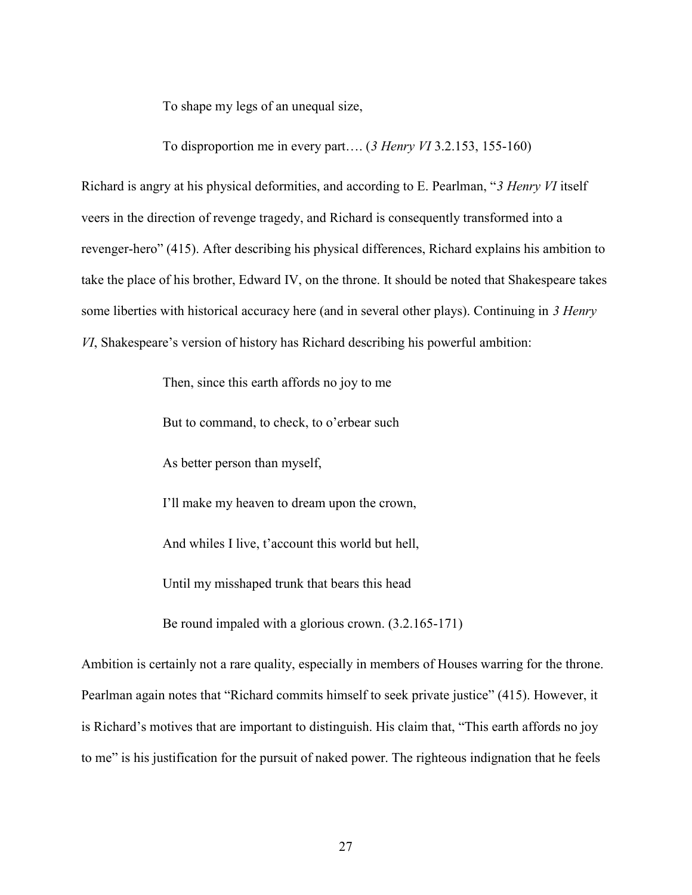> To shape my legs of an unequal size,
>
> To disproportion me in every part…. (*3 Henry VI* 3.2.153, 155-160)

Richard is angry at his physical deformities, and according to E. Pearlman, "*3 Henry VI* itself veers in the direction of revenge tragedy, and Richard is consequently transformed into a revenger-hero" (415). After describing his physical differences, Richard explains his ambition to take the place of his brother, Edward IV, on the throne. It should be noted that Shakespeare takes some liberties with historical accuracy here (and in several other plays). Continuing in *3 Henry VI*, Shakespeare's version of history has Richard describing his powerful ambition:

> Then, since this earth affords no joy to me
>
> But to command, to check, to o'erbear such
>
> As better person than myself,
>
> I'll make my heaven to dream upon the crown,
>
> And whiles I live, t'account this world but hell,
>
> Until my misshaped trunk that bears this head
>
> Be round impaled with a glorious crown. (3.2.165-171)

Ambition is certainly not a rare quality, especially in members of Houses warring for the throne. Pearlman again notes that "Richard commits himself to seek private justice" (415). However, it is Richard's motives that are important to distinguish. His claim that, "This earth affords no joy to me" is his justification for the pursuit of naked power. The righteous indignation that he feels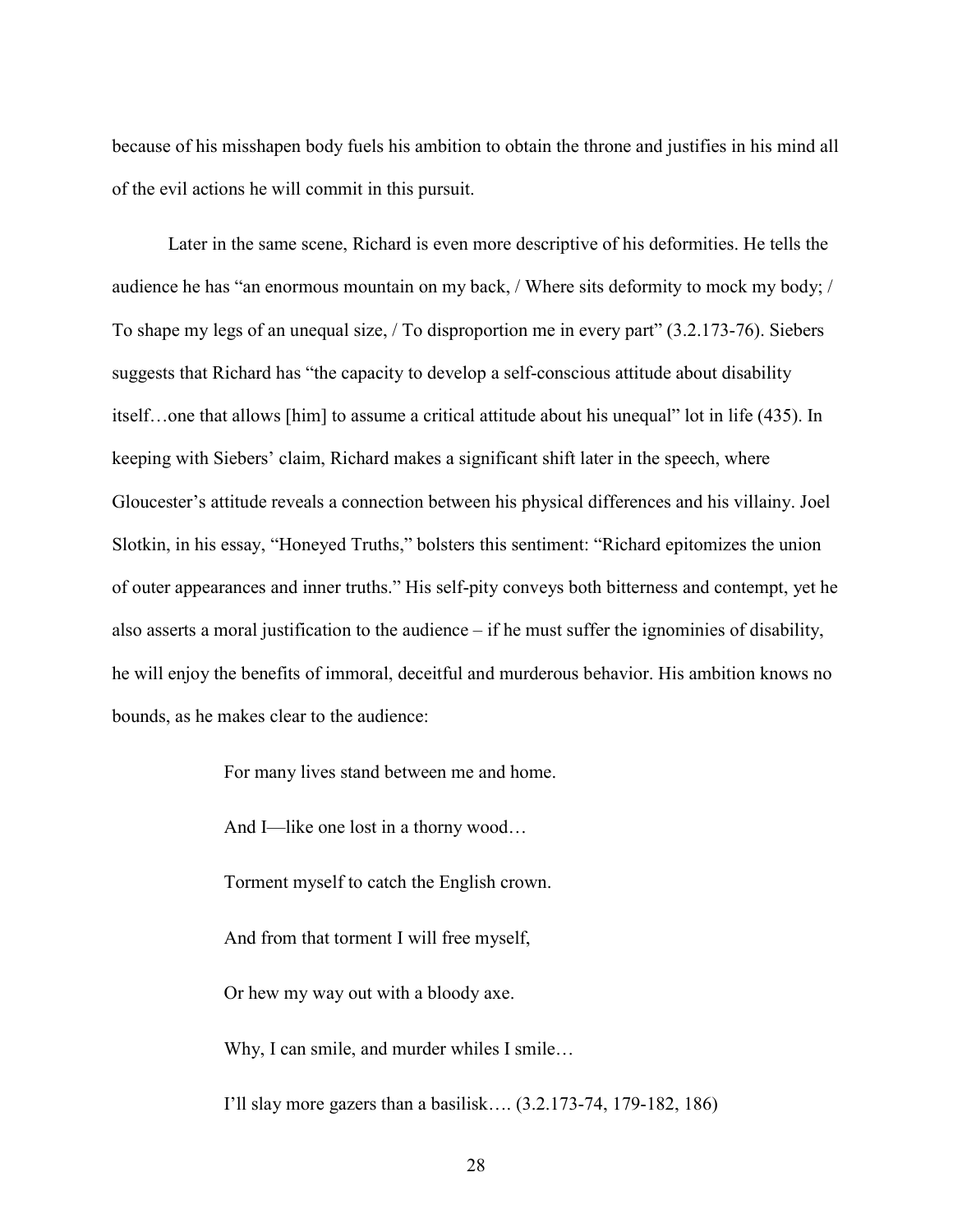because of his misshapen body fuels his ambition to obtain the throne and justifies in his mind all of the evil actions he will commit in this pursuit.

Later in the same scene, Richard is even more descriptive of his deformities. He tells the audience he has "an enormous mountain on my back, / Where sits deformity to mock my body; / To shape my legs of an unequal size, / To disproportion me in every part" (3.2.173-76). Siebers suggests that Richard has "the capacity to develop a self-conscious attitude about disability itself…one that allows [him] to assume a critical attitude about his unequal" lot in life (435). In keeping with Siebers' claim, Richard makes a significant shift later in the speech, where Gloucester's attitude reveals a connection between his physical differences and his villainy. Joel Slotkin, in his essay, "Honeyed Truths," bolsters this sentiment: "Richard epitomizes the union of outer appearances and inner truths." His self-pity conveys both bitterness and contempt, yet he also asserts a moral justification to the audience – if he must suffer the ignominies of disability, he will enjoy the benefits of immoral, deceitful and murderous behavior. His ambition knows no bounds, as he makes clear to the audience:

> For many lives stand between me and home.
>
> And I—like one lost in a thorny wood…
>
> Torment myself to catch the English crown.
>
> And from that torment I will free myself,
>
> Or hew my way out with a bloody axe.
>
> Why, I can smile, and murder whiles I smile…
>
> I'll slay more gazers than a basilisk…. (3.2.173-74, 179-182, 186)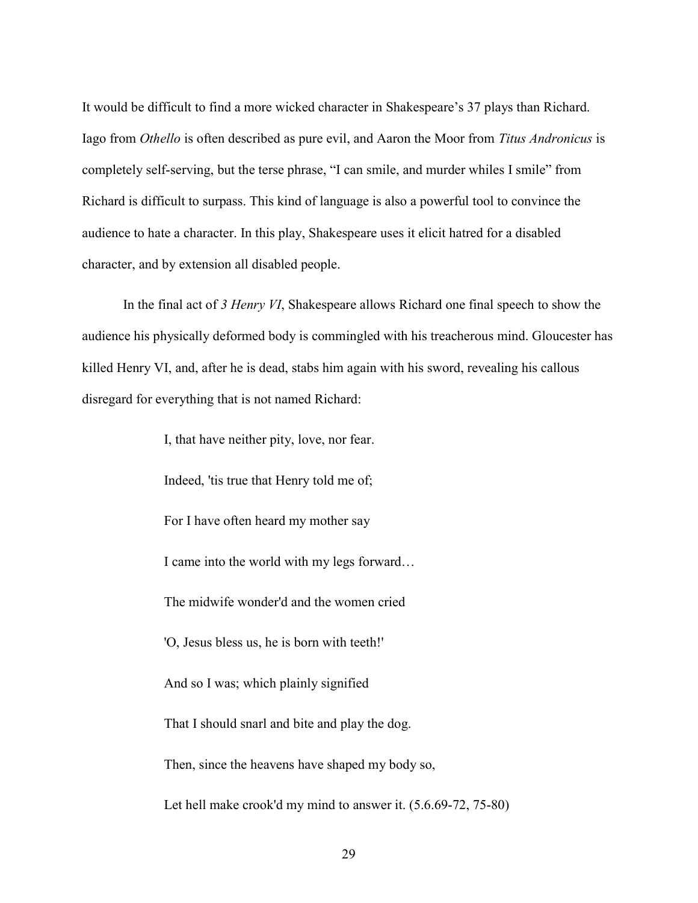It would be difficult to find a more wicked character in Shakespeare's 37 plays than Richard. Iago from *Othello* is often described as pure evil, and Aaron the Moor from *Titus Andronicus* is completely self-serving, but the terse phrase, "I can smile, and murder whiles I smile" from Richard is difficult to surpass. This kind of language is also a powerful tool to convince the audience to hate a character. In this play, Shakespeare uses it elicit hatred for a disabled character, and by extension all disabled people.

In the final act of *3 Henry VI*, Shakespeare allows Richard one final speech to show the audience his physically deformed body is commingled with his treacherous mind. Gloucester has killed Henry VI, and, after he is dead, stabs him again with his sword, revealing his callous disregard for everything that is not named Richard:

> I, that have neither pity, love, nor fear.
>
> Indeed, 'tis true that Henry told me of;
>
> For I have often heard my mother say
>
> I came into the world with my legs forward…
>
> The midwife wonder'd and the women cried
>
> 'O, Jesus bless us, he is born with teeth!'
>
> And so I was; which plainly signified
>
> That I should snarl and bite and play the dog.
>
> Then, since the heavens have shaped my body so,
>
> Let hell make crook'd my mind to answer it. (5.6.69-72, 75-80)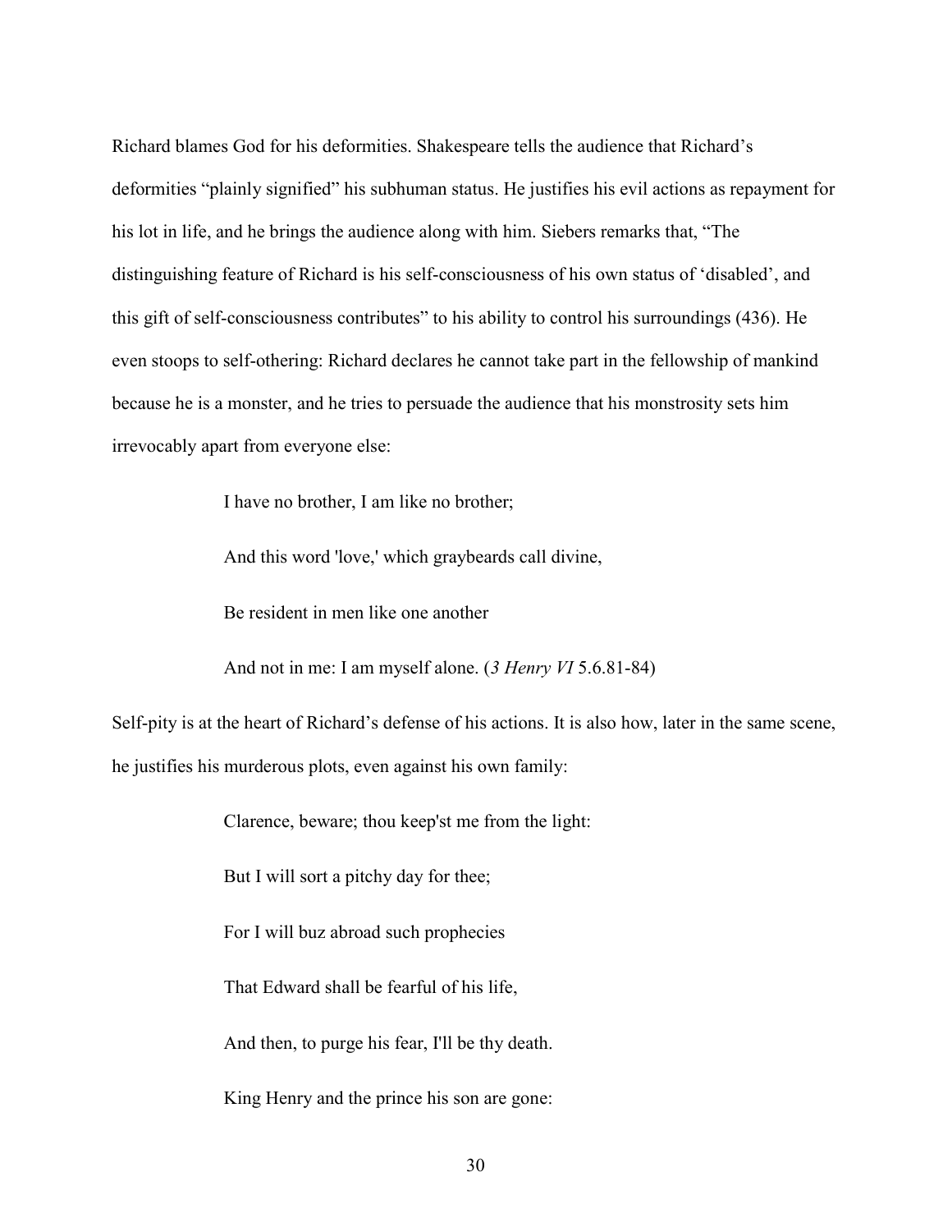Richard blames God for his deformities. Shakespeare tells the audience that Richard's deformities "plainly signified" his subhuman status. He justifies his evil actions as repayment for his lot in life, and he brings the audience along with him. Siebers remarks that, "The distinguishing feature of Richard is his self-consciousness of his own status of 'disabled', and this gift of self-consciousness contributes" to his ability to control his surroundings (436). He even stoops to self-othering: Richard declares he cannot take part in the fellowship of mankind because he is a monster, and he tries to persuade the audience that his monstrosity sets him irrevocably apart from everyone else:

> I have no brother, I am like no brother;
>
> And this word 'love,' which graybeards call divine,
>
> Be resident in men like one another
>
> And not in me: I am myself alone. (*3 Henry VI* 5.6.81-84)

Self-pity is at the heart of Richard's defense of his actions. It is also how, later in the same scene, he justifies his murderous plots, even against his own family:

> Clarence, beware; thou keep'st me from the light:
>
> But I will sort a pitchy day for thee;
>
> For I will buz abroad such prophecies
>
> That Edward shall be fearful of his life,
>
> And then, to purge his fear, I'll be thy death.
>
> King Henry and the prince his son are gone: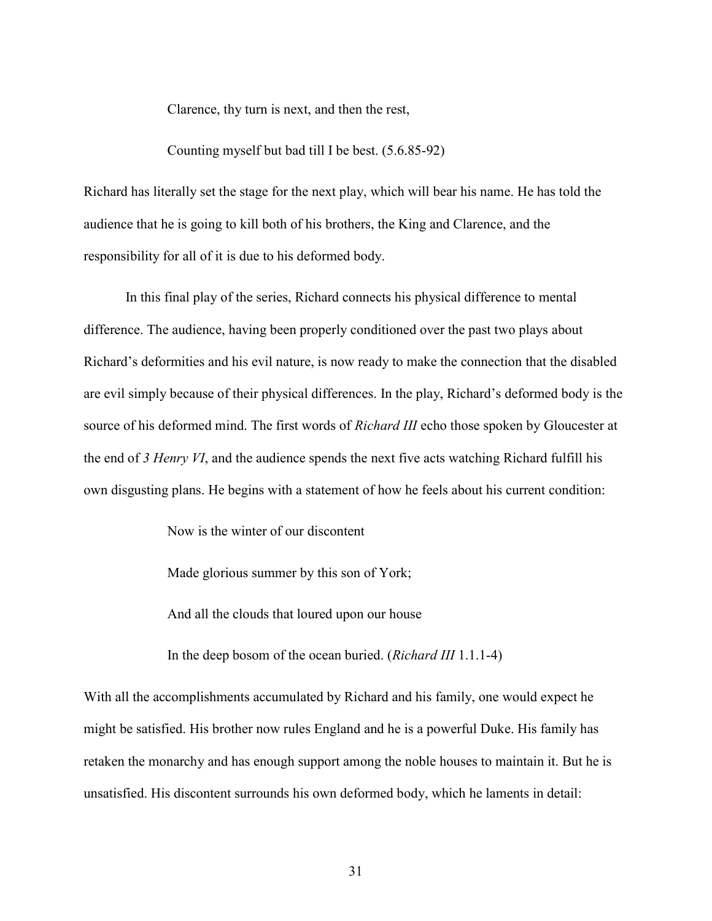> Clarence, thy turn is next, and then the rest,
>
> Counting myself but bad till I be best. (5.6.85-92)

Richard has literally set the stage for the next play, which will bear his name. He has told the audience that he is going to kill both of his brothers, the King and Clarence, and the responsibility for all of it is due to his deformed body.

In this final play of the series, Richard connects his physical difference to mental difference. The audience, having been properly conditioned over the past two plays about Richard's deformities and his evil nature, is now ready to make the connection that the disabled are evil simply because of their physical differences. In the play, Richard's deformed body is the source of his deformed mind. The first words of *Richard III* echo those spoken by Gloucester at the end of *3 Henry VI*, and the audience spends the next five acts watching Richard fulfill his own disgusting plans. He begins with a statement of how he feels about his current condition:

> Now is the winter of our discontent
>
> Made glorious summer by this son of York;
>
> And all the clouds that loured upon our house
>
> In the deep bosom of the ocean buried. (*Richard III* 1.1.1-4)

With all the accomplishments accumulated by Richard and his family, one would expect he might be satisfied. His brother now rules England and he is a powerful Duke. His family has retaken the monarchy and has enough support among the noble houses to maintain it. But he is unsatisfied. His discontent surrounds his own deformed body, which he laments in detail: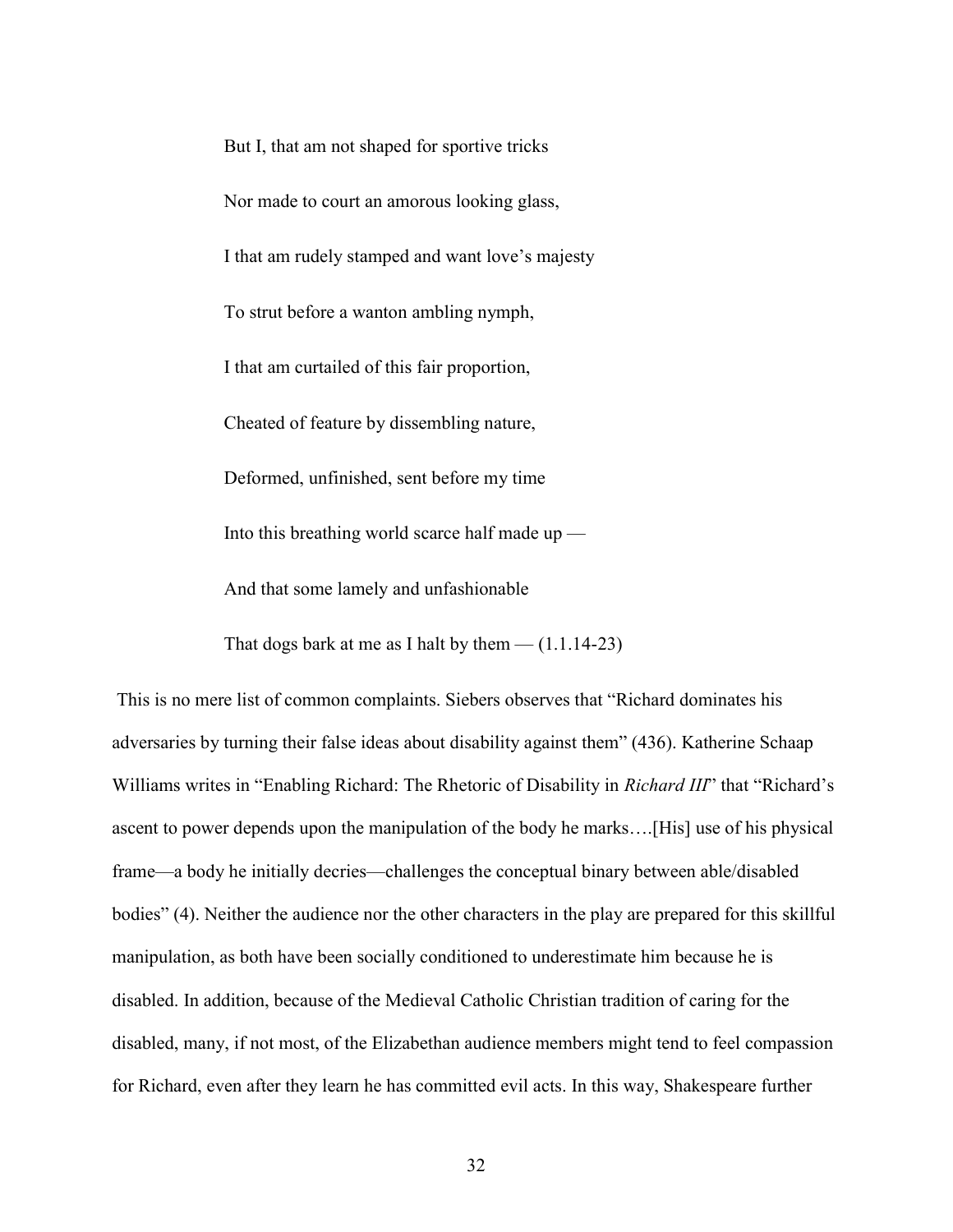> But I, that am not shaped for sportive tricks
>
> Nor made to court an amorous looking glass,
>
> I that am rudely stamped and want love's majesty
>
> To strut before a wanton ambling nymph,
>
> I that am curtailed of this fair proportion,
>
> Cheated of feature by dissembling nature,
>
> Deformed, unfinished, sent before my time
>
> Into this breathing world scarce half made up —
>
> And that some lamely and unfashionable
>
> That dogs bark at me as I halt by them — (1.1.14-23)

This is no mere list of common complaints. Siebers observes that "Richard dominates his adversaries by turning their false ideas about disability against them" (436). Katherine Schaap Williams writes in "Enabling Richard: The Rhetoric of Disability in *Richard III*" that "Richard's ascent to power depends upon the manipulation of the body he marks….[His] use of his physical frame—a body he initially decries—challenges the conceptual binary between able/disabled bodies" (4). Neither the audience nor the other characters in the play are prepared for this skillful manipulation, as both have been socially conditioned to underestimate him because he is disabled. In addition, because of the Medieval Catholic Christian tradition of caring for the disabled, many, if not most, of the Elizabethan audience members might tend to feel compassion for Richard, even after they learn he has committed evil acts. In this way, Shakespeare further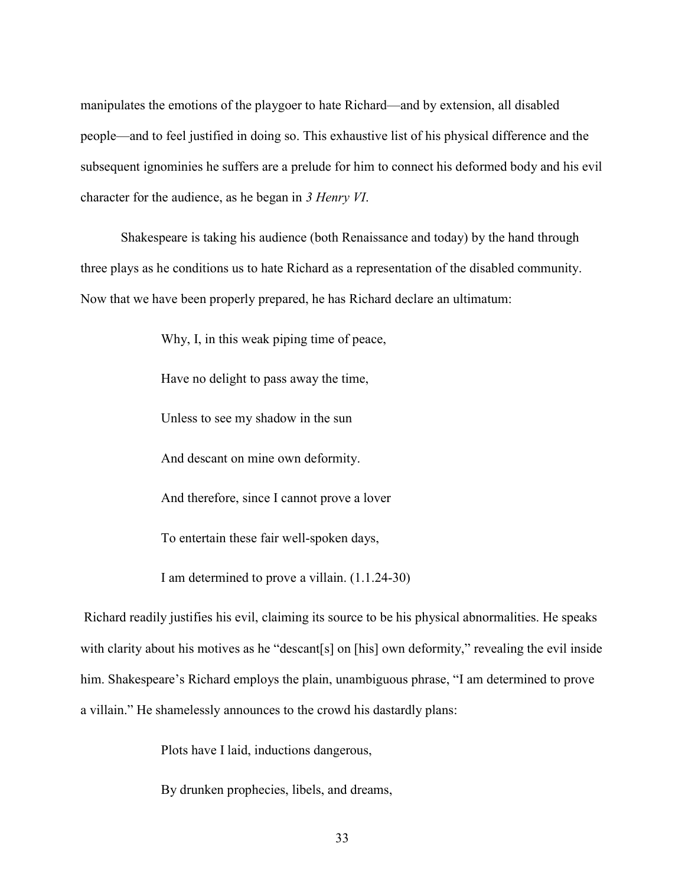manipulates the emotions of the playgoer to hate Richard—and by extension, all disabled people—and to feel justified in doing so. This exhaustive list of his physical difference and the subsequent ignominies he suffers are a prelude for him to connect his deformed body and his evil character for the audience, as he began in *3 Henry VI*.

Shakespeare is taking his audience (both Renaissance and today) by the hand through three plays as he conditions us to hate Richard as a representation of the disabled community. Now that we have been properly prepared, he has Richard declare an ultimatum:

> Why, I, in this weak piping time of peace,
>
> Have no delight to pass away the time,
>
> Unless to see my shadow in the sun
>
> And descant on mine own deformity.
>
> And therefore, since I cannot prove a lover
>
> To entertain these fair well-spoken days,
>
> I am determined to prove a villain. (1.1.24-30)

Richard readily justifies his evil, claiming its source to be his physical abnormalities. He speaks with clarity about his motives as he "descant[s] on [his] own deformity," revealing the evil inside him. Shakespeare's Richard employs the plain, unambiguous phrase, "I am determined to prove a villain." He shamelessly announces to the crowd his dastardly plans:

> Plots have I laid, inductions dangerous,
>
> By drunken prophecies, libels, and dreams,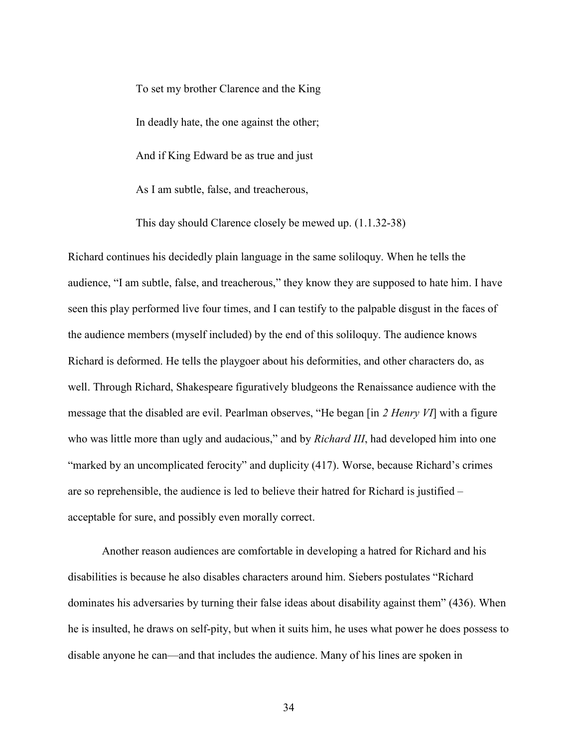> To set my brother Clarence and the King
>
> In deadly hate, the one against the other;
>
> And if King Edward be as true and just
>
> As I am subtle, false, and treacherous,
>
> This day should Clarence closely be mewed up. (1.1.32-38)

Richard continues his decidedly plain language in the same soliloquy. When he tells the audience, "I am subtle, false, and treacherous," they know they are supposed to hate him. I have seen this play performed live four times, and I can testify to the palpable disgust in the faces of the audience members (myself included) by the end of this soliloquy. The audience knows Richard is deformed. He tells the playgoer about his deformities, and other characters do, as well. Through Richard, Shakespeare figuratively bludgeons the Renaissance audience with the message that the disabled are evil. Pearlman observes, "He began [in *2 Henry VI*] with a figure who was little more than ugly and audacious," and by *Richard III*, had developed him into one "marked by an uncomplicated ferocity" and duplicity (417). Worse, because Richard's crimes are so reprehensible, the audience is led to believe their hatred for Richard is justified – acceptable for sure, and possibly even morally correct.

Another reason audiences are comfortable in developing a hatred for Richard and his disabilities is because he also disables characters around him. Siebers postulates "Richard dominates his adversaries by turning their false ideas about disability against them" (436). When he is insulted, he draws on self-pity, but when it suits him, he uses what power he does possess to disable anyone he can—and that includes the audience. Many of his lines are spoken in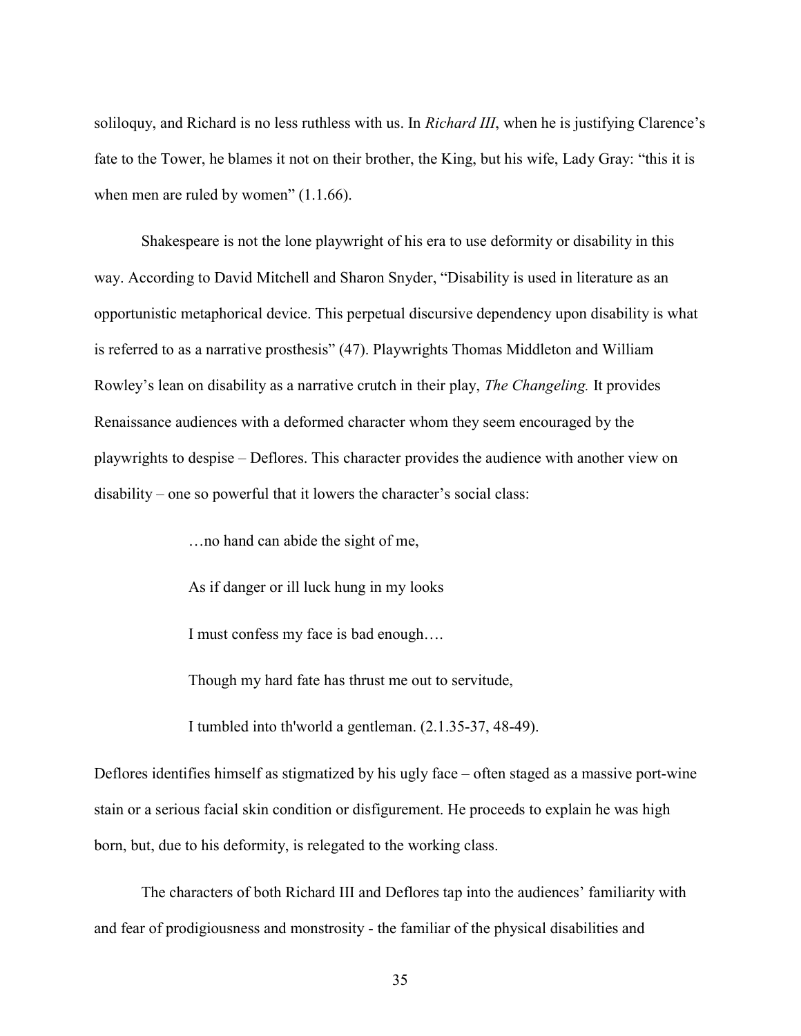soliloquy, and Richard is no less ruthless with us. In *Richard III*, when he is justifying Clarence's fate to the Tower, he blames it not on their brother, the King, but his wife, Lady Gray: "this it is when men are ruled by women" (1.1.66).

Shakespeare is not the lone playwright of his era to use deformity or disability in this way. According to David Mitchell and Sharon Snyder, "Disability is used in literature as an opportunistic metaphorical device. This perpetual discursive dependency upon disability is what is referred to as a narrative prosthesis" (47). Playwrights Thomas Middleton and William Rowley's lean on disability as a narrative crutch in their play, *The Changeling.* It provides Renaissance audiences with a deformed character whom they seem encouraged by the playwrights to despise – Deflores. This character provides the audience with another view on disability – one so powerful that it lowers the character's social class:

> …no hand can abide the sight of me,
>
> As if danger or ill luck hung in my looks
>
> I must confess my face is bad enough….
>
> Though my hard fate has thrust me out to servitude,
>
> I tumbled into th'world a gentleman. (2.1.35-37, 48-49).

Deflores identifies himself as stigmatized by his ugly face – often staged as a massive port-wine stain or a serious facial skin condition or disfigurement. He proceeds to explain he was high born, but, due to his deformity, is relegated to the working class.

The characters of both Richard III and Deflores tap into the audiences' familiarity with and fear of prodigiousness and monstrosity - the familiar of the physical disabilities and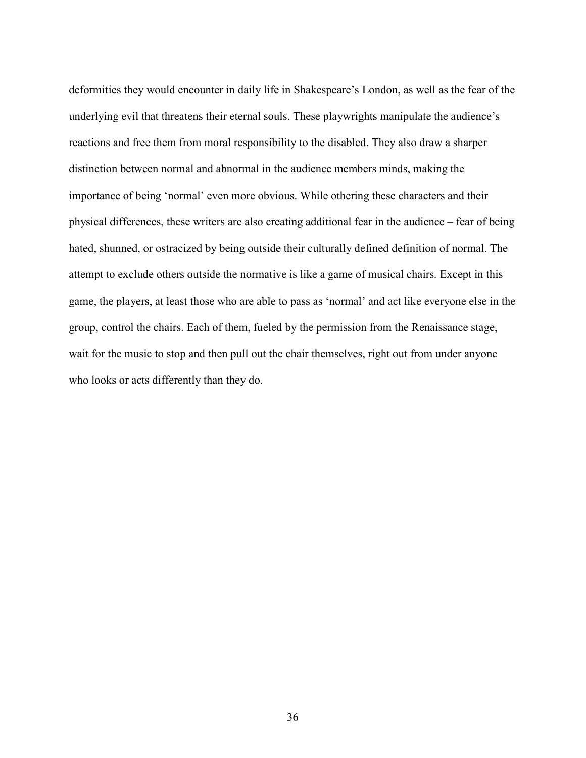deformities they would encounter in daily life in Shakespeare's London, as well as the fear of the underlying evil that threatens their eternal souls. These playwrights manipulate the audience's reactions and free them from moral responsibility to the disabled. They also draw a sharper distinction between normal and abnormal in the audience members minds, making the importance of being 'normal' even more obvious. While othering these characters and their physical differences, these writers are also creating additional fear in the audience – fear of being hated, shunned, or ostracized by being outside their culturally defined definition of normal. The attempt to exclude others outside the normative is like a game of musical chairs. Except in this game, the players, at least those who are able to pass as 'normal' and act like everyone else in the group, control the chairs. Each of them, fueled by the permission from the Renaissance stage, wait for the music to stop and then pull out the chair themselves, right out from under anyone who looks or acts differently than they do.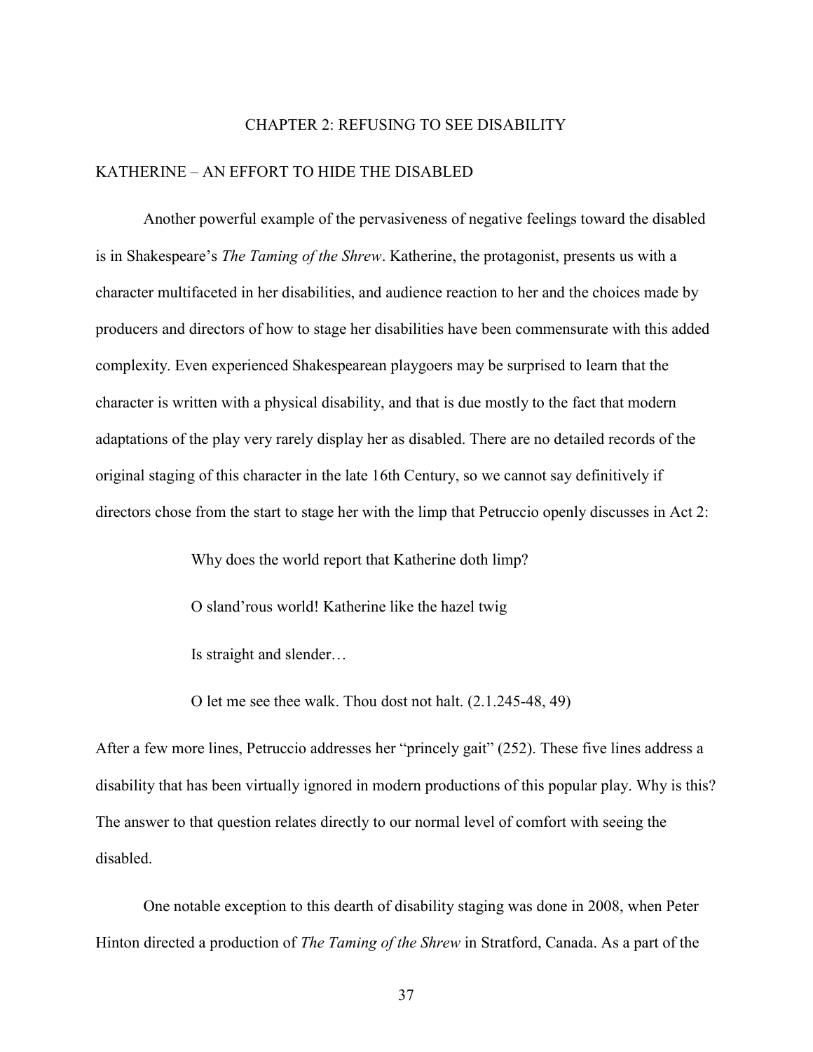# CHAPTER 2: REFUSING TO SEE DISABILITY

## KATHERINE – AN EFFORT TO HIDE THE DISABLED

Another powerful example of the pervasiveness of negative feelings toward the disabled is in Shakespeare's *The Taming of the Shrew*. Katherine, the protagonist, presents us with a character multifaceted in her disabilities, and audience reaction to her and the choices made by producers and directors of how to stage her disabilities have been commensurate with this added complexity. Even experienced Shakespearean playgoers may be surprised to learn that the character is written with a physical disability, and that is due mostly to the fact that modern adaptations of the play very rarely display her as disabled. There are no detailed records of the original staging of this character in the late 16th Century, so we cannot say definitively if directors chose from the start to stage her with the limp that Petruccio openly discusses in Act 2:

> Why does the world report that Katherine doth limp?
>
> O sland'rous world! Katherine like the hazel twig
>
> Is straight and slender…
>
> O let me see thee walk. Thou dost not halt. (2.1.245-48, 49)

After a few more lines, Petruccio addresses her "princely gait" (252). These five lines address a disability that has been virtually ignored in modern productions of this popular play. Why is this? The answer to that question relates directly to our normal level of comfort with seeing the disabled.

One notable exception to this dearth of disability staging was done in 2008, when Peter Hinton directed a production of *The Taming of the Shrew* in Stratford, Canada. As a part of the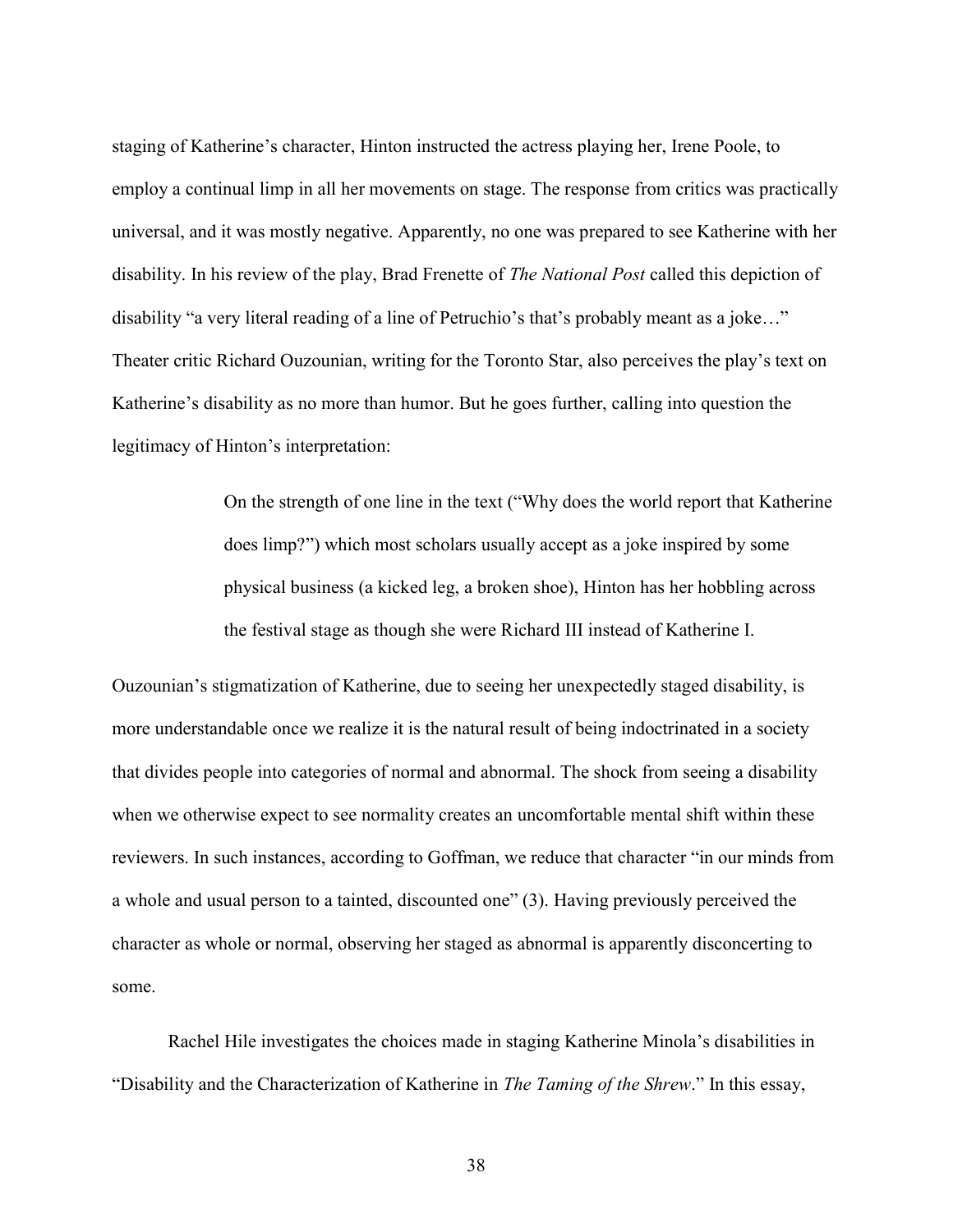staging of Katherine's character, Hinton instructed the actress playing her, Irene Poole, to employ a continual limp in all her movements on stage. The response from critics was practically universal, and it was mostly negative. Apparently, no one was prepared to see Katherine with her disability. In his review of the play, Brad Frenette of *The National Post* called this depiction of disability "a very literal reading of a line of Petruchio's that's probably meant as a joke…" Theater critic Richard Ouzounian, writing for the Toronto Star, also perceives the play's text on Katherine's disability as no more than humor. But he goes further, calling into question the legitimacy of Hinton's interpretation:

> On the strength of one line in the text ("Why does the world report that Katherine does limp?") which most scholars usually accept as a joke inspired by some physical business (a kicked leg, a broken shoe), Hinton has her hobbling across the festival stage as though she were Richard III instead of Katherine I.

Ouzounian's stigmatization of Katherine, due to seeing her unexpectedly staged disability, is more understandable once we realize it is the natural result of being indoctrinated in a society that divides people into categories of normal and abnormal. The shock from seeing a disability when we otherwise expect to see normality creates an uncomfortable mental shift within these reviewers. In such instances, according to Goffman, we reduce that character "in our minds from a whole and usual person to a tainted, discounted one" (3). Having previously perceived the character as whole or normal, observing her staged as abnormal is apparently disconcerting to some.

Rachel Hile investigates the choices made in staging Katherine Minola's disabilities in "Disability and the Characterization of Katherine in *The Taming of the Shrew*." In this essay,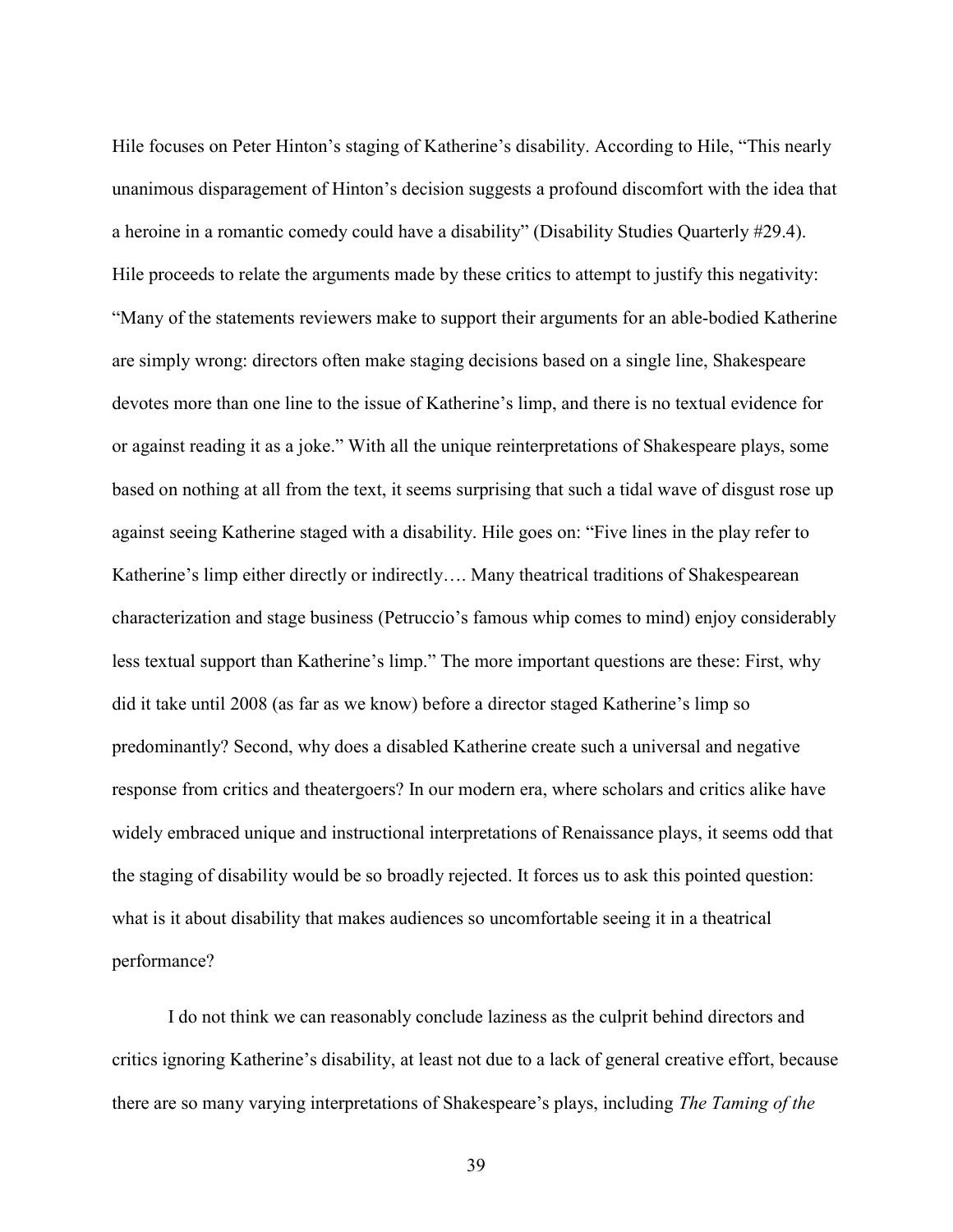Hile focuses on Peter Hinton's staging of Katherine's disability. According to Hile, "This nearly unanimous disparagement of Hinton's decision suggests a profound discomfort with the idea that a heroine in a romantic comedy could have a disability" (Disability Studies Quarterly #29.4). Hile proceeds to relate the arguments made by these critics to attempt to justify this negativity: "Many of the statements reviewers make to support their arguments for an able-bodied Katherine are simply wrong: directors often make staging decisions based on a single line, Shakespeare devotes more than one line to the issue of Katherine's limp, and there is no textual evidence for or against reading it as a joke." With all the unique reinterpretations of Shakespeare plays, some based on nothing at all from the text, it seems surprising that such a tidal wave of disgust rose up against seeing Katherine staged with a disability. Hile goes on: "Five lines in the play refer to Katherine's limp either directly or indirectly…. Many theatrical traditions of Shakespearean characterization and stage business (Petruccio's famous whip comes to mind) enjoy considerably less textual support than Katherine's limp." The more important questions are these: First, why did it take until 2008 (as far as we know) before a director staged Katherine's limp so predominantly? Second, why does a disabled Katherine create such a universal and negative response from critics and theatergoers? In our modern era, where scholars and critics alike have widely embraced unique and instructional interpretations of Renaissance plays, it seems odd that the staging of disability would be so broadly rejected. It forces us to ask this pointed question: what is it about disability that makes audiences so uncomfortable seeing it in a theatrical performance?

I do not think we can reasonably conclude laziness as the culprit behind directors and critics ignoring Katherine's disability, at least not due to a lack of general creative effort, because there are so many varying interpretations of Shakespeare's plays, including *The Taming of the*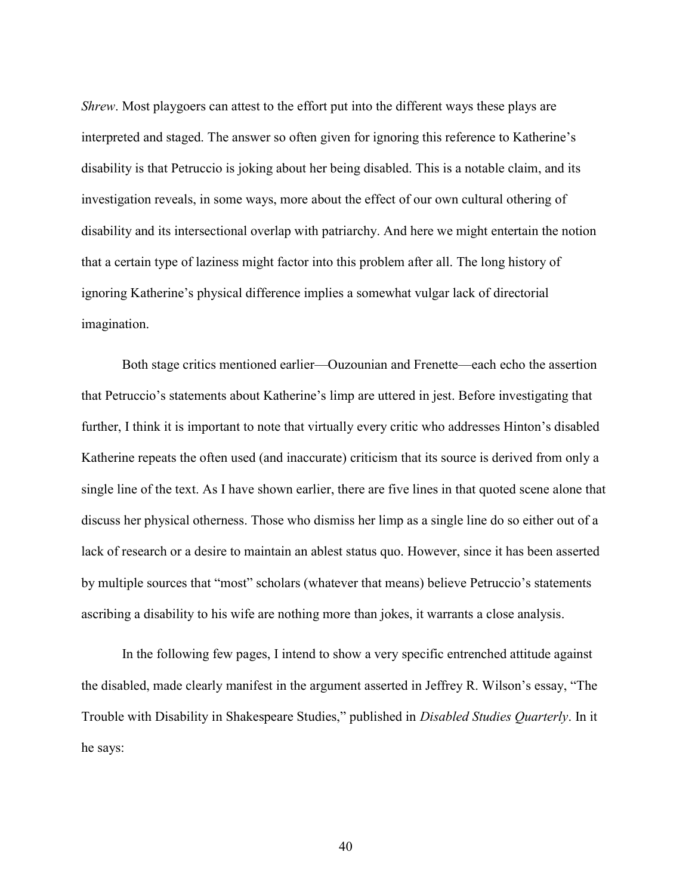*Shrew*. Most playgoers can attest to the effort put into the different ways these plays are interpreted and staged. The answer so often given for ignoring this reference to Katherine's disability is that Petruccio is joking about her being disabled. This is a notable claim, and its investigation reveals, in some ways, more about the effect of our own cultural othering of disability and its intersectional overlap with patriarchy. And here we might entertain the notion that a certain type of laziness might factor into this problem after all. The long history of ignoring Katherine's physical difference implies a somewhat vulgar lack of directorial imagination.

Both stage critics mentioned earlier—Ouzounian and Frenette—each echo the assertion that Petruccio's statements about Katherine's limp are uttered in jest. Before investigating that further, I think it is important to note that virtually every critic who addresses Hinton's disabled Katherine repeats the often used (and inaccurate) criticism that its source is derived from only a single line of the text. As I have shown earlier, there are five lines in that quoted scene alone that discuss her physical otherness. Those who dismiss her limp as a single line do so either out of a lack of research or a desire to maintain an ablest status quo. However, since it has been asserted by multiple sources that "most" scholars (whatever that means) believe Petruccio's statements ascribing a disability to his wife are nothing more than jokes, it warrants a close analysis.

In the following few pages, I intend to show a very specific entrenched attitude against the disabled, made clearly manifest in the argument asserted in Jeffrey R. Wilson's essay, "The Trouble with Disability in Shakespeare Studies," published in *Disabled Studies Quarterly*. In it he says: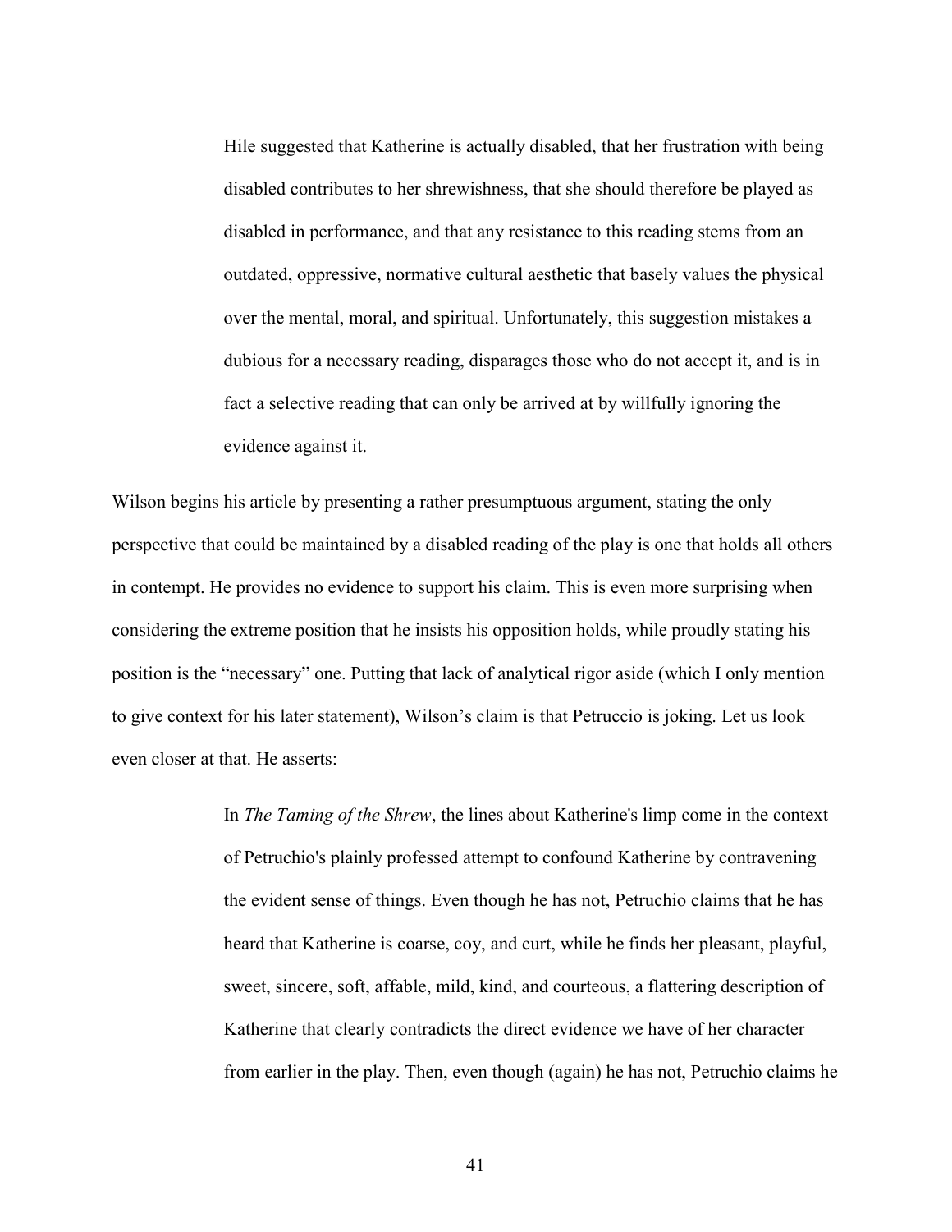> Hile suggested that Katherine is actually disabled, that her frustration with being disabled contributes to her shrewishness, that she should therefore be played as disabled in performance, and that any resistance to this reading stems from an outdated, oppressive, normative cultural aesthetic that basely values the physical over the mental, moral, and spiritual. Unfortunately, this suggestion mistakes a dubious for a necessary reading, disparages those who do not accept it, and is in fact a selective reading that can only be arrived at by willfully ignoring the evidence against it.

Wilson begins his article by presenting a rather presumptuous argument, stating the only perspective that could be maintained by a disabled reading of the play is one that holds all others in contempt. He provides no evidence to support his claim. This is even more surprising when considering the extreme position that he insists his opposition holds, while proudly stating his position is the "necessary" one. Putting that lack of analytical rigor aside (which I only mention to give context for his later statement), Wilson's claim is that Petruccio is joking. Let us look even closer at that. He asserts:

> In *The Taming of the Shrew*, the lines about Katherine's limp come in the context of Petruchio's plainly professed attempt to confound Katherine by contravening the evident sense of things. Even though he has not, Petruchio claims that he has heard that Katherine is coarse, coy, and curt, while he finds her pleasant, playful, sweet, sincere, soft, affable, mild, kind, and courteous, a flattering description of Katherine that clearly contradicts the direct evidence we have of her character from earlier in the play. Then, even though (again) he has not, Petruchio claims he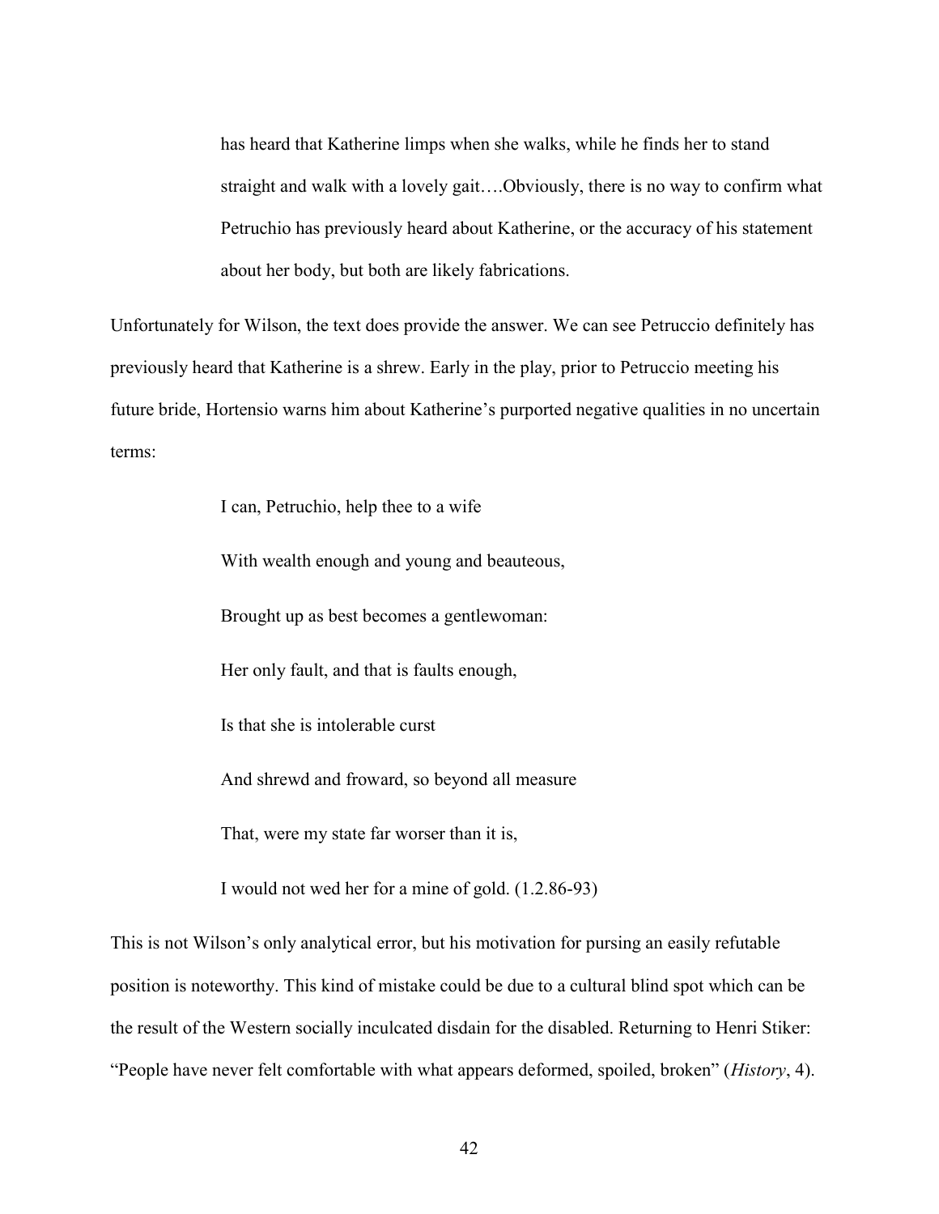> has heard that Katherine limps when she walks, while he finds her to stand straight and walk with a lovely gait….Obviously, there is no way to confirm what Petruchio has previously heard about Katherine, or the accuracy of his statement about her body, but both are likely fabrications.

Unfortunately for Wilson, the text does provide the answer. We can see Petruccio definitely has previously heard that Katherine is a shrew. Early in the play, prior to Petruccio meeting his future bride, Hortensio warns him about Katherine's purported negative qualities in no uncertain terms:

> I can, Petruchio, help thee to a wife
>
> With wealth enough and young and beauteous,
>
> Brought up as best becomes a gentlewoman:
>
> Her only fault, and that is faults enough,
>
> Is that she is intolerable curst
>
> And shrewd and froward, so beyond all measure
>
> That, were my state far worser than it is,
>
> I would not wed her for a mine of gold. (1.2.86-93)

This is not Wilson's only analytical error, but his motivation for pursing an easily refutable position is noteworthy. This kind of mistake could be due to a cultural blind spot which can be the result of the Western socially inculcated disdain for the disabled. Returning to Henri Stiker: "People have never felt comfortable with what appears deformed, spoiled, broken" (*History*, 4).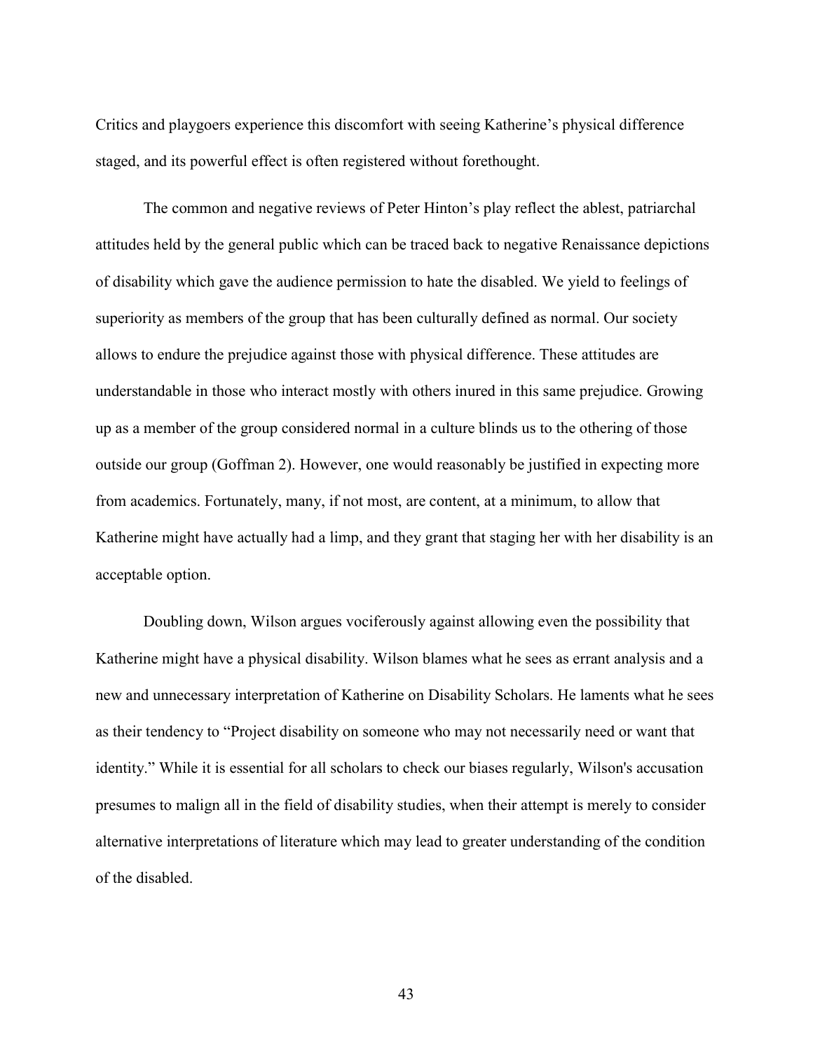Critics and playgoers experience this discomfort with seeing Katherine's physical difference staged, and its powerful effect is often registered without forethought.

The common and negative reviews of Peter Hinton's play reflect the ablest, patriarchal attitudes held by the general public which can be traced back to negative Renaissance depictions of disability which gave the audience permission to hate the disabled. We yield to feelings of superiority as members of the group that has been culturally defined as normal. Our society allows to endure the prejudice against those with physical difference. These attitudes are understandable in those who interact mostly with others inured in this same prejudice. Growing up as a member of the group considered normal in a culture blinds us to the othering of those outside our group (Goffman 2). However, one would reasonably be justified in expecting more from academics. Fortunately, many, if not most, are content, at a minimum, to allow that Katherine might have actually had a limp, and they grant that staging her with her disability is an acceptable option.

Doubling down, Wilson argues vociferously against allowing even the possibility that Katherine might have a physical disability. Wilson blames what he sees as errant analysis and a new and unnecessary interpretation of Katherine on Disability Scholars. He laments what he sees as their tendency to "Project disability on someone who may not necessarily need or want that identity." While it is essential for all scholars to check our biases regularly, Wilson's accusation presumes to malign all in the field of disability studies, when their attempt is merely to consider alternative interpretations of literature which may lead to greater understanding of the condition of the disabled.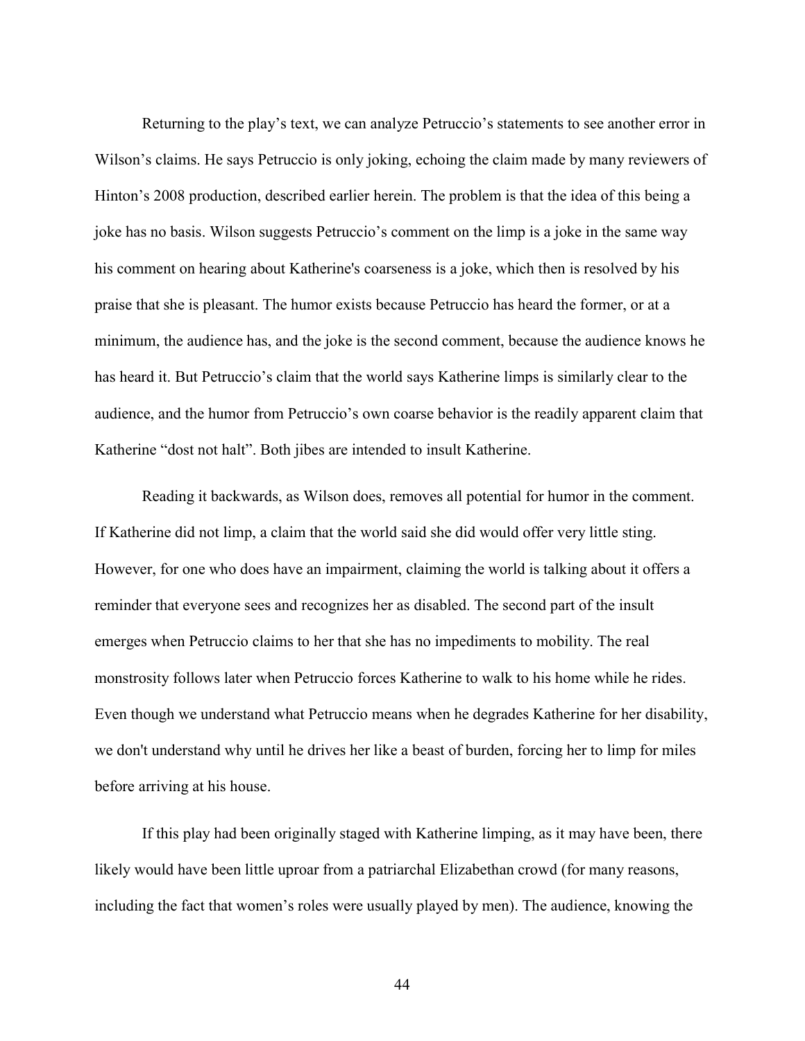Returning to the play's text, we can analyze Petruccio's statements to see another error in Wilson's claims. He says Petruccio is only joking, echoing the claim made by many reviewers of Hinton's 2008 production, described earlier herein. The problem is that the idea of this being a joke has no basis. Wilson suggests Petruccio's comment on the limp is a joke in the same way his comment on hearing about Katherine's coarseness is a joke, which then is resolved by his praise that she is pleasant. The humor exists because Petruccio has heard the former, or at a minimum, the audience has, and the joke is the second comment, because the audience knows he has heard it. But Petruccio's claim that the world says Katherine limps is similarly clear to the audience, and the humor from Petruccio's own coarse behavior is the readily apparent claim that Katherine "dost not halt". Both jibes are intended to insult Katherine.

Reading it backwards, as Wilson does, removes all potential for humor in the comment. If Katherine did not limp, a claim that the world said she did would offer very little sting. However, for one who does have an impairment, claiming the world is talking about it offers a reminder that everyone sees and recognizes her as disabled. The second part of the insult emerges when Petruccio claims to her that she has no impediments to mobility. The real monstrosity follows later when Petruccio forces Katherine to walk to his home while he rides. Even though we understand what Petruccio means when he degrades Katherine for her disability, we don't understand why until he drives her like a beast of burden, forcing her to limp for miles before arriving at his house.

If this play had been originally staged with Katherine limping, as it may have been, there likely would have been little uproar from a patriarchal Elizabethan crowd (for many reasons, including the fact that women's roles were usually played by men). The audience, knowing the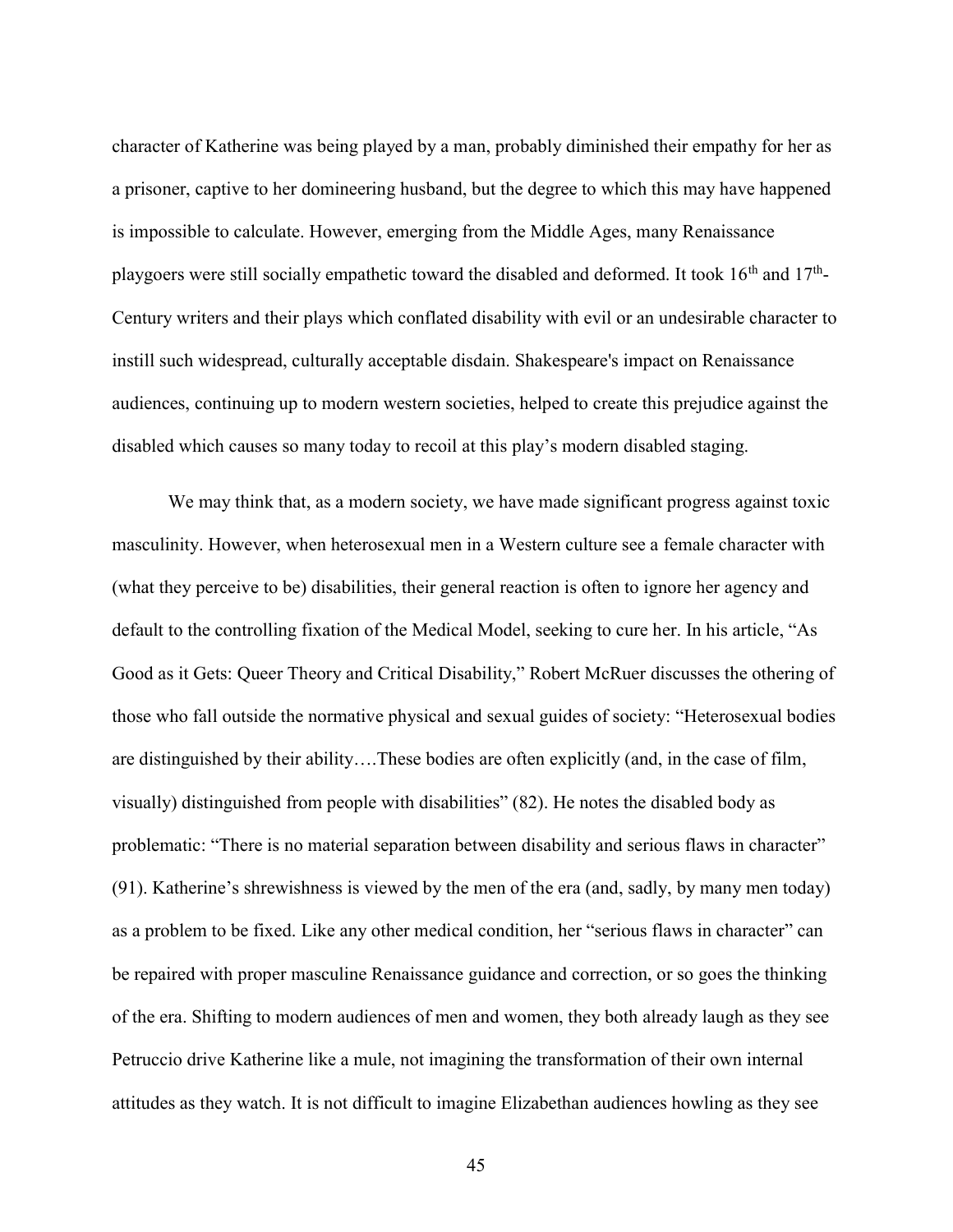character of Katherine was being played by a man, probably diminished their empathy for her as a prisoner, captive to her domineering husband, but the degree to which this may have happened is impossible to calculate. However, emerging from the Middle Ages, many Renaissance playgoers were still socially empathetic toward the disabled and deformed. It took 16th and 17th-Century writers and their plays which conflated disability with evil or an undesirable character to instill such widespread, culturally acceptable disdain. Shakespeare's impact on Renaissance audiences, continuing up to modern western societies, helped to create this prejudice against the disabled which causes so many today to recoil at this play's modern disabled staging.

We may think that, as a modern society, we have made significant progress against toxic masculinity. However, when heterosexual men in a Western culture see a female character with (what they perceive to be) disabilities, their general reaction is often to ignore her agency and default to the controlling fixation of the Medical Model, seeking to cure her. In his article, "As Good as it Gets: Queer Theory and Critical Disability," Robert McRuer discusses the othering of those who fall outside the normative physical and sexual guides of society: "Heterosexual bodies are distinguished by their ability….These bodies are often explicitly (and, in the case of film, visually) distinguished from people with disabilities" (82). He notes the disabled body as problematic: "There is no material separation between disability and serious flaws in character" (91). Katherine's shrewishness is viewed by the men of the era (and, sadly, by many men today) as a problem to be fixed. Like any other medical condition, her "serious flaws in character" can be repaired with proper masculine Renaissance guidance and correction, or so goes the thinking of the era. Shifting to modern audiences of men and women, they both already laugh as they see Petruccio drive Katherine like a mule, not imagining the transformation of their own internal attitudes as they watch. It is not difficult to imagine Elizabethan audiences howling as they see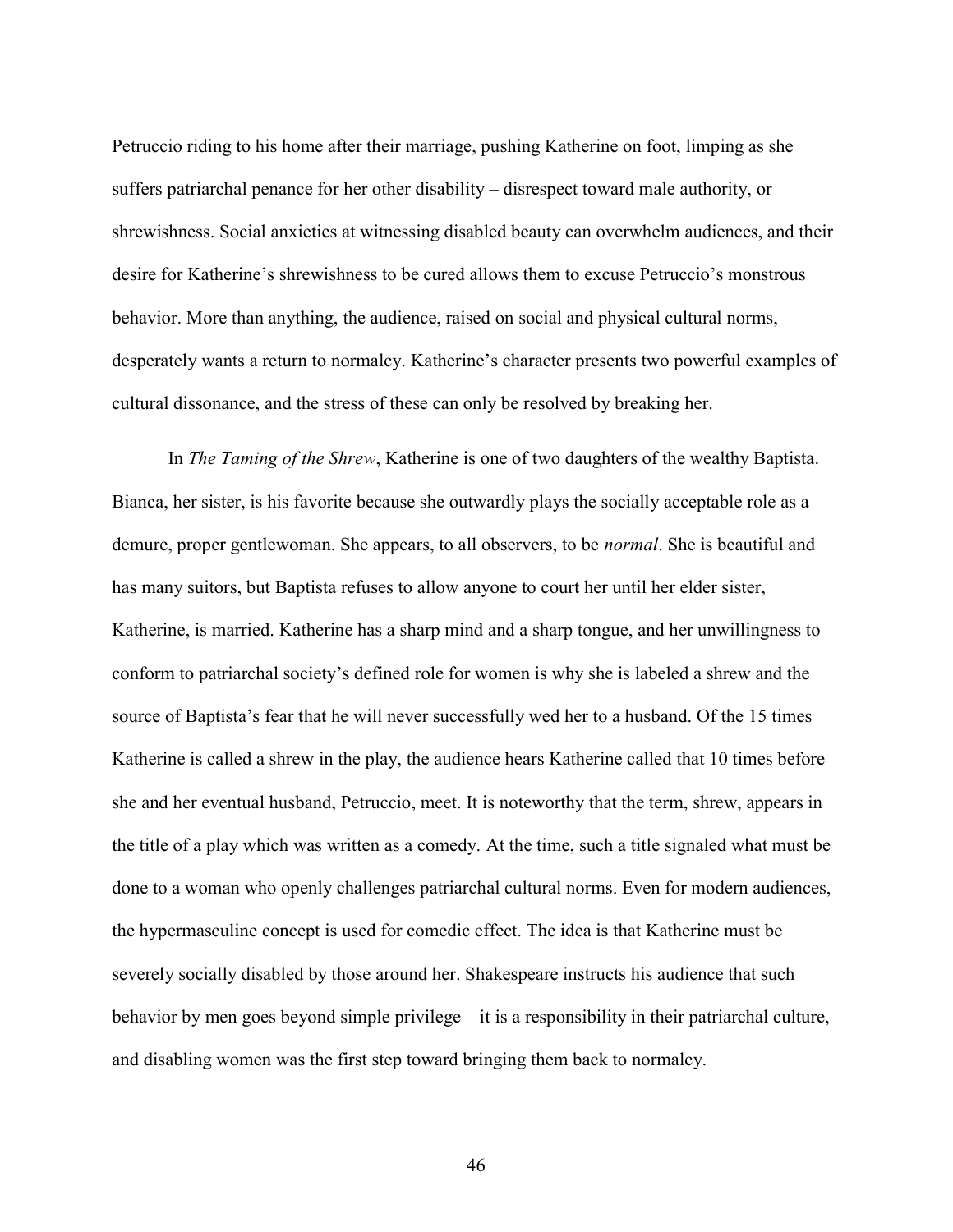Petruccio riding to his home after their marriage, pushing Katherine on foot, limping as she suffers patriarchal penance for her other disability – disrespect toward male authority, or shrewishness. Social anxieties at witnessing disabled beauty can overwhelm audiences, and their desire for Katherine's shrewishness to be cured allows them to excuse Petruccio's monstrous behavior. More than anything, the audience, raised on social and physical cultural norms, desperately wants a return to normalcy. Katherine's character presents two powerful examples of cultural dissonance, and the stress of these can only be resolved by breaking her.

In *The Taming of the Shrew*, Katherine is one of two daughters of the wealthy Baptista. Bianca, her sister, is his favorite because she outwardly plays the socially acceptable role as a demure, proper gentlewoman. She appears, to all observers, to be *normal*. She is beautiful and has many suitors, but Baptista refuses to allow anyone to court her until her elder sister, Katherine, is married. Katherine has a sharp mind and a sharp tongue, and her unwillingness to conform to patriarchal society's defined role for women is why she is labeled a shrew and the source of Baptista's fear that he will never successfully wed her to a husband. Of the 15 times Katherine is called a shrew in the play, the audience hears Katherine called that 10 times before she and her eventual husband, Petruccio, meet. It is noteworthy that the term, shrew, appears in the title of a play which was written as a comedy. At the time, such a title signaled what must be done to a woman who openly challenges patriarchal cultural norms. Even for modern audiences, the hypermasculine concept is used for comedic effect. The idea is that Katherine must be severely socially disabled by those around her. Shakespeare instructs his audience that such behavior by men goes beyond simple privilege – it is a responsibility in their patriarchal culture, and disabling women was the first step toward bringing them back to normalcy.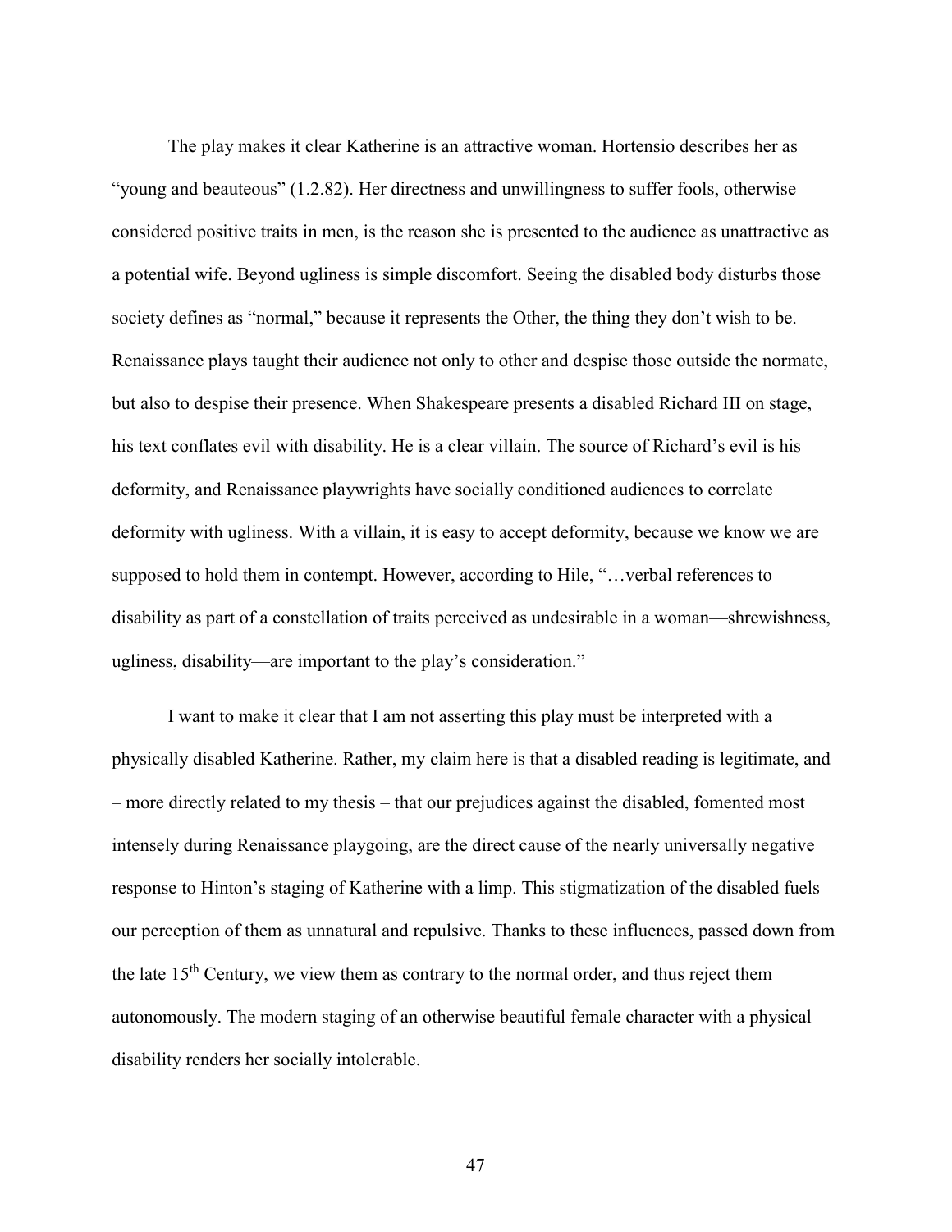The play makes it clear Katherine is an attractive woman. Hortensio describes her as "young and beauteous" (1.2.82). Her directness and unwillingness to suffer fools, otherwise considered positive traits in men, is the reason she is presented to the audience as unattractive as a potential wife. Beyond ugliness is simple discomfort. Seeing the disabled body disturbs those society defines as "normal," because it represents the Other, the thing they don't wish to be. Renaissance plays taught their audience not only to other and despise those outside the normate, but also to despise their presence. When Shakespeare presents a disabled Richard III on stage, his text conflates evil with disability. He is a clear villain. The source of Richard's evil is his deformity, and Renaissance playwrights have socially conditioned audiences to correlate deformity with ugliness. With a villain, it is easy to accept deformity, because we know we are supposed to hold them in contempt. However, according to Hile, "…verbal references to disability as part of a constellation of traits perceived as undesirable in a woman—shrewishness, ugliness, disability—are important to the play's consideration."

I want to make it clear that I am not asserting this play must be interpreted with a physically disabled Katherine. Rather, my claim here is that a disabled reading is legitimate, and – more directly related to my thesis – that our prejudices against the disabled, fomented most intensely during Renaissance playgoing, are the direct cause of the nearly universally negative response to Hinton's staging of Katherine with a limp. This stigmatization of the disabled fuels our perception of them as unnatural and repulsive. Thanks to these influences, passed down from the late 15th Century, we view them as contrary to the normal order, and thus reject them autonomously. The modern staging of an otherwise beautiful female character with a physical disability renders her socially intolerable.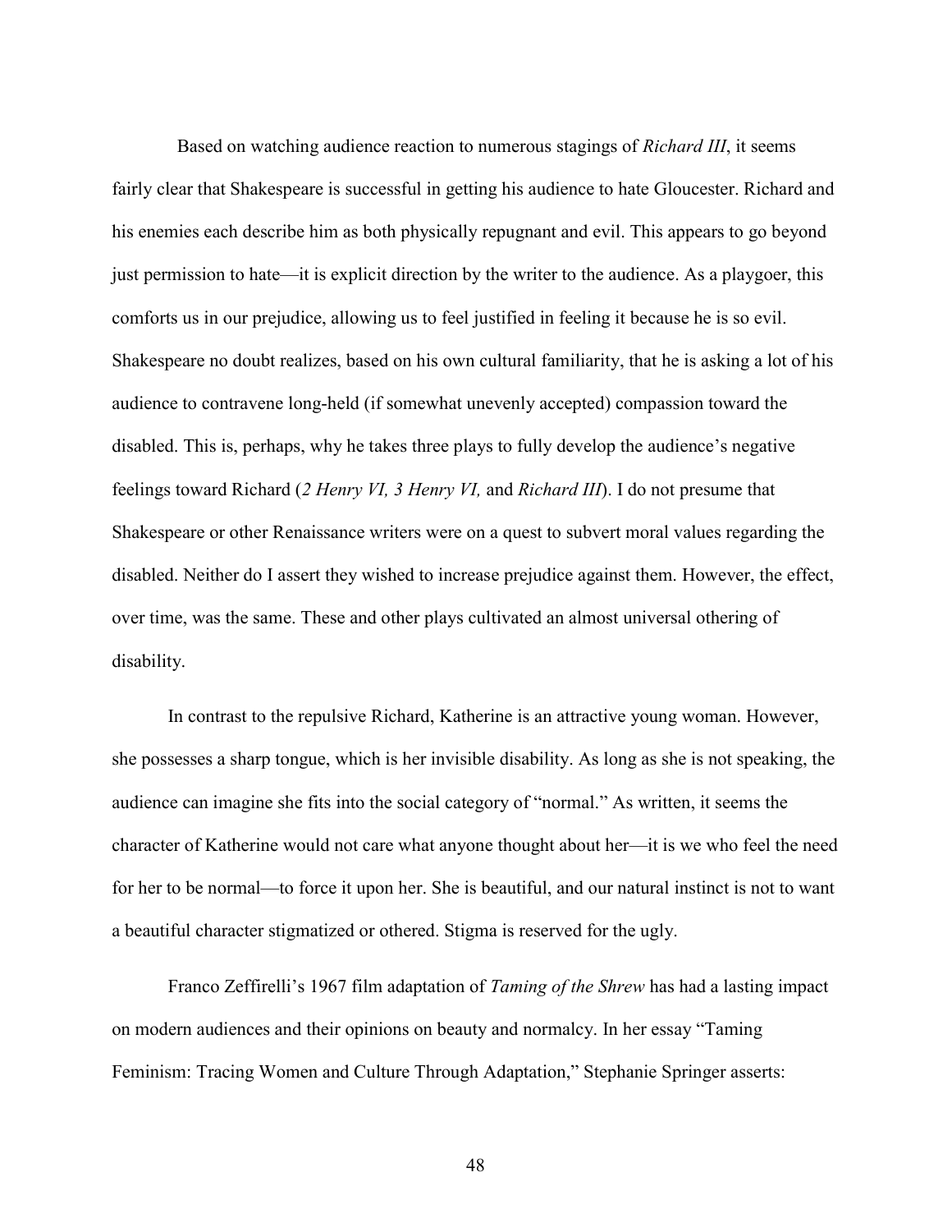Based on watching audience reaction to numerous stagings of *Richard III*, it seems fairly clear that Shakespeare is successful in getting his audience to hate Gloucester. Richard and his enemies each describe him as both physically repugnant and evil. This appears to go beyond just permission to hate—it is explicit direction by the writer to the audience. As a playgoer, this comforts us in our prejudice, allowing us to feel justified in feeling it because he is so evil. Shakespeare no doubt realizes, based on his own cultural familiarity, that he is asking a lot of his audience to contravene long-held (if somewhat unevenly accepted) compassion toward the disabled. This is, perhaps, why he takes three plays to fully develop the audience's negative feelings toward Richard (*2 Henry VI, 3 Henry VI,* and *Richard III*). I do not presume that Shakespeare or other Renaissance writers were on a quest to subvert moral values regarding the disabled. Neither do I assert they wished to increase prejudice against them. However, the effect, over time, was the same. These and other plays cultivated an almost universal othering of disability.

In contrast to the repulsive Richard, Katherine is an attractive young woman. However, she possesses a sharp tongue, which is her invisible disability. As long as she is not speaking, the audience can imagine she fits into the social category of "normal." As written, it seems the character of Katherine would not care what anyone thought about her—it is we who feel the need for her to be normal—to force it upon her. She is beautiful, and our natural instinct is not to want a beautiful character stigmatized or othered. Stigma is reserved for the ugly.

Franco Zeffirelli's 1967 film adaptation of *Taming of the Shrew* has had a lasting impact on modern audiences and their opinions on beauty and normalcy. In her essay "Taming Feminism: Tracing Women and Culture Through Adaptation," Stephanie Springer asserts: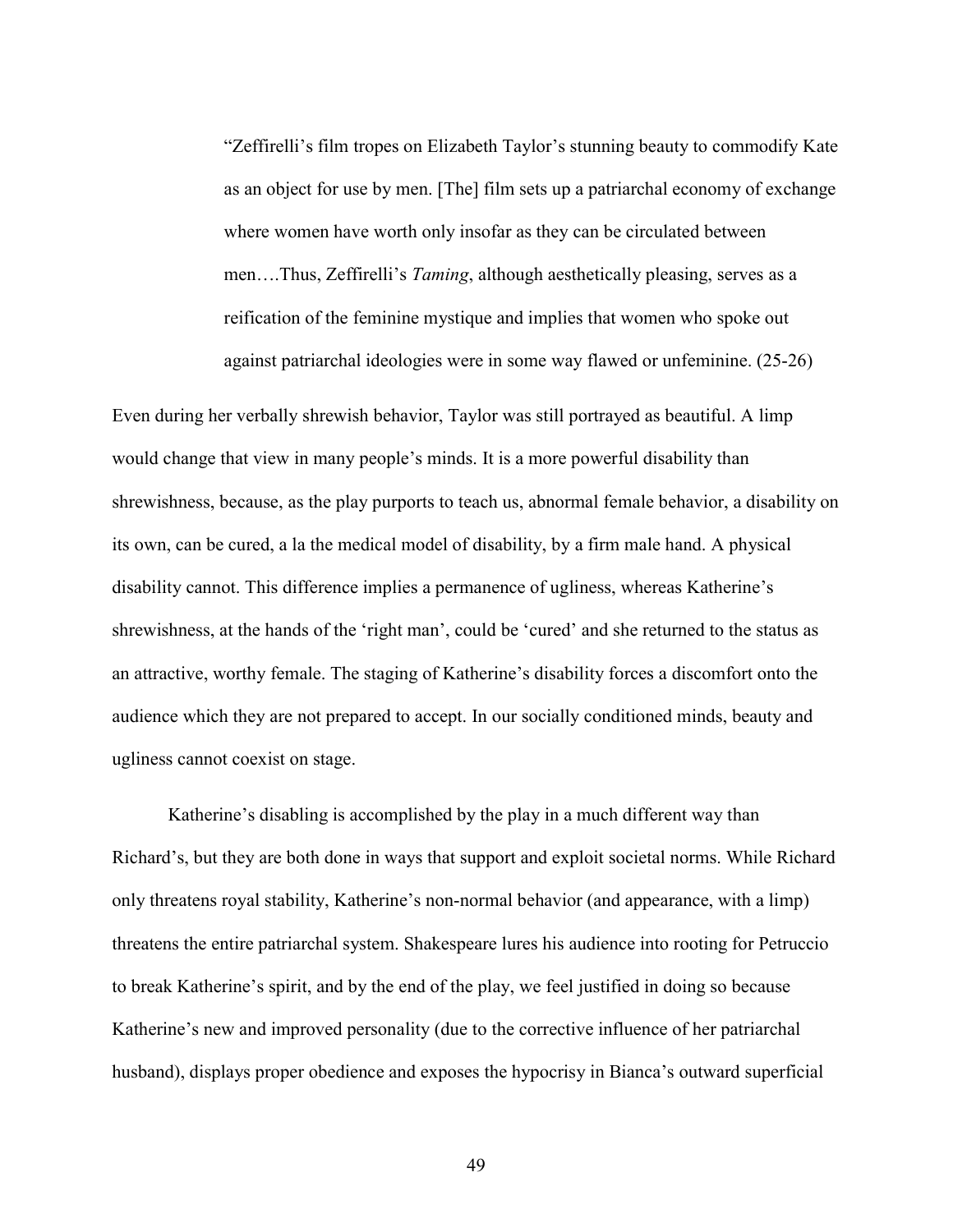> "Zeffirelli's film tropes on Elizabeth Taylor's stunning beauty to commodify Kate as an object for use by men. [The] film sets up a patriarchal economy of exchange where women have worth only insofar as they can be circulated between men….Thus, Zeffirelli's *Taming*, although aesthetically pleasing, serves as a reification of the feminine mystique and implies that women who spoke out against patriarchal ideologies were in some way flawed or unfeminine. (25-26)

Even during her verbally shrewish behavior, Taylor was still portrayed as beautiful. A limp would change that view in many people's minds. It is a more powerful disability than shrewishness, because, as the play purports to teach us, abnormal female behavior, a disability on its own, can be cured, a la the medical model of disability, by a firm male hand. A physical disability cannot. This difference implies a permanence of ugliness, whereas Katherine's shrewishness, at the hands of the 'right man', could be 'cured' and she returned to the status as an attractive, worthy female. The staging of Katherine's disability forces a discomfort onto the audience which they are not prepared to accept. In our socially conditioned minds, beauty and ugliness cannot coexist on stage.

Katherine's disabling is accomplished by the play in a much different way than Richard's, but they are both done in ways that support and exploit societal norms. While Richard only threatens royal stability, Katherine's non-normal behavior (and appearance, with a limp) threatens the entire patriarchal system. Shakespeare lures his audience into rooting for Petruccio to break Katherine's spirit, and by the end of the play, we feel justified in doing so because Katherine's new and improved personality (due to the corrective influence of her patriarchal husband), displays proper obedience and exposes the hypocrisy in Bianca's outward superficial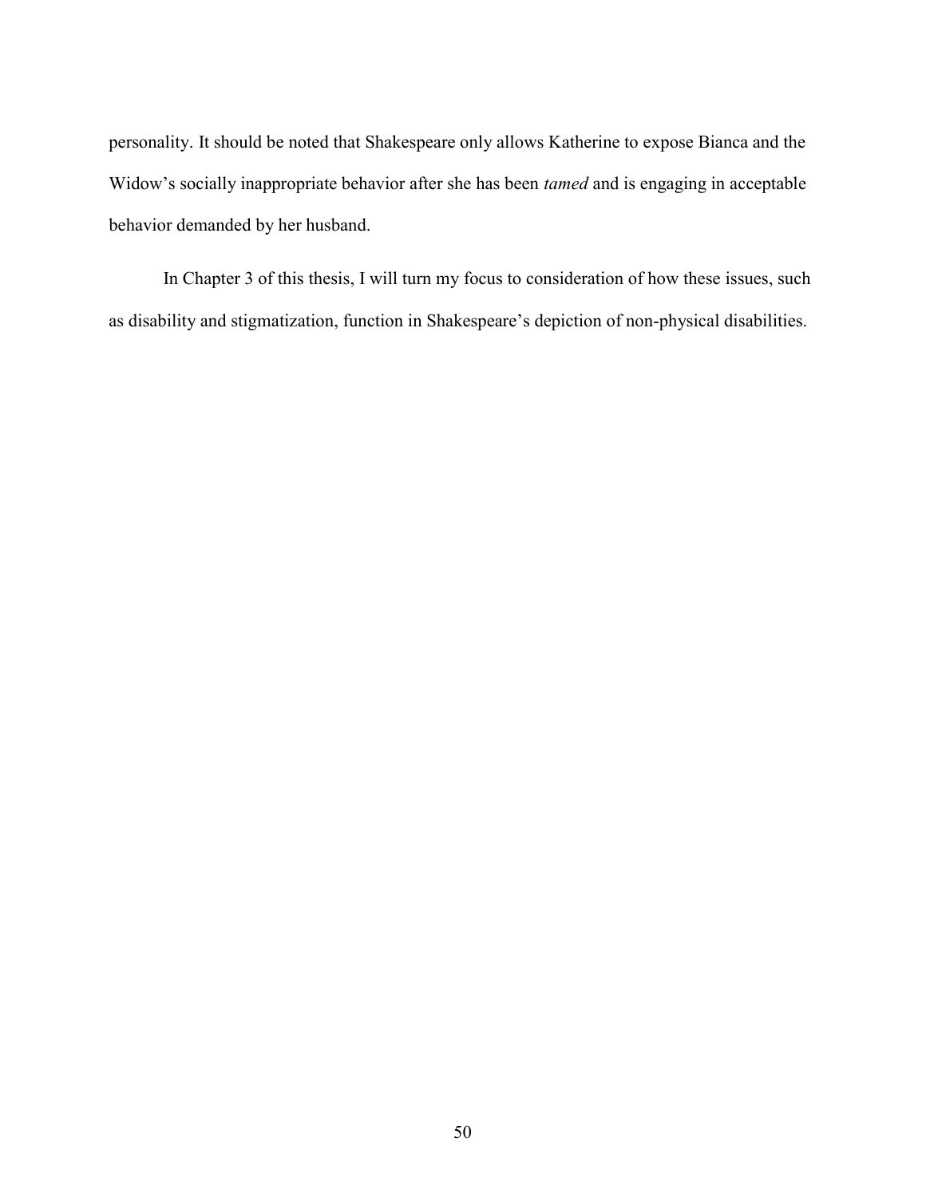personality. It should be noted that Shakespeare only allows Katherine to expose Bianca and the Widow's socially inappropriate behavior after she has been *tamed* and is engaging in acceptable behavior demanded by her husband.

In Chapter 3 of this thesis, I will turn my focus to consideration of how these issues, such as disability and stigmatization, function in Shakespeare's depiction of non-physical disabilities.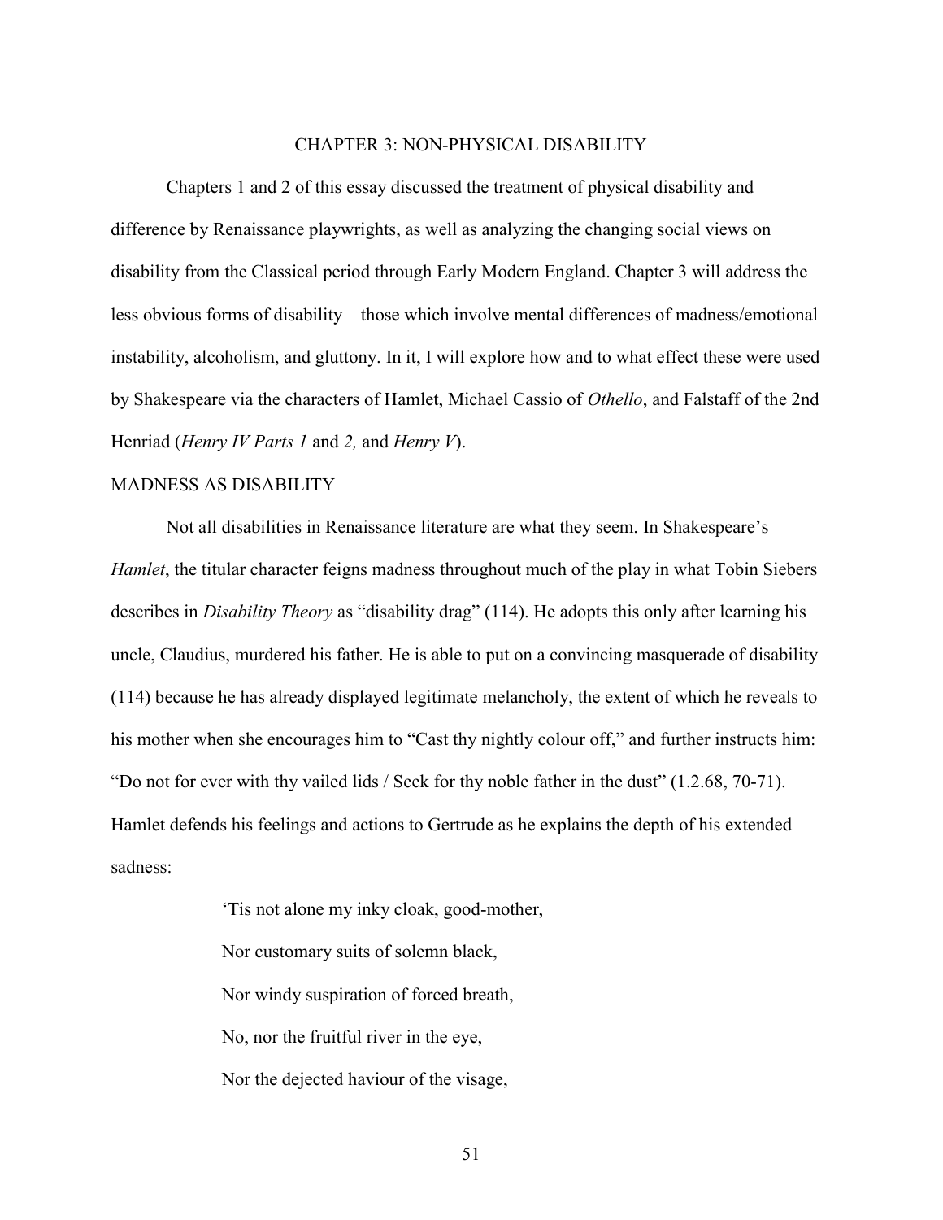# CHAPTER 3: NON-PHYSICAL DISABILITY

Chapters 1 and 2 of this essay discussed the treatment of physical disability and difference by Renaissance playwrights, as well as analyzing the changing social views on disability from the Classical period through Early Modern England. Chapter 3 will address the less obvious forms of disability—those which involve mental differences of madness/emotional instability, alcoholism, and gluttony. In it, I will explore how and to what effect these were used by Shakespeare via the characters of Hamlet, Michael Cassio of *Othello*, and Falstaff of the 2nd Henriad (*Henry IV Parts 1* and *2,* and *Henry V*).

## MADNESS AS DISABILITY

Not all disabilities in Renaissance literature are what they seem. In Shakespeare's *Hamlet*, the titular character feigns madness throughout much of the play in what Tobin Siebers describes in *Disability Theory* as "disability drag" (114). He adopts this only after learning his uncle, Claudius, murdered his father. He is able to put on a convincing masquerade of disability (114) because he has already displayed legitimate melancholy, the extent of which he reveals to his mother when she encourages him to "Cast thy nightly colour off," and further instructs him: "Do not for ever with thy vailed lids / Seek for thy noble father in the dust" (1.2.68, 70-71). Hamlet defends his feelings and actions to Gertrude as he explains the depth of his extended sadness:

> 'Tis not alone my inky cloak, good-mother,
> Nor customary suits of solemn black,
> Nor windy suspiration of forced breath,
> No, nor the fruitful river in the eye,
> Nor the dejected haviour of the visage,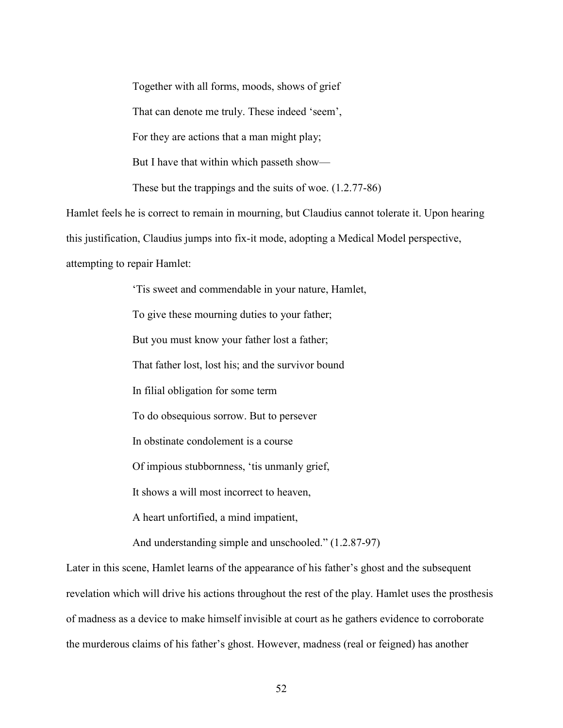> Together with all forms, moods, shows of grief
>
> That can denote me truly. These indeed 'seem',
>
> For they are actions that a man might play;
>
> But I have that within which passeth show—
>
> These but the trappings and the suits of woe. (1.2.77-86)

Hamlet feels he is correct to remain in mourning, but Claudius cannot tolerate it. Upon hearing this justification, Claudius jumps into fix-it mode, adopting a Medical Model perspective, attempting to repair Hamlet:

> 'Tis sweet and commendable in your nature, Hamlet,
>
> To give these mourning duties to your father;
>
> But you must know your father lost a father;
>
> That father lost, lost his; and the survivor bound
>
> In filial obligation for some term
>
> To do obsequious sorrow. But to persever
>
> In obstinate condolement is a course
>
> Of impious stubbornness, 'tis unmanly grief,
>
> It shows a will most incorrect to heaven,
>
> A heart unfortified, a mind impatient,
>
> And understanding simple and unschooled." (1.2.87-97)

Later in this scene, Hamlet learns of the appearance of his father's ghost and the subsequent revelation which will drive his actions throughout the rest of the play. Hamlet uses the prosthesis of madness as a device to make himself invisible at court as he gathers evidence to corroborate the murderous claims of his father's ghost. However, madness (real or feigned) has another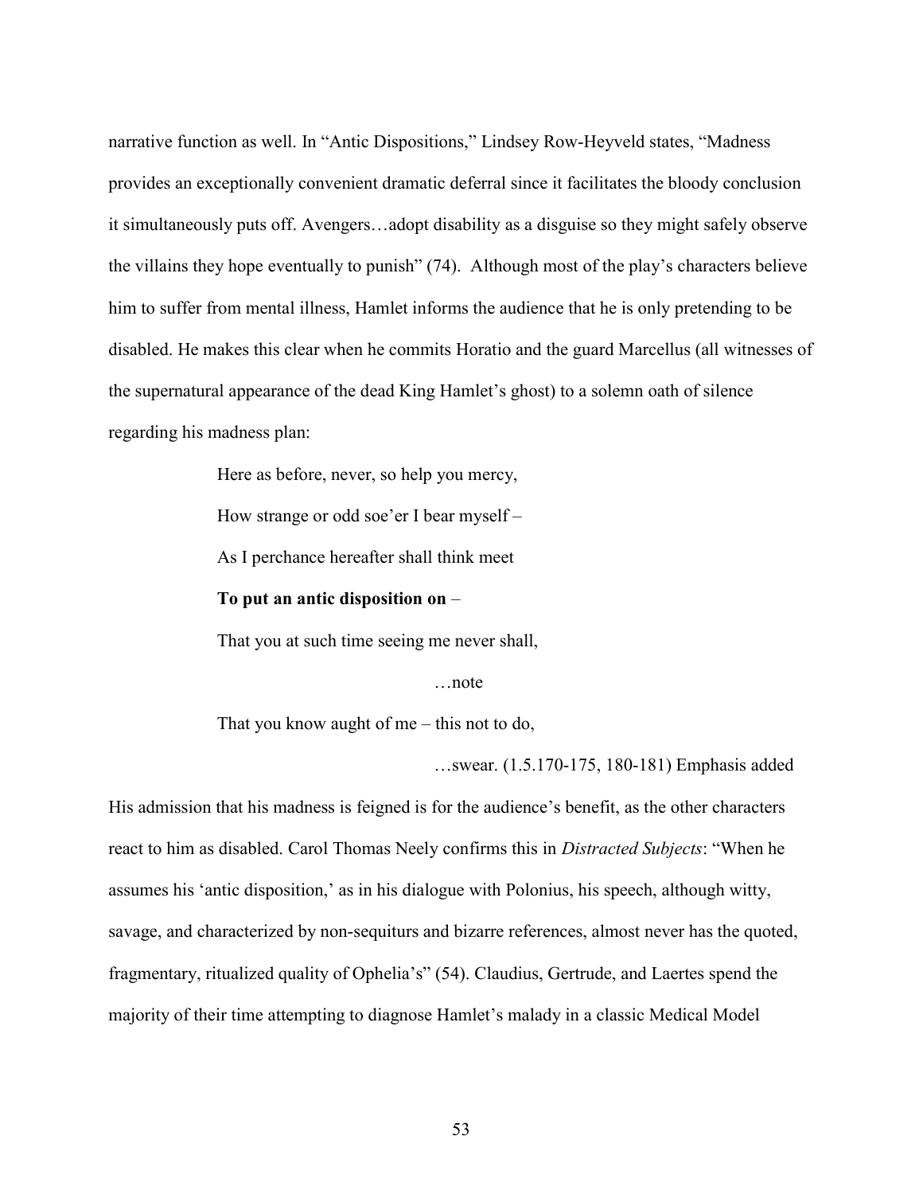narrative function as well. In "Antic Dispositions," Lindsey Row-Heyveld states, "Madness provides an exceptionally convenient dramatic deferral since it facilitates the bloody conclusion it simultaneously puts off. Avengers…adopt disability as a disguise so they might safely observe the villains they hope eventually to punish" (74). Although most of the play's characters believe him to suffer from mental illness, Hamlet informs the audience that he is only pretending to be disabled. He makes this clear when he commits Horatio and the guard Marcellus (all witnesses of the supernatural appearance of the dead King Hamlet's ghost) to a solemn oath of silence regarding his madness plan:

> Here as before, never, so help you mercy,
>
> How strange or odd soe'er I bear myself –
>
> As I perchance hereafter shall think meet
>
> **To put an antic disposition on** –
>
> That you at such time seeing me never shall,
>
> …note
>
> That you know aught of me – this not to do,
>
> …swear. (1.5.170-175, 180-181) Emphasis added

His admission that his madness is feigned is for the audience's benefit, as the other characters react to him as disabled. Carol Thomas Neely confirms this in *Distracted Subjects*: "When he assumes his 'antic disposition,' as in his dialogue with Polonius, his speech, although witty, savage, and characterized by non-sequiturs and bizarre references, almost never has the quoted, fragmentary, ritualized quality of Ophelia's" (54). Claudius, Gertrude, and Laertes spend the majority of their time attempting to diagnose Hamlet's malady in a classic Medical Model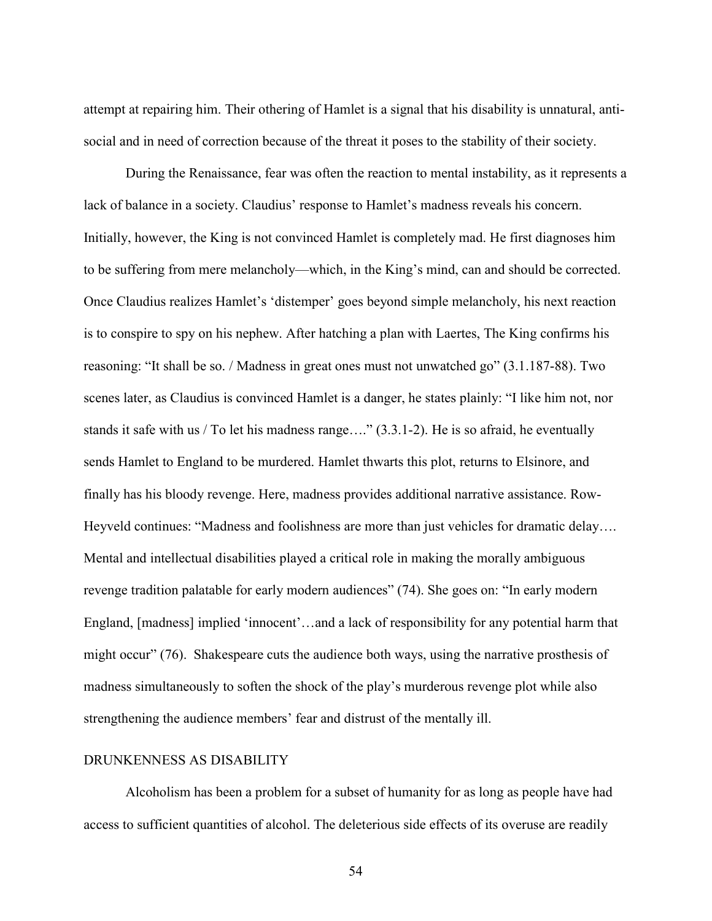attempt at repairing him. Their othering of Hamlet is a signal that his disability is unnatural, anti-social and in need of correction because of the threat it poses to the stability of their society.

During the Renaissance, fear was often the reaction to mental instability, as it represents a lack of balance in a society. Claudius' response to Hamlet's madness reveals his concern. Initially, however, the King is not convinced Hamlet is completely mad. He first diagnoses him to be suffering from mere melancholy—which, in the King's mind, can and should be corrected. Once Claudius realizes Hamlet's 'distemper' goes beyond simple melancholy, his next reaction is to conspire to spy on his nephew. After hatching a plan with Laertes, The King confirms his reasoning: "It shall be so. / Madness in great ones must not unwatched go" (3.1.187-88). Two scenes later, as Claudius is convinced Hamlet is a danger, he states plainly: "I like him not, nor stands it safe with us / To let his madness range…." (3.3.1-2). He is so afraid, he eventually sends Hamlet to England to be murdered. Hamlet thwarts this plot, returns to Elsinore, and finally has his bloody revenge. Here, madness provides additional narrative assistance. Row-Heyveld continues: "Madness and foolishness are more than just vehicles for dramatic delay…. Mental and intellectual disabilities played a critical role in making the morally ambiguous revenge tradition palatable for early modern audiences" (74). She goes on: "In early modern England, [madness] implied 'innocent'…and a lack of responsibility for any potential harm that might occur" (76). Shakespeare cuts the audience both ways, using the narrative prosthesis of madness simultaneously to soften the shock of the play's murderous revenge plot while also strengthening the audience members' fear and distrust of the mentally ill.

## DRUNKENNESS AS DISABILITY

Alcoholism has been a problem for a subset of humanity for as long as people have had access to sufficient quantities of alcohol. The deleterious side effects of its overuse are readily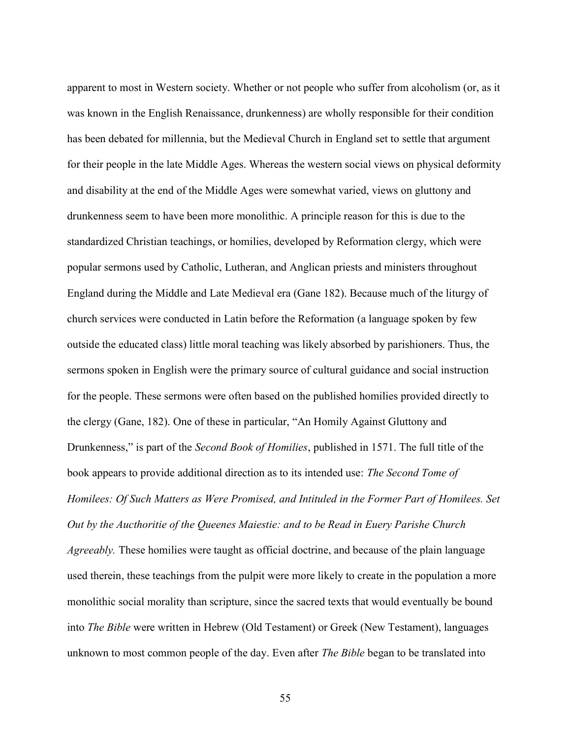apparent to most in Western society. Whether or not people who suffer from alcoholism (or, as it was known in the English Renaissance, drunkenness) are wholly responsible for their condition has been debated for millennia, but the Medieval Church in England set to settle that argument for their people in the late Middle Ages. Whereas the western social views on physical deformity and disability at the end of the Middle Ages were somewhat varied, views on gluttony and drunkenness seem to have been more monolithic. A principle reason for this is due to the standardized Christian teachings, or homilies, developed by Reformation clergy, which were popular sermons used by Catholic, Lutheran, and Anglican priests and ministers throughout England during the Middle and Late Medieval era (Gane 182). Because much of the liturgy of church services were conducted in Latin before the Reformation (a language spoken by few outside the educated class) little moral teaching was likely absorbed by parishioners. Thus, the sermons spoken in English were the primary source of cultural guidance and social instruction for the people. These sermons were often based on the published homilies provided directly to the clergy (Gane, 182). One of these in particular, "An Homily Against Gluttony and Drunkenness," is part of the *Second Book of Homilies*, published in 1571. The full title of the book appears to provide additional direction as to its intended use: *The Second Tome of Homilees: Of Such Matters as Were Promised, and Intituled in the Former Part of Homilees. Set Out by the Aucthoritie of the Queenes Maiestie: and to be Read in Euery Parishe Church Agreeably.* These homilies were taught as official doctrine, and because of the plain language used therein, these teachings from the pulpit were more likely to create in the population a more monolithic social morality than scripture, since the sacred texts that would eventually be bound into *The Bible* were written in Hebrew (Old Testament) or Greek (New Testament), languages unknown to most common people of the day. Even after *The Bible* began to be translated into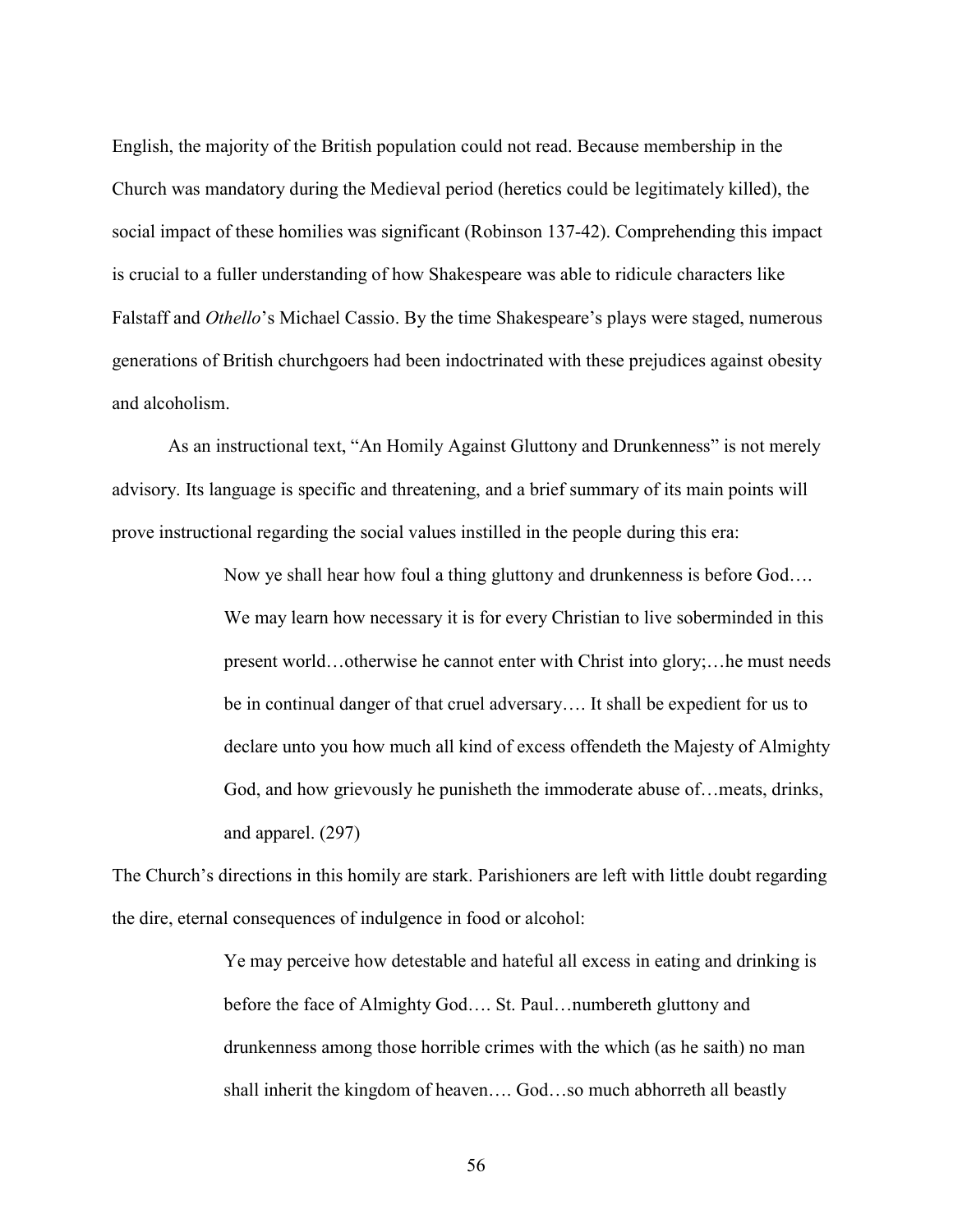English, the majority of the British population could not read. Because membership in the Church was mandatory during the Medieval period (heretics could be legitimately killed), the social impact of these homilies was significant (Robinson 137-42). Comprehending this impact is crucial to a fuller understanding of how Shakespeare was able to ridicule characters like Falstaff and *Othello*'s Michael Cassio. By the time Shakespeare's plays were staged, numerous generations of British churchgoers had been indoctrinated with these prejudices against obesity and alcoholism.

As an instructional text, "An Homily Against Gluttony and Drunkenness" is not merely advisory. Its language is specific and threatening, and a brief summary of its main points will prove instructional regarding the social values instilled in the people during this era:

> Now ye shall hear how foul a thing gluttony and drunkenness is before God…. We may learn how necessary it is for every Christian to live soberminded in this present world…otherwise he cannot enter with Christ into glory;…he must needs be in continual danger of that cruel adversary…. It shall be expedient for us to declare unto you how much all kind of excess offendeth the Majesty of Almighty God, and how grievously he punisheth the immoderate abuse of…meats, drinks, and apparel. (297)

The Church's directions in this homily are stark. Parishioners are left with little doubt regarding the dire, eternal consequences of indulgence in food or alcohol:

> Ye may perceive how detestable and hateful all excess in eating and drinking is before the face of Almighty God…. St. Paul…numbereth gluttony and drunkenness among those horrible crimes with the which (as he saith) no man shall inherit the kingdom of heaven…. God…so much abhorreth all beastly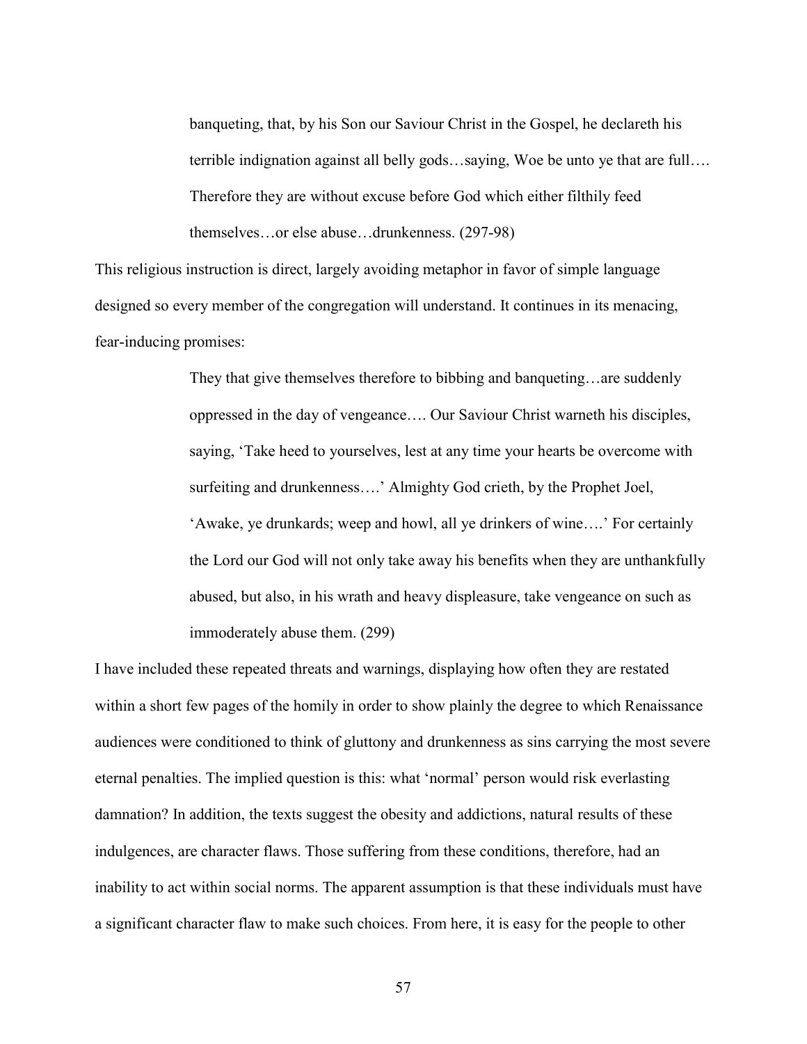> banqueting, that, by his Son our Saviour Christ in the Gospel, he declareth his terrible indignation against all belly gods…saying, Woe be unto ye that are full…. Therefore they are without excuse before God which either filthily feed themselves…or else abuse…drunkenness. (297-98)

This religious instruction is direct, largely avoiding metaphor in favor of simple language designed so every member of the congregation will understand. It continues in its menacing, fear-inducing promises:

> They that give themselves therefore to bibbing and banqueting…are suddenly oppressed in the day of vengeance…. Our Saviour Christ warneth his disciples, saying, 'Take heed to yourselves, lest at any time your hearts be overcome with surfeiting and drunkenness….' Almighty God crieth, by the Prophet Joel, 'Awake, ye drunkards; weep and howl, all ye drinkers of wine….' For certainly the Lord our God will not only take away his benefits when they are unthankfully abused, but also, in his wrath and heavy displeasure, take vengeance on such as immoderately abuse them. (299)

I have included these repeated threats and warnings, displaying how often they are restated within a short few pages of the homily in order to show plainly the degree to which Renaissance audiences were conditioned to think of gluttony and drunkenness as sins carrying the most severe eternal penalties. The implied question is this: what 'normal' person would risk everlasting damnation? In addition, the texts suggest the obesity and addictions, natural results of these indulgences, are character flaws. Those suffering from these conditions, therefore, had an inability to act within social norms. The apparent assumption is that these individuals must have a significant character flaw to make such choices. From here, it is easy for the people to other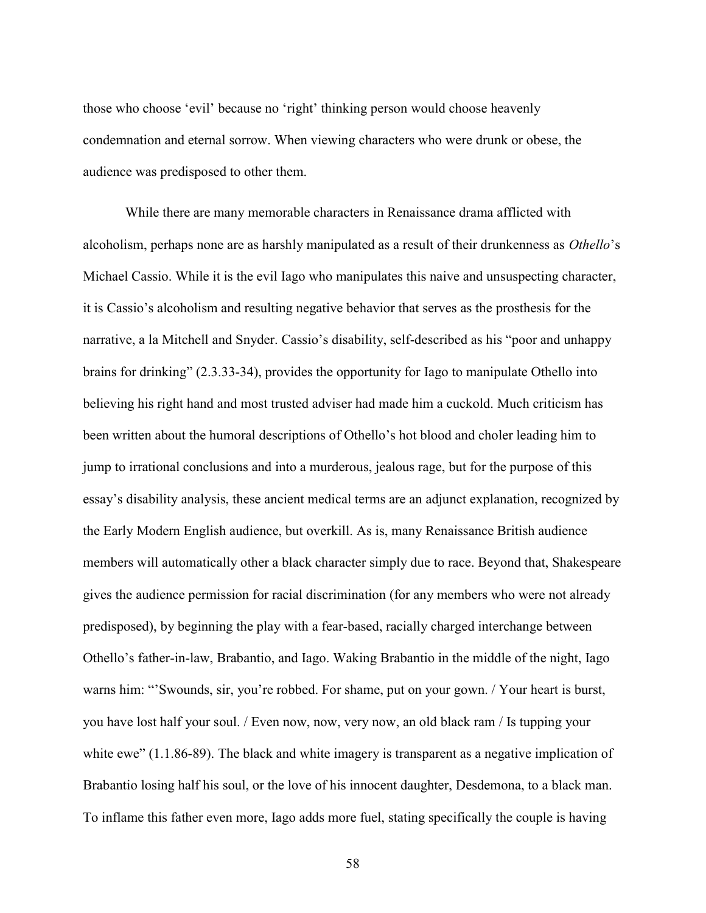those who choose 'evil' because no 'right' thinking person would choose heavenly condemnation and eternal sorrow. When viewing characters who were drunk or obese, the audience was predisposed to other them.

While there are many memorable characters in Renaissance drama afflicted with alcoholism, perhaps none are as harshly manipulated as a result of their drunkenness as *Othello*'s Michael Cassio. While it is the evil Iago who manipulates this naive and unsuspecting character, it is Cassio's alcoholism and resulting negative behavior that serves as the prosthesis for the narrative, a la Mitchell and Snyder. Cassio's disability, self-described as his "poor and unhappy brains for drinking" (2.3.33-34), provides the opportunity for Iago to manipulate Othello into believing his right hand and most trusted adviser had made him a cuckold. Much criticism has been written about the humoral descriptions of Othello's hot blood and choler leading him to jump to irrational conclusions and into a murderous, jealous rage, but for the purpose of this essay's disability analysis, these ancient medical terms are an adjunct explanation, recognized by the Early Modern English audience, but overkill. As is, many Renaissance British audience members will automatically other a black character simply due to race. Beyond that, Shakespeare gives the audience permission for racial discrimination (for any members who were not already predisposed), by beginning the play with a fear-based, racially charged interchange between Othello's father-in-law, Brabantio, and Iago. Waking Brabantio in the middle of the night, Iago warns him: "'Swounds, sir, you're robbed. For shame, put on your gown. / Your heart is burst, you have lost half your soul. / Even now, now, very now, an old black ram / Is tupping your white ewe" (1.1.86-89). The black and white imagery is transparent as a negative implication of Brabantio losing half his soul, or the love of his innocent daughter, Desdemona, to a black man. To inflame this father even more, Iago adds more fuel, stating specifically the couple is having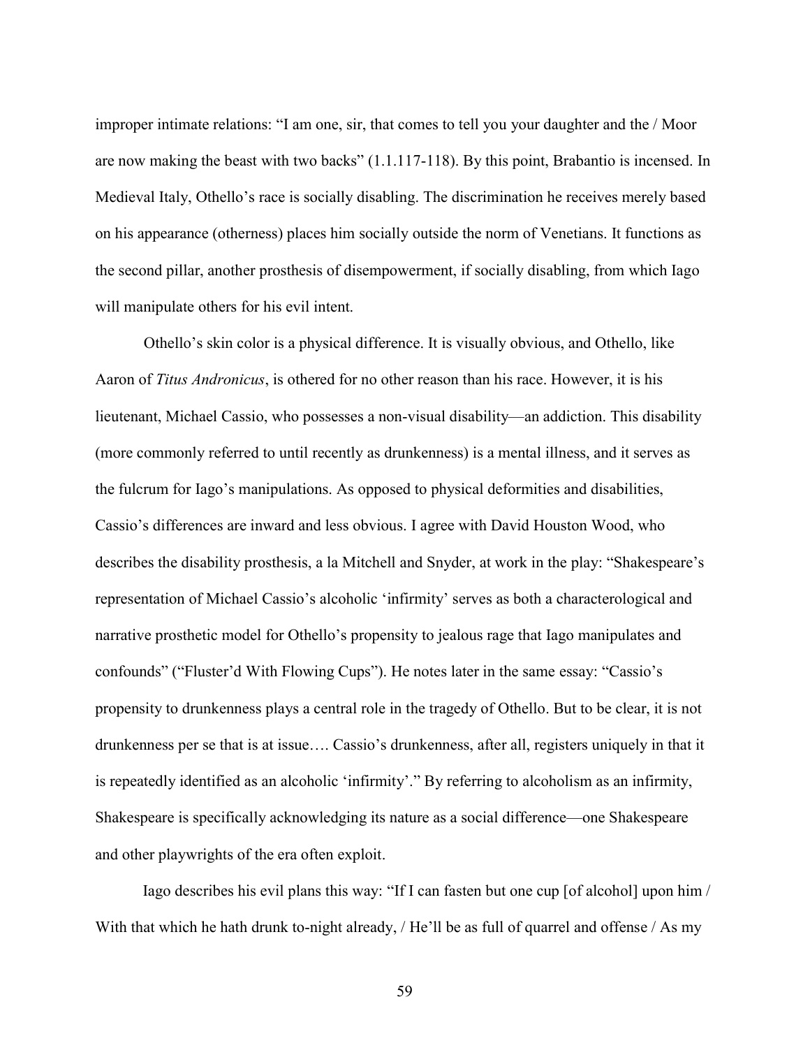improper intimate relations: "I am one, sir, that comes to tell you your daughter and the / Moor are now making the beast with two backs" (1.1.117-118). By this point, Brabantio is incensed. In Medieval Italy, Othello's race is socially disabling. The discrimination he receives merely based on his appearance (otherness) places him socially outside the norm of Venetians. It functions as the second pillar, another prosthesis of disempowerment, if socially disabling, from which Iago will manipulate others for his evil intent.

Othello's skin color is a physical difference. It is visually obvious, and Othello, like Aaron of *Titus Andronicus*, is othered for no other reason than his race. However, it is his lieutenant, Michael Cassio, who possesses a non-visual disability—an addiction. This disability (more commonly referred to until recently as drunkenness) is a mental illness, and it serves as the fulcrum for Iago's manipulations. As opposed to physical deformities and disabilities, Cassio's differences are inward and less obvious. I agree with David Houston Wood, who describes the disability prosthesis, a la Mitchell and Snyder, at work in the play: "Shakespeare's representation of Michael Cassio's alcoholic 'infirmity' serves as both a characterological and narrative prosthetic model for Othello's propensity to jealous rage that Iago manipulates and confounds" ("Fluster'd With Flowing Cups"). He notes later in the same essay: "Cassio's propensity to drunkenness plays a central role in the tragedy of Othello. But to be clear, it is not drunkenness per se that is at issue…. Cassio's drunkenness, after all, registers uniquely in that it is repeatedly identified as an alcoholic 'infirmity'." By referring to alcoholism as an infirmity, Shakespeare is specifically acknowledging its nature as a social difference—one Shakespeare and other playwrights of the era often exploit.

Iago describes his evil plans this way: "If I can fasten but one cup [of alcohol] upon him / With that which he hath drunk to-night already, / He'll be as full of quarrel and offense / As my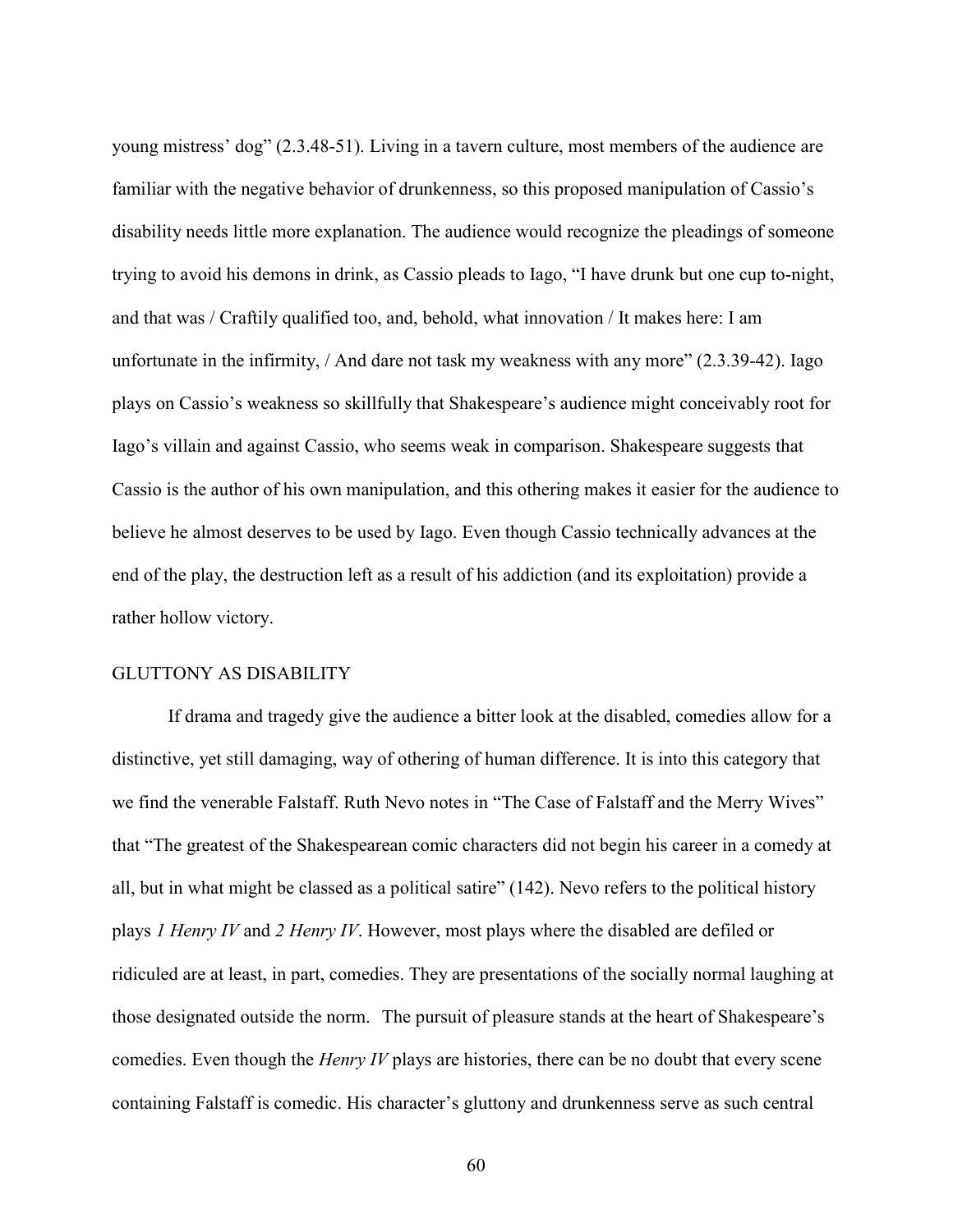young mistress' dog" (2.3.48-51). Living in a tavern culture, most members of the audience are familiar with the negative behavior of drunkenness, so this proposed manipulation of Cassio's disability needs little more explanation. The audience would recognize the pleadings of someone trying to avoid his demons in drink, as Cassio pleads to Iago, "I have drunk but one cup to-night, and that was / Craftily qualified too, and, behold, what innovation / It makes here: I am unfortunate in the infirmity, / And dare not task my weakness with any more" (2.3.39-42). Iago plays on Cassio's weakness so skillfully that Shakespeare's audience might conceivably root for Iago's villain and against Cassio, who seems weak in comparison. Shakespeare suggests that Cassio is the author of his own manipulation, and this othering makes it easier for the audience to believe he almost deserves to be used by Iago. Even though Cassio technically advances at the end of the play, the destruction left as a result of his addiction (and its exploitation) provide a rather hollow victory.

## GLUTTONY AS DISABILITY

If drama and tragedy give the audience a bitter look at the disabled, comedies allow for a distinctive, yet still damaging, way of othering of human difference. It is into this category that we find the venerable Falstaff. Ruth Nevo notes in "The Case of Falstaff and the Merry Wives" that "The greatest of the Shakespearean comic characters did not begin his career in a comedy at all, but in what might be classed as a political satire" (142). Nevo refers to the political history plays *1 Henry IV* and *2 Henry IV*. However, most plays where the disabled are defiled or ridiculed are at least, in part, comedies. They are presentations of the socially normal laughing at those designated outside the norm. The pursuit of pleasure stands at the heart of Shakespeare's comedies. Even though the *Henry IV* plays are histories, there can be no doubt that every scene containing Falstaff is comedic. His character's gluttony and drunkenness serve as such central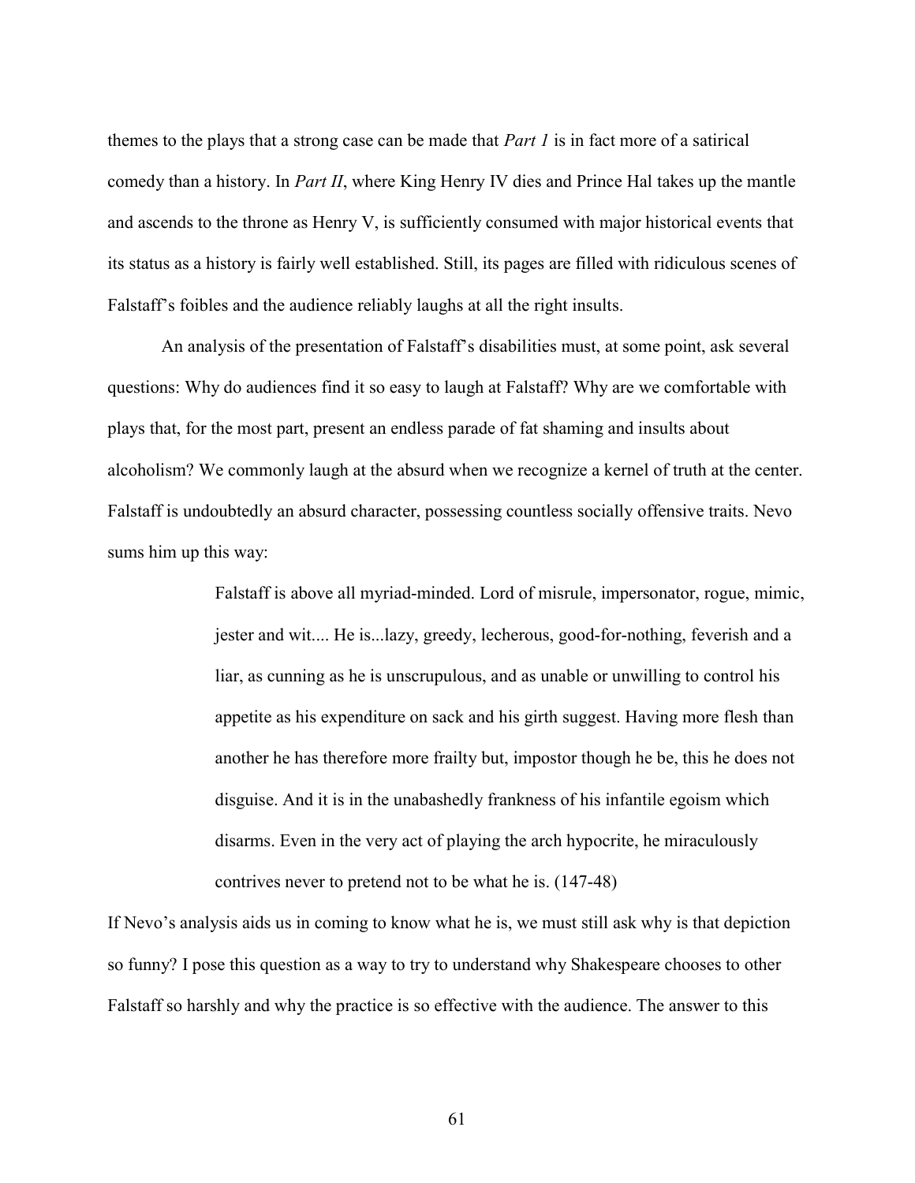themes to the plays that a strong case can be made that *Part 1* is in fact more of a satirical comedy than a history. In *Part II*, where King Henry IV dies and Prince Hal takes up the mantle and ascends to the throne as Henry V, is sufficiently consumed with major historical events that its status as a history is fairly well established. Still, its pages are filled with ridiculous scenes of Falstaff's foibles and the audience reliably laughs at all the right insults.

An analysis of the presentation of Falstaff's disabilities must, at some point, ask several questions: Why do audiences find it so easy to laugh at Falstaff? Why are we comfortable with plays that, for the most part, present an endless parade of fat shaming and insults about alcoholism? We commonly laugh at the absurd when we recognize a kernel of truth at the center. Falstaff is undoubtedly an absurd character, possessing countless socially offensive traits. Nevo sums him up this way:

> Falstaff is above all myriad-minded. Lord of misrule, impersonator, rogue, mimic, jester and wit.... He is...lazy, greedy, lecherous, good-for-nothing, feverish and a liar, as cunning as he is unscrupulous, and as unable or unwilling to control his appetite as his expenditure on sack and his girth suggest. Having more flesh than another he has therefore more frailty but, impostor though he be, this he does not disguise. And it is in the unabashedly frankness of his infantile egoism which disarms. Even in the very act of playing the arch hypocrite, he miraculously contrives never to pretend not to be what he is. (147-48)

If Nevo's analysis aids us in coming to know what he is, we must still ask why is that depiction so funny? I pose this question as a way to try to understand why Shakespeare chooses to other Falstaff so harshly and why the practice is so effective with the audience. The answer to this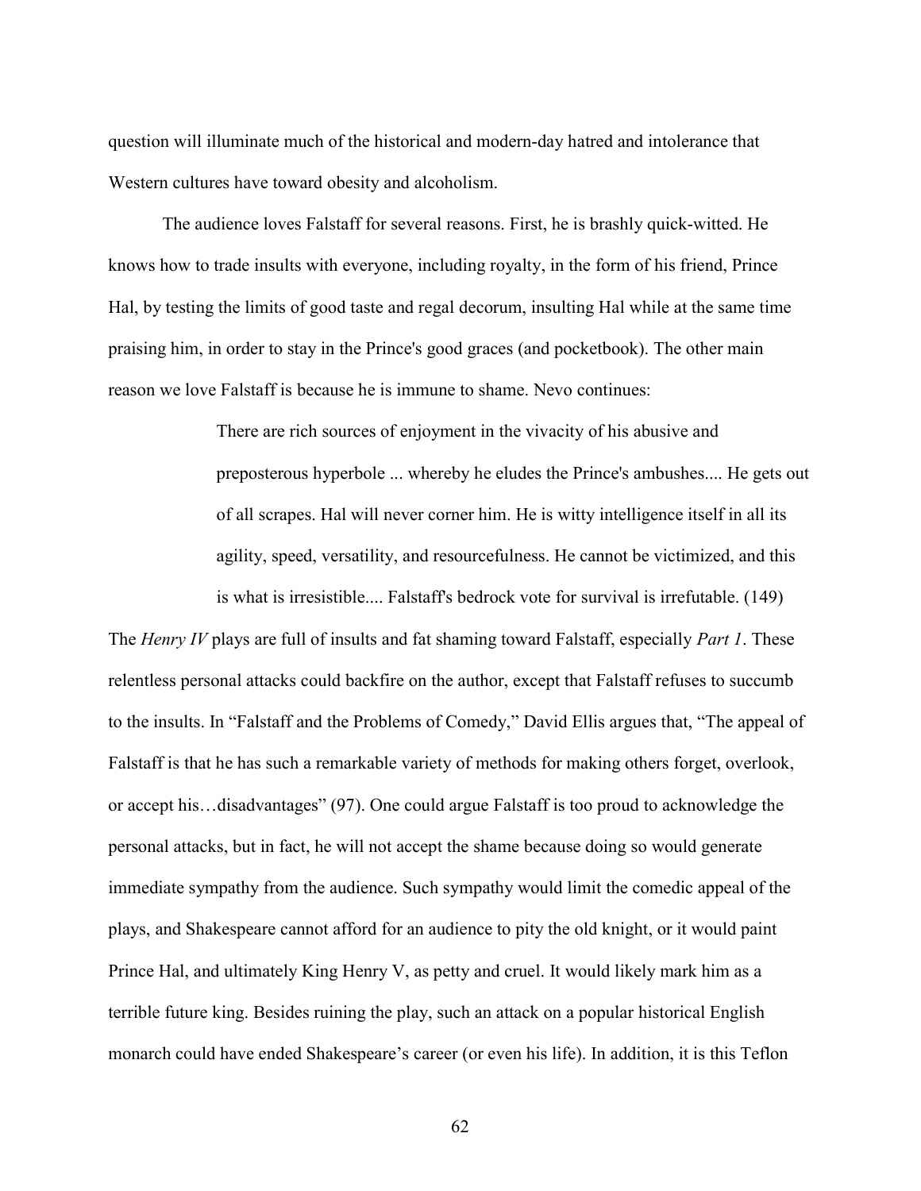question will illuminate much of the historical and modern-day hatred and intolerance that Western cultures have toward obesity and alcoholism.

The audience loves Falstaff for several reasons. First, he is brashly quick-witted. He knows how to trade insults with everyone, including royalty, in the form of his friend, Prince Hal, by testing the limits of good taste and regal decorum, insulting Hal while at the same time praising him, in order to stay in the Prince's good graces (and pocketbook). The other main reason we love Falstaff is because he is immune to shame. Nevo continues:

> There are rich sources of enjoyment in the vivacity of his abusive and preposterous hyperbole ... whereby he eludes the Prince's ambushes.... He gets out of all scrapes. Hal will never corner him. He is witty intelligence itself in all its agility, speed, versatility, and resourcefulness. He cannot be victimized, and this is what is irresistible.... Falstaff's bedrock vote for survival is irrefutable. (149)

The *Henry IV* plays are full of insults and fat shaming toward Falstaff, especially *Part 1*. These relentless personal attacks could backfire on the author, except that Falstaff refuses to succumb to the insults. In "Falstaff and the Problems of Comedy," David Ellis argues that, "The appeal of Falstaff is that he has such a remarkable variety of methods for making others forget, overlook, or accept his…disadvantages" (97). One could argue Falstaff is too proud to acknowledge the personal attacks, but in fact, he will not accept the shame because doing so would generate immediate sympathy from the audience. Such sympathy would limit the comedic appeal of the plays, and Shakespeare cannot afford for an audience to pity the old knight, or it would paint Prince Hal, and ultimately King Henry V, as petty and cruel. It would likely mark him as a terrible future king. Besides ruining the play, such an attack on a popular historical English monarch could have ended Shakespeare's career (or even his life). In addition, it is this Teflon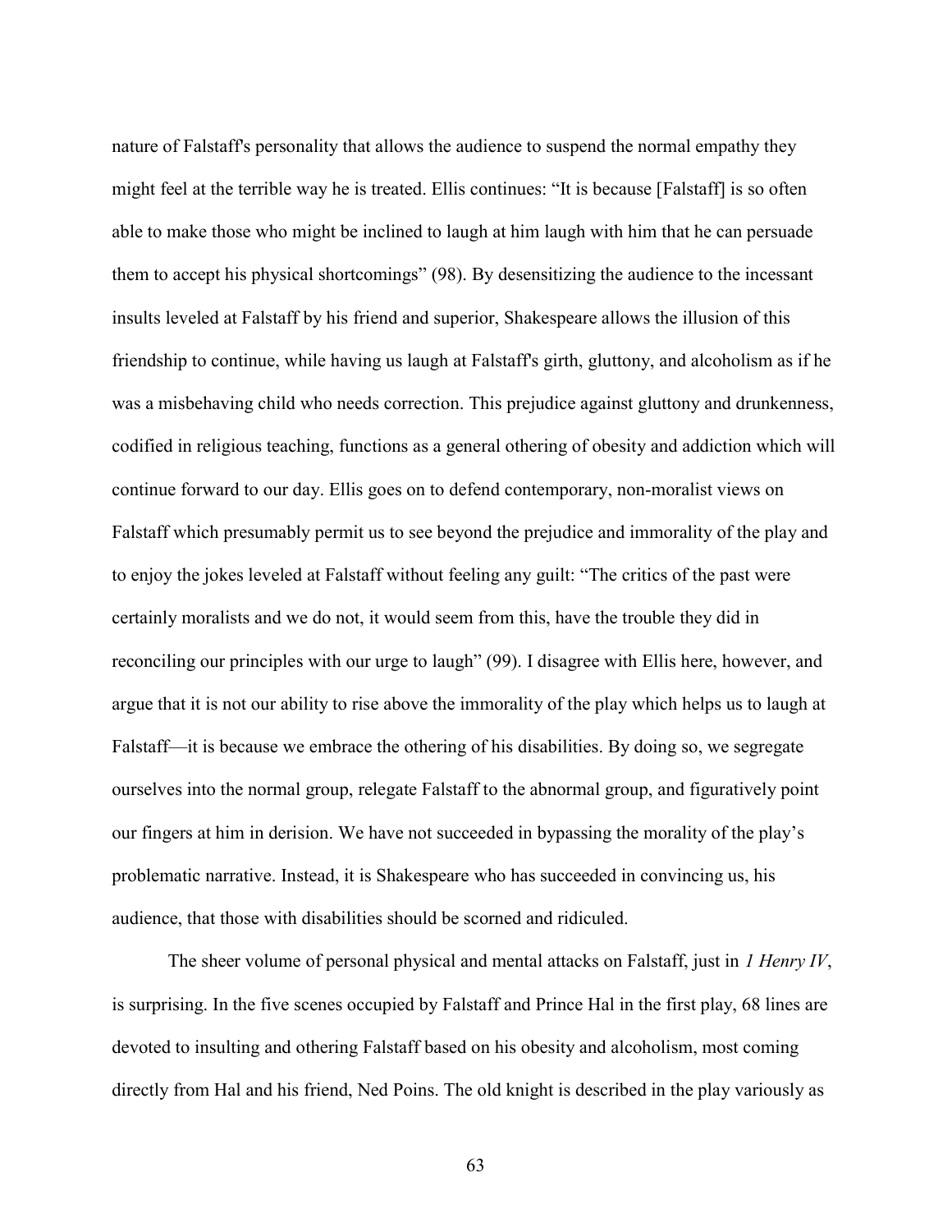nature of Falstaff's personality that allows the audience to suspend the normal empathy they might feel at the terrible way he is treated. Ellis continues: "It is because [Falstaff] is so often able to make those who might be inclined to laugh at him laugh with him that he can persuade them to accept his physical shortcomings" (98). By desensitizing the audience to the incessant insults leveled at Falstaff by his friend and superior, Shakespeare allows the illusion of this friendship to continue, while having us laugh at Falstaff's girth, gluttony, and alcoholism as if he was a misbehaving child who needs correction. This prejudice against gluttony and drunkenness, codified in religious teaching, functions as a general othering of obesity and addiction which will continue forward to our day. Ellis goes on to defend contemporary, non-moralist views on Falstaff which presumably permit us to see beyond the prejudice and immorality of the play and to enjoy the jokes leveled at Falstaff without feeling any guilt: "The critics of the past were certainly moralists and we do not, it would seem from this, have the trouble they did in reconciling our principles with our urge to laugh" (99). I disagree with Ellis here, however, and argue that it is not our ability to rise above the immorality of the play which helps us to laugh at Falstaff—it is because we embrace the othering of his disabilities. By doing so, we segregate ourselves into the normal group, relegate Falstaff to the abnormal group, and figuratively point our fingers at him in derision. We have not succeeded in bypassing the morality of the play's problematic narrative. Instead, it is Shakespeare who has succeeded in convincing us, his audience, that those with disabilities should be scorned and ridiculed.

The sheer volume of personal physical and mental attacks on Falstaff, just in *1 Henry IV*, is surprising. In the five scenes occupied by Falstaff and Prince Hal in the first play, 68 lines are devoted to insulting and othering Falstaff based on his obesity and alcoholism, most coming directly from Hal and his friend, Ned Poins. The old knight is described in the play variously as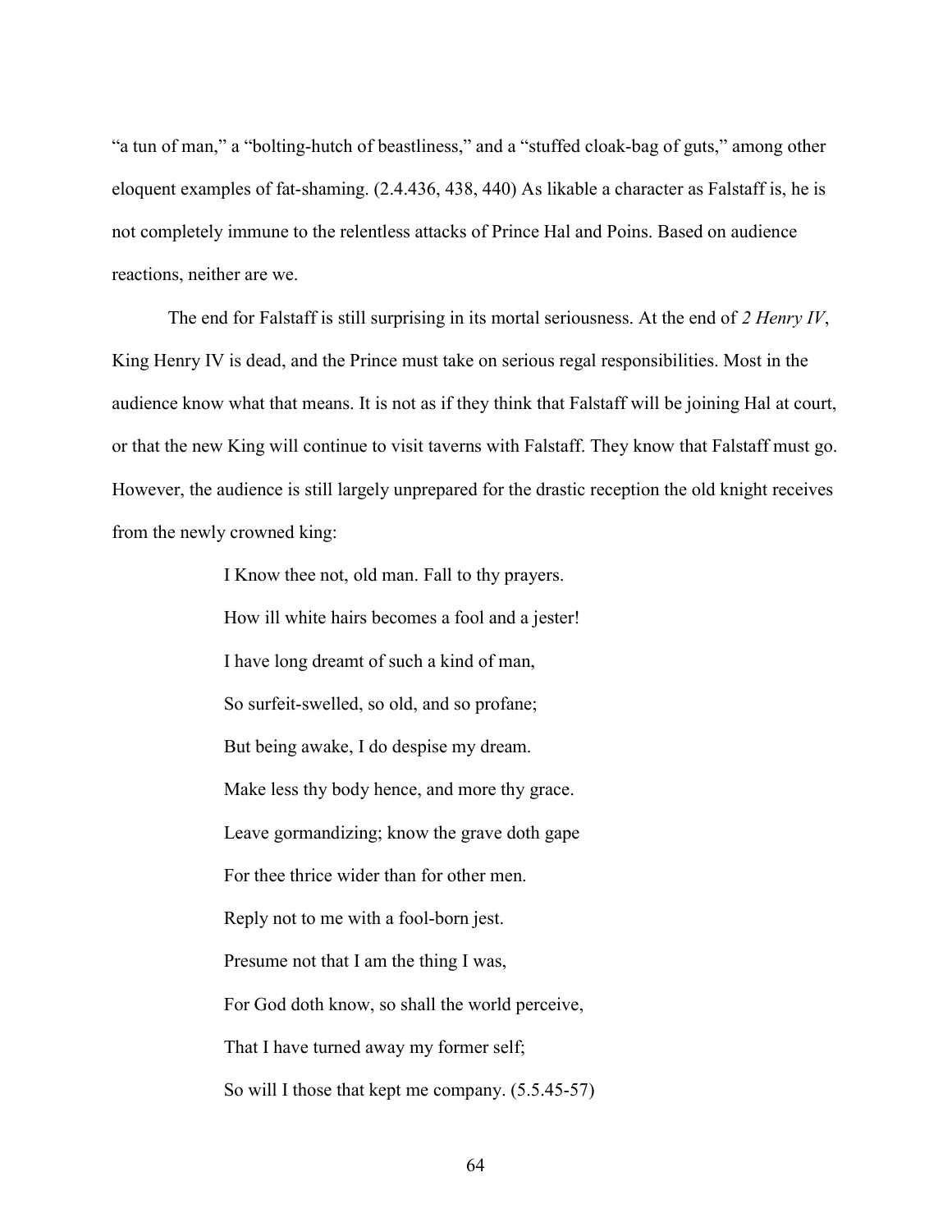"a tun of man," a "bolting-hutch of beastliness," and a "stuffed cloak-bag of guts," among other eloquent examples of fat-shaming. (2.4.436, 438, 440) As likable a character as Falstaff is, he is not completely immune to the relentless attacks of Prince Hal and Poins. Based on audience reactions, neither are we.

The end for Falstaff is still surprising in its mortal seriousness. At the end of *2 Henry IV*, King Henry IV is dead, and the Prince must take on serious regal responsibilities. Most in the audience know what that means. It is not as if they think that Falstaff will be joining Hal at court, or that the new King will continue to visit taverns with Falstaff. They know that Falstaff must go. However, the audience is still largely unprepared for the drastic reception the old knight receives from the newly crowned king:

> I Know thee not, old man. Fall to thy prayers.
> How ill white hairs becomes a fool and a jester!
> I have long dreamt of such a kind of man,
> So surfeit-swelled, so old, and so profane;
> But being awake, I do despise my dream.
> Make less thy body hence, and more thy grace.
> Leave gormandizing; know the grave doth gape
> For thee thrice wider than for other men.
> Reply not to me with a fool-born jest.
> Presume not that I am the thing I was,
> For God doth know, so shall the world perceive,
> That I have turned away my former self;
> So will I those that kept me company. (5.5.45-57)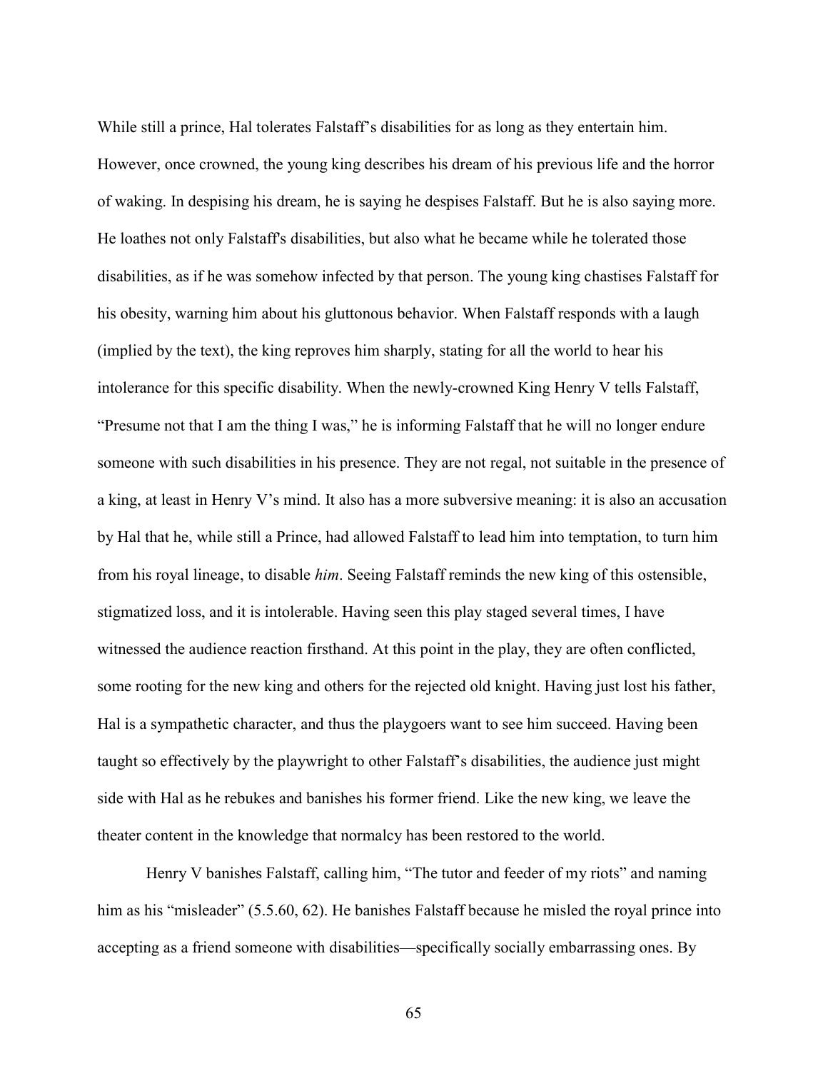While still a prince, Hal tolerates Falstaff's disabilities for as long as they entertain him. However, once crowned, the young king describes his dream of his previous life and the horror of waking. In despising his dream, he is saying he despises Falstaff. But he is also saying more. He loathes not only Falstaff's disabilities, but also what he became while he tolerated those disabilities, as if he was somehow infected by that person. The young king chastises Falstaff for his obesity, warning him about his gluttonous behavior. When Falstaff responds with a laugh (implied by the text), the king reproves him sharply, stating for all the world to hear his intolerance for this specific disability. When the newly-crowned King Henry V tells Falstaff, "Presume not that I am the thing I was," he is informing Falstaff that he will no longer endure someone with such disabilities in his presence. They are not regal, not suitable in the presence of a king, at least in Henry V's mind. It also has a more subversive meaning: it is also an accusation by Hal that he, while still a Prince, had allowed Falstaff to lead him into temptation, to turn him from his royal lineage, to disable *him*. Seeing Falstaff reminds the new king of this ostensible, stigmatized loss, and it is intolerable. Having seen this play staged several times, I have witnessed the audience reaction firsthand. At this point in the play, they are often conflicted, some rooting for the new king and others for the rejected old knight. Having just lost his father, Hal is a sympathetic character, and thus the playgoers want to see him succeed. Having been taught so effectively by the playwright to other Falstaff's disabilities, the audience just might side with Hal as he rebukes and banishes his former friend. Like the new king, we leave the theater content in the knowledge that normalcy has been restored to the world.

Henry V banishes Falstaff, calling him, "The tutor and feeder of my riots" and naming him as his "misleader" (5.5.60, 62). He banishes Falstaff because he misled the royal prince into accepting as a friend someone with disabilities—specifically socially embarrassing ones. By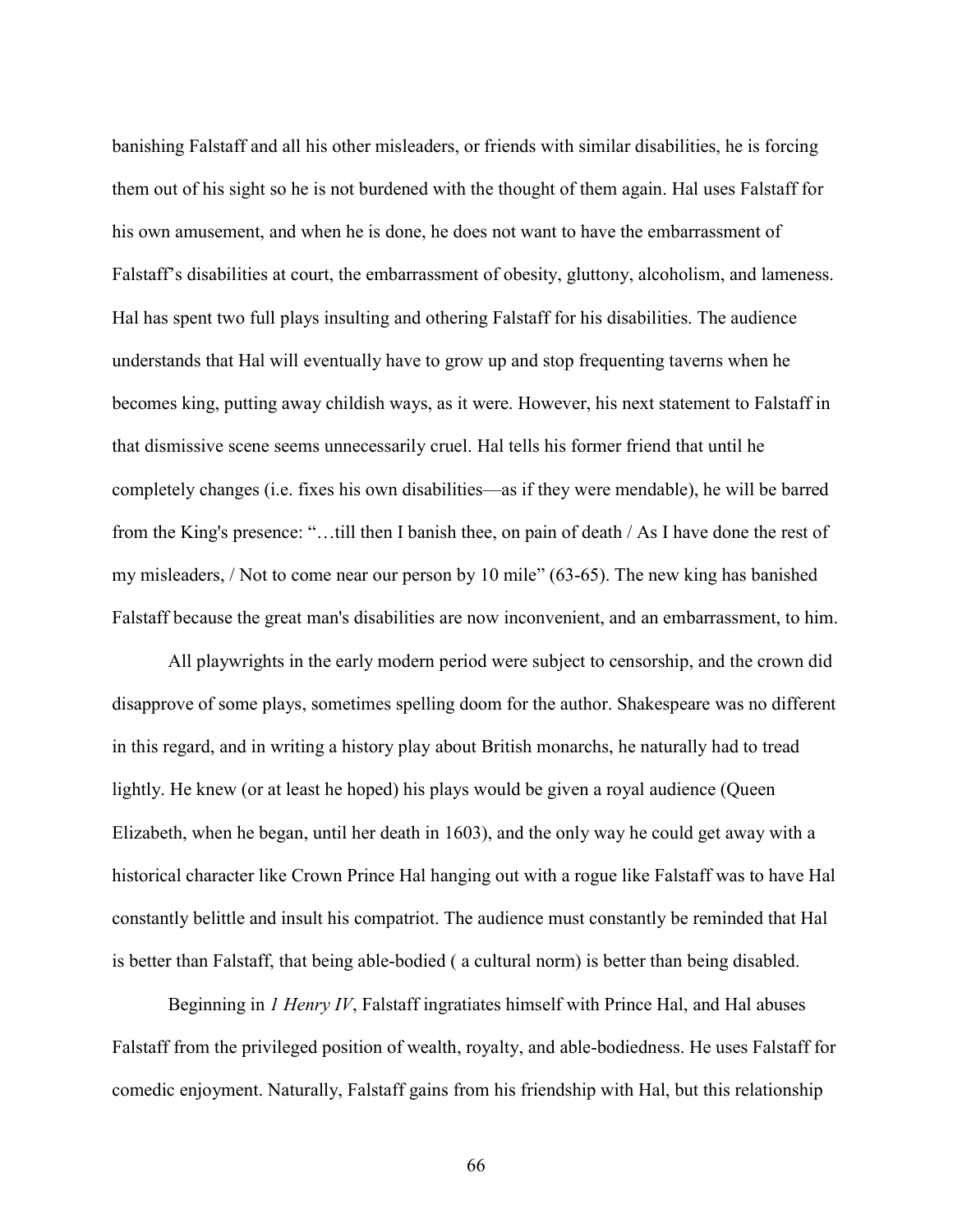banishing Falstaff and all his other misleaders, or friends with similar disabilities, he is forcing them out of his sight so he is not burdened with the thought of them again. Hal uses Falstaff for his own amusement, and when he is done, he does not want to have the embarrassment of Falstaff's disabilities at court, the embarrassment of obesity, gluttony, alcoholism, and lameness. Hal has spent two full plays insulting and othering Falstaff for his disabilities. The audience understands that Hal will eventually have to grow up and stop frequenting taverns when he becomes king, putting away childish ways, as it were. However, his next statement to Falstaff in that dismissive scene seems unnecessarily cruel. Hal tells his former friend that until he completely changes (i.e. fixes his own disabilities—as if they were mendable), he will be barred from the King's presence: "…till then I banish thee, on pain of death / As I have done the rest of my misleaders, / Not to come near our person by 10 mile" (63-65). The new king has banished Falstaff because the great man's disabilities are now inconvenient, and an embarrassment, to him.

All playwrights in the early modern period were subject to censorship, and the crown did disapprove of some plays, sometimes spelling doom for the author. Shakespeare was no different in this regard, and in writing a history play about British monarchs, he naturally had to tread lightly. He knew (or at least he hoped) his plays would be given a royal audience (Queen Elizabeth, when he began, until her death in 1603), and the only way he could get away with a historical character like Crown Prince Hal hanging out with a rogue like Falstaff was to have Hal constantly belittle and insult his compatriot. The audience must constantly be reminded that Hal is better than Falstaff, that being able-bodied ( a cultural norm) is better than being disabled.

Beginning in *1 Henry IV*, Falstaff ingratiates himself with Prince Hal, and Hal abuses Falstaff from the privileged position of wealth, royalty, and able-bodiedness. He uses Falstaff for comedic enjoyment. Naturally, Falstaff gains from his friendship with Hal, but this relationship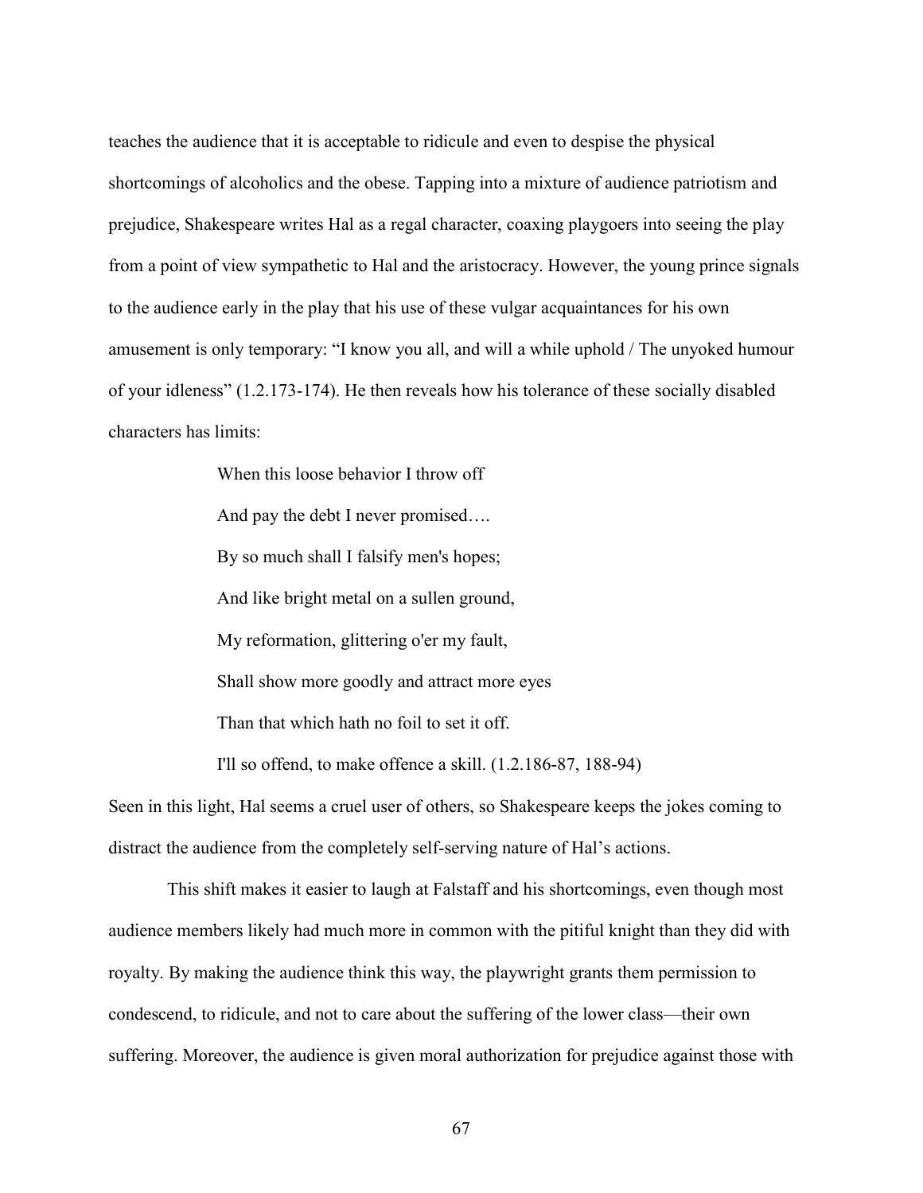teaches the audience that it is acceptable to ridicule and even to despise the physical shortcomings of alcoholics and the obese. Tapping into a mixture of audience patriotism and prejudice, Shakespeare writes Hal as a regal character, coaxing playgoers into seeing the play from a point of view sympathetic to Hal and the aristocracy. However, the young prince signals to the audience early in the play that his use of these vulgar acquaintances for his own amusement is only temporary: "I know you all, and will a while uphold / The unyoked humour of your idleness" (1.2.173-174). He then reveals how his tolerance of these socially disabled characters has limits:

> When this loose behavior I throw off
>
> And pay the debt I never promised….
>
> By so much shall I falsify men's hopes;
>
> And like bright metal on a sullen ground,
>
> My reformation, glittering o'er my fault,
>
> Shall show more goodly and attract more eyes
>
> Than that which hath no foil to set it off.
>
> I'll so offend, to make offence a skill. (1.2.186-87, 188-94)

Seen in this light, Hal seems a cruel user of others, so Shakespeare keeps the jokes coming to distract the audience from the completely self-serving nature of Hal's actions.

This shift makes it easier to laugh at Falstaff and his shortcomings, even though most audience members likely had much more in common with the pitiful knight than they did with royalty. By making the audience think this way, the playwright grants them permission to condescend, to ridicule, and not to care about the suffering of the lower class—their own suffering. Moreover, the audience is given moral authorization for prejudice against those with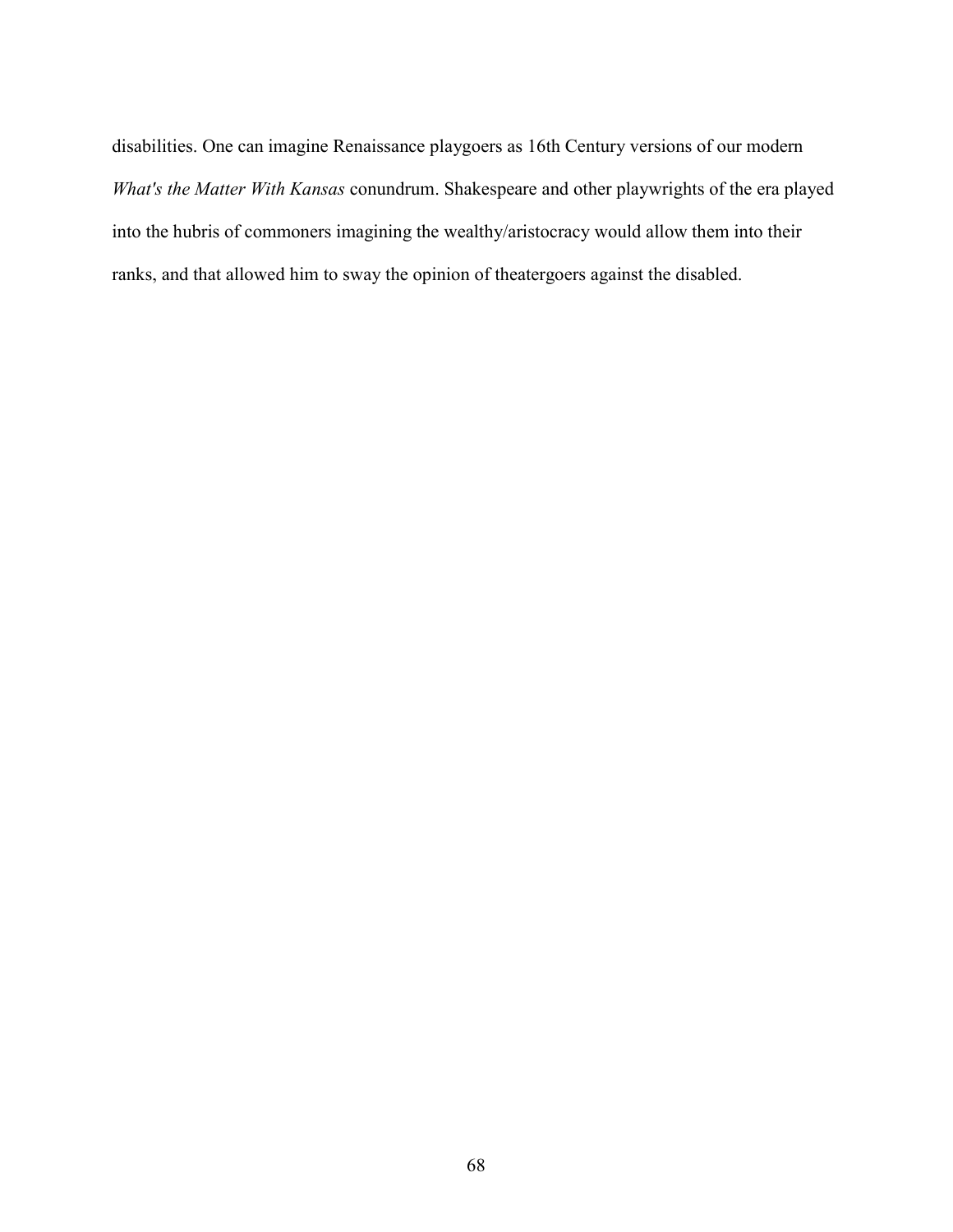disabilities. One can imagine Renaissance playgoers as 16th Century versions of our modern *What's the Matter With Kansas* conundrum. Shakespeare and other playwrights of the era played into the hubris of commoners imagining the wealthy/aristocracy would allow them into their ranks, and that allowed him to sway the opinion of theatergoers against the disabled.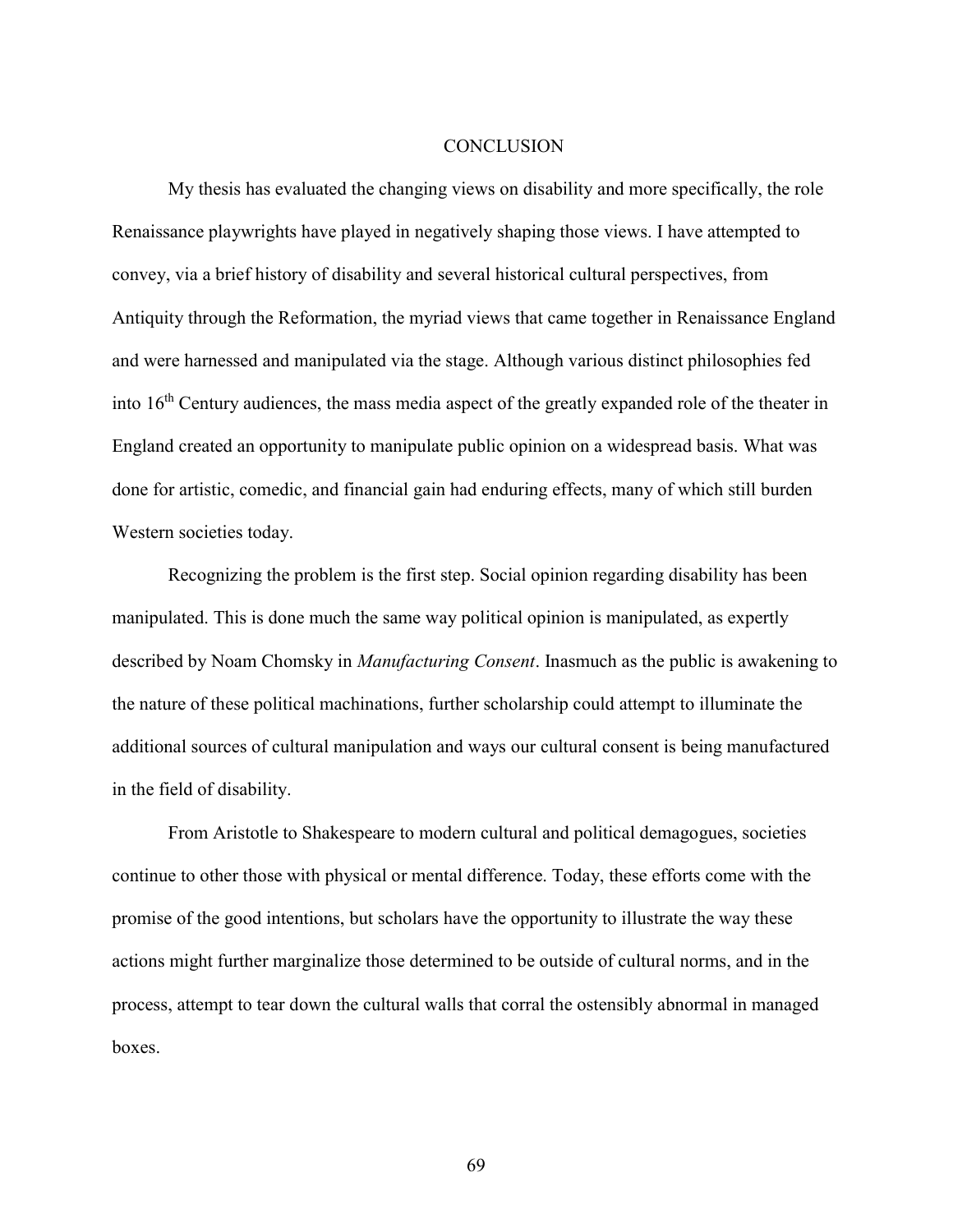# CONCLUSION

My thesis has evaluated the changing views on disability and more specifically, the role Renaissance playwrights have played in negatively shaping those views. I have attempted to convey, via a brief history of disability and several historical cultural perspectives, from Antiquity through the Reformation, the myriad views that came together in Renaissance England and were harnessed and manipulated via the stage. Although various distinct philosophies fed into 16th Century audiences, the mass media aspect of the greatly expanded role of the theater in England created an opportunity to manipulate public opinion on a widespread basis. What was done for artistic, comedic, and financial gain had enduring effects, many of which still burden Western societies today.

Recognizing the problem is the first step. Social opinion regarding disability has been manipulated. This is done much the same way political opinion is manipulated, as expertly described by Noam Chomsky in *Manufacturing Consent*. Inasmuch as the public is awakening to the nature of these political machinations, further scholarship could attempt to illuminate the additional sources of cultural manipulation and ways our cultural consent is being manufactured in the field of disability.

From Aristotle to Shakespeare to modern cultural and political demagogues, societies continue to other those with physical or mental difference. Today, these efforts come with the promise of the good intentions, but scholars have the opportunity to illustrate the way these actions might further marginalize those determined to be outside of cultural norms, and in the process, attempt to tear down the cultural walls that corral the ostensibly abnormal in managed boxes.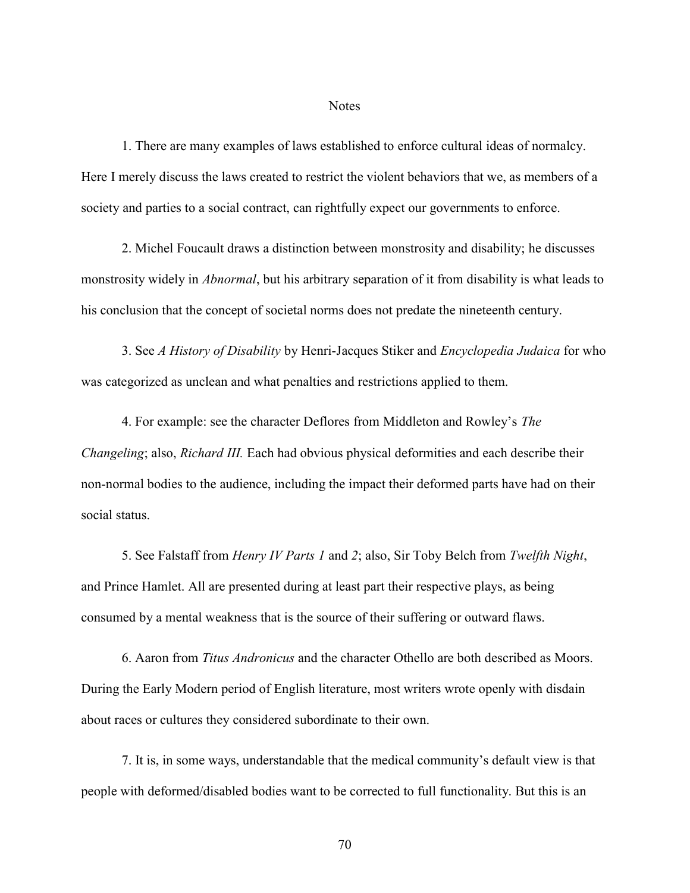# Notes

1. There are many examples of laws established to enforce cultural ideas of normalcy. Here I merely discuss the laws created to restrict the violent behaviors that we, as members of a society and parties to a social contract, can rightfully expect our governments to enforce.

2. Michel Foucault draws a distinction between monstrosity and disability; he discusses monstrosity widely in *Abnormal*, but his arbitrary separation of it from disability is what leads to his conclusion that the concept of societal norms does not predate the nineteenth century.

3. See *A History of Disability* by Henri-Jacques Stiker and *Encyclopedia Judaica* for who was categorized as unclean and what penalties and restrictions applied to them.

4. For example: see the character Deflores from Middleton and Rowley's *The Changeling*; also, *Richard III.* Each had obvious physical deformities and each describe their non-normal bodies to the audience, including the impact their deformed parts have had on their social status.

5. See Falstaff from *Henry IV Parts 1* and *2*; also, Sir Toby Belch from *Twelfth Night*, and Prince Hamlet. All are presented during at least part their respective plays, as being consumed by a mental weakness that is the source of their suffering or outward flaws.

6. Aaron from *Titus Andronicus* and the character Othello are both described as Moors. During the Early Modern period of English literature, most writers wrote openly with disdain about races or cultures they considered subordinate to their own.

7. It is, in some ways, understandable that the medical community's default view is that people with deformed/disabled bodies want to be corrected to full functionality. But this is an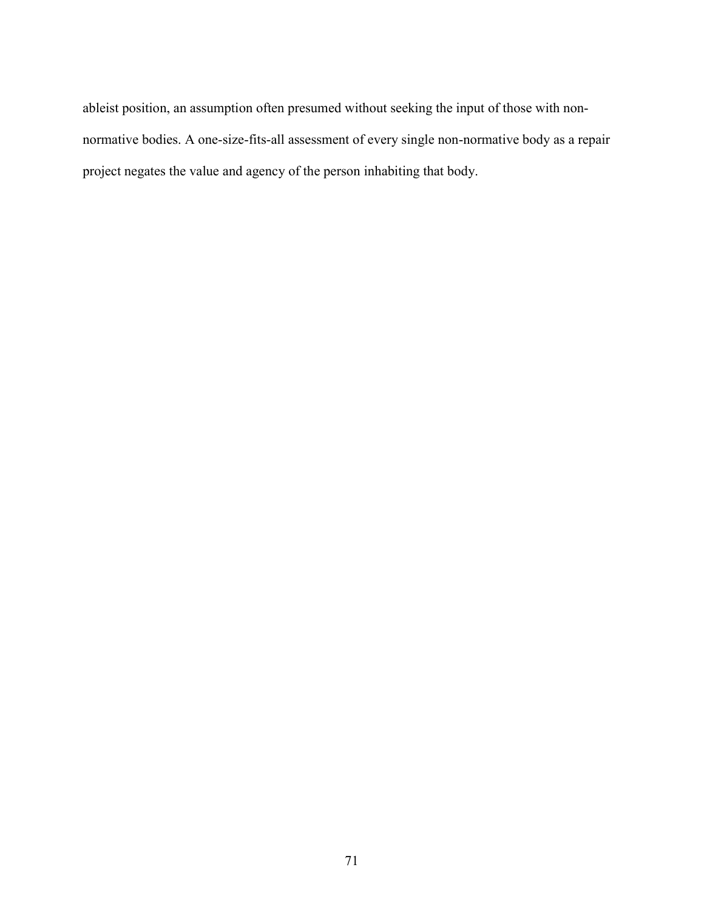ableist position, an assumption often presumed without seeking the input of those with non-normative bodies. A one-size-fits-all assessment of every single non-normative body as a repair project negates the value and agency of the person inhabiting that body.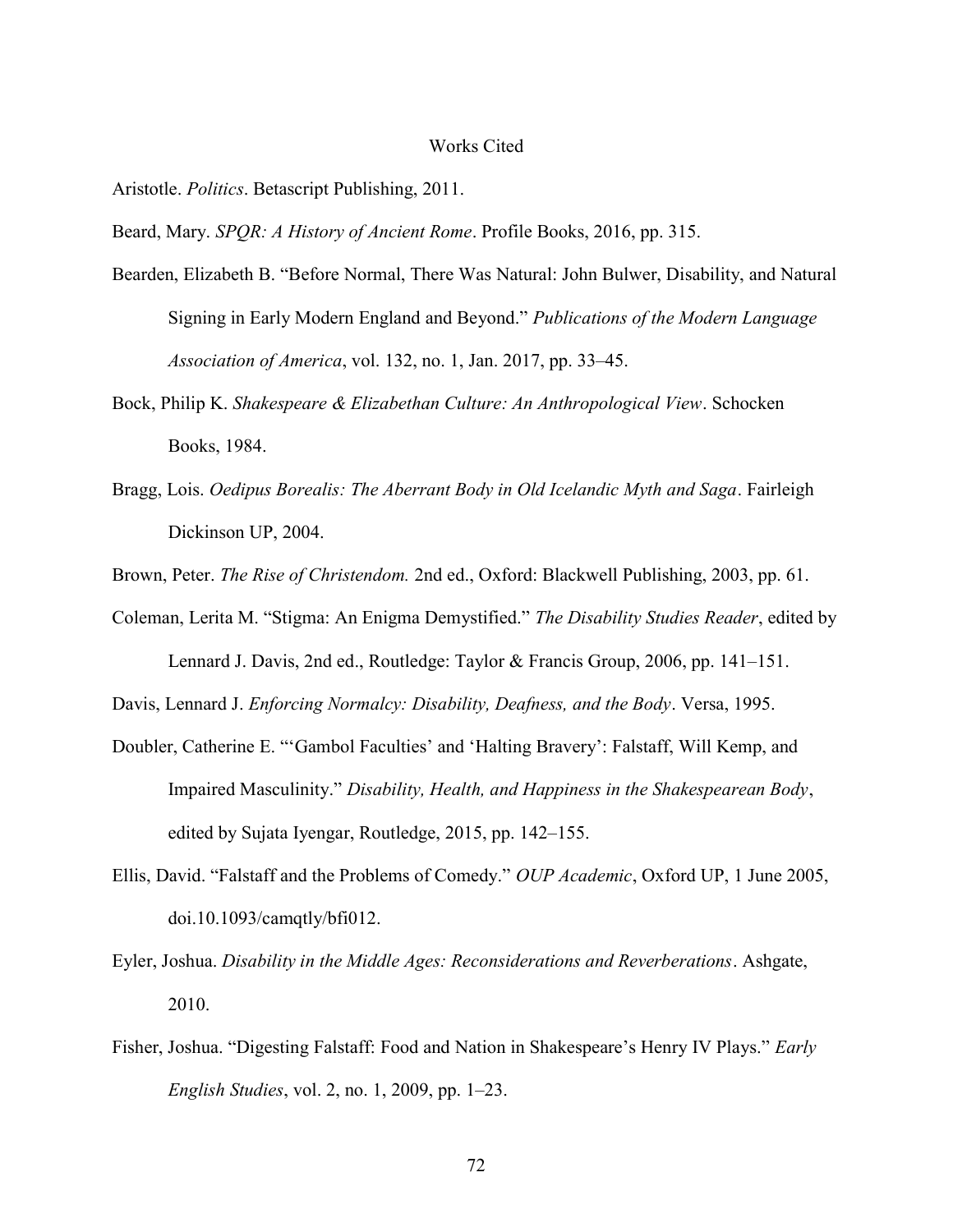# Works Cited

Aristotle. *Politics*. Betascript Publishing, 2011.

Beard, Mary. *SPQR: A History of Ancient Rome*. Profile Books, 2016, pp. 315.

Bearden, Elizabeth B. "Before Normal, There Was Natural: John Bulwer, Disability, and Natural Signing in Early Modern England and Beyond." *Publications of the Modern Language Association of America*, vol. 132, no. 1, Jan. 2017, pp. 33–45.

Bock, Philip K. *Shakespeare & Elizabethan Culture: An Anthropological View*. Schocken Books, 1984.

Bragg, Lois. *Oedipus Borealis: The Aberrant Body in Old Icelandic Myth and Saga*. Fairleigh Dickinson UP, 2004.

Brown, Peter. *The Rise of Christendom.* 2nd ed., Oxford: Blackwell Publishing, 2003, pp. 61.

Coleman, Lerita M. "Stigma: An Enigma Demystified." *The Disability Studies Reader*, edited by Lennard J. Davis, 2nd ed., Routledge: Taylor & Francis Group, 2006, pp. 141–151.

Davis, Lennard J. *Enforcing Normalcy: Disability, Deafness, and the Body*. Versa, 1995.

Doubler, Catherine E. "'Gambol Faculties' and 'Halting Bravery': Falstaff, Will Kemp, and Impaired Masculinity." *Disability, Health, and Happiness in the Shakespearean Body*, edited by Sujata Iyengar, Routledge, 2015, pp. 142–155.

Ellis, David. "Falstaff and the Problems of Comedy." *OUP Academic*, Oxford UP, 1 June 2005, doi.10.1093/camqtly/bfi012.

Eyler, Joshua. *Disability in the Middle Ages: Reconsiderations and Reverberations*. Ashgate, 2010.

Fisher, Joshua. "Digesting Falstaff: Food and Nation in Shakespeare's Henry IV Plays." *Early English Studies*, vol. 2, no. 1, 2009, pp. 1–23.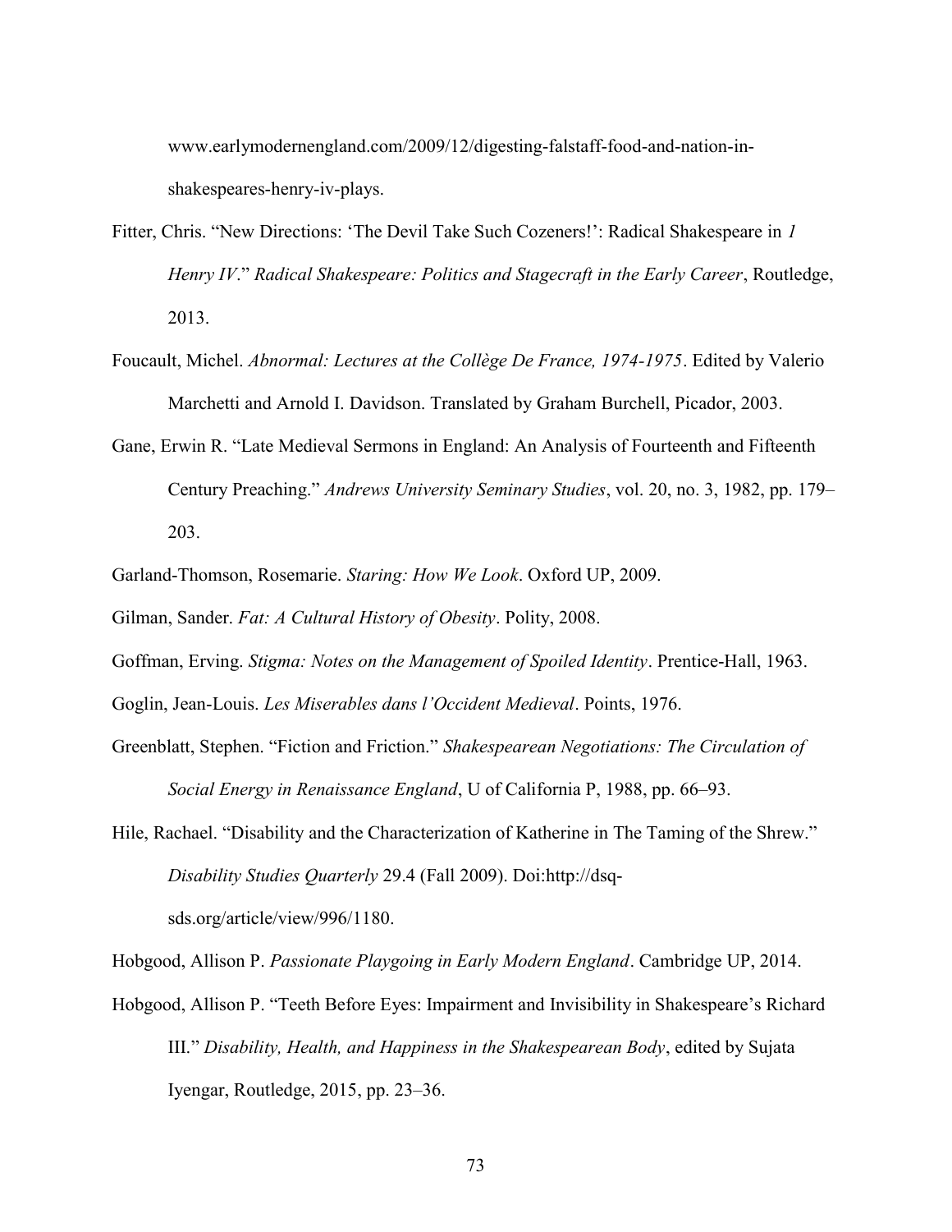www.earlymodernengland.com/2009/12/digesting-falstaff-food-and-nation-in-shakespeares-henry-iv-plays.

Fitter, Chris. "New Directions: 'The Devil Take Such Cozeners!': Radical Shakespeare in *1 Henry IV*." *Radical Shakespeare: Politics and Stagecraft in the Early Career*, Routledge, 2013.

Foucault, Michel. *Abnormal: Lectures at the Collège De France, 1974-1975*. Edited by Valerio Marchetti and Arnold I. Davidson. Translated by Graham Burchell, Picador, 2003.

Gane, Erwin R. "Late Medieval Sermons in England: An Analysis of Fourteenth and Fifteenth Century Preaching." *Andrews University Seminary Studies*, vol. 20, no. 3, 1982, pp. 179–203.

Garland-Thomson, Rosemarie. *Staring: How We Look*. Oxford UP, 2009.

Gilman, Sander. *Fat: A Cultural History of Obesity*. Polity, 2008.

Goffman, Erving. *Stigma: Notes on the Management of Spoiled Identity*. Prentice-Hall, 1963.

Goglin, Jean-Louis. *Les Miserables dans l'Occident Medieval*. Points, 1976.

Greenblatt, Stephen. "Fiction and Friction." *Shakespearean Negotiations: The Circulation of Social Energy in Renaissance England*, U of California P, 1988, pp. 66–93.

Hile, Rachael. "Disability and the Characterization of Katherine in The Taming of the Shrew." *Disability Studies Quarterly* 29.4 (Fall 2009). Doi:http://dsq-sds.org/article/view/996/1180.

Hobgood, Allison P. *Passionate Playgoing in Early Modern England*. Cambridge UP, 2014.

Hobgood, Allison P. "Teeth Before Eyes: Impairment and Invisibility in Shakespeare's Richard III." *Disability, Health, and Happiness in the Shakespearean Body*, edited by Sujata Iyengar, Routledge, 2015, pp. 23–36.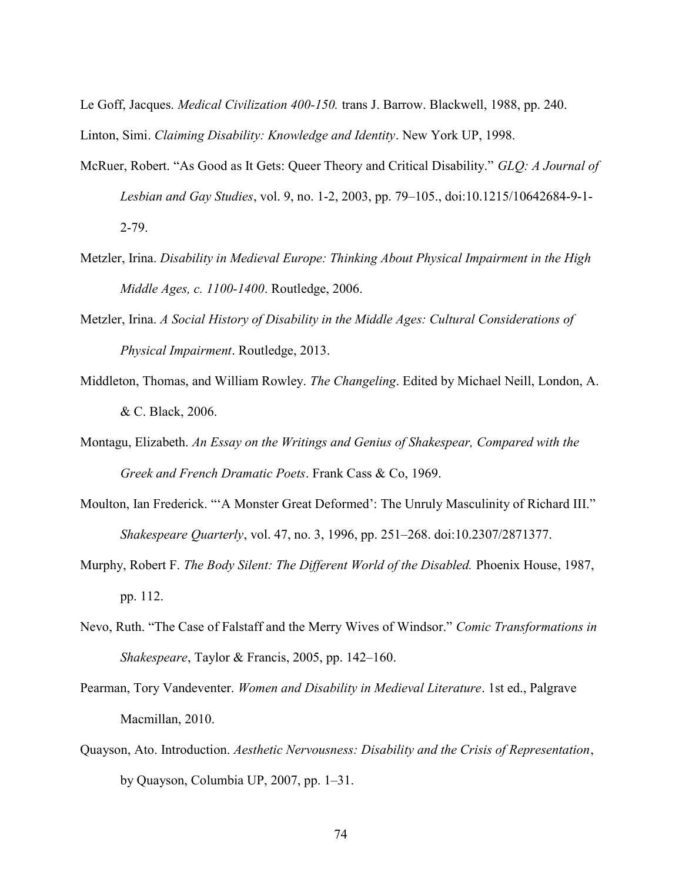Le Goff, Jacques. *Medical Civilization 400-150.* trans J. Barrow. Blackwell, 1988, pp. 240.

Linton, Simi. *Claiming Disability: Knowledge and Identity*. New York UP, 1998.

McRuer, Robert. "As Good as It Gets: Queer Theory and Critical Disability." *GLQ: A Journal of Lesbian and Gay Studies*, vol. 9, no. 1-2, 2003, pp. 79–105., doi:10.1215/10642684-9-1-2-79.

Metzler, Irina. *Disability in Medieval Europe: Thinking About Physical Impairment in the High Middle Ages, c. 1100-1400*. Routledge, 2006.

Metzler, Irina. *A Social History of Disability in the Middle Ages: Cultural Considerations of Physical Impairment*. Routledge, 2013.

Middleton, Thomas, and William Rowley. *The Changeling*. Edited by Michael Neill, London, A. & C. Black, 2006.

Montagu, Elizabeth. *An Essay on the Writings and Genius of Shakespear, Compared with the Greek and French Dramatic Poets*. Frank Cass & Co, 1969.

Moulton, Ian Frederick. "'A Monster Great Deformed': The Unruly Masculinity of Richard III." *Shakespeare Quarterly*, vol. 47, no. 3, 1996, pp. 251–268. doi:10.2307/2871377.

Murphy, Robert F. *The Body Silent: The Different World of the Disabled.* Phoenix House, 1987, pp. 112.

Nevo, Ruth. "The Case of Falstaff and the Merry Wives of Windsor." *Comic Transformations in Shakespeare*, Taylor & Francis, 2005, pp. 142–160.

Pearman, Tory Vandeventer. *Women and Disability in Medieval Literature*. 1st ed., Palgrave Macmillan, 2010.

Quayson, Ato. Introduction. *Aesthetic Nervousness: Disability and the Crisis of Representation*, by Quayson, Columbia UP, 2007, pp. 1–31.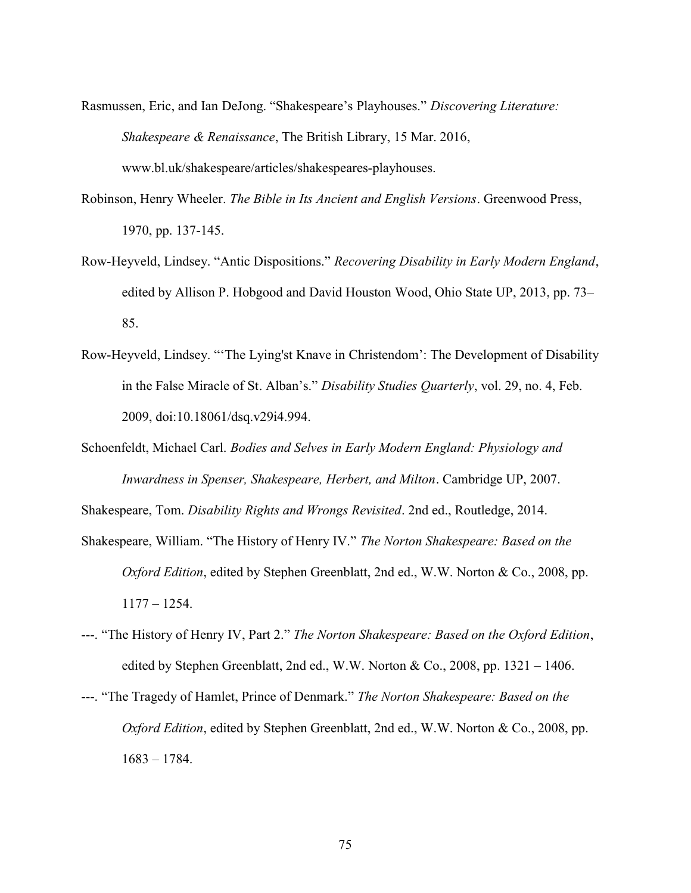Rasmussen, Eric, and Ian DeJong. "Shakespeare's Playhouses." *Discovering Literature: Shakespeare & Renaissance*, The British Library, 15 Mar. 2016, www.bl.uk/shakespeare/articles/shakespeares-playhouses.

Robinson, Henry Wheeler. *The Bible in Its Ancient and English Versions*. Greenwood Press, 1970, pp. 137-145.

Row-Heyveld, Lindsey. "Antic Dispositions." *Recovering Disability in Early Modern England*, edited by Allison P. Hobgood and David Houston Wood, Ohio State UP, 2013, pp. 73–85.

Row-Heyveld, Lindsey. "'The Lying'st Knave in Christendom': The Development of Disability in the False Miracle of St. Alban's." *Disability Studies Quarterly*, vol. 29, no. 4, Feb. 2009, doi:10.18061/dsq.v29i4.994.

Schoenfeldt, Michael Carl. *Bodies and Selves in Early Modern England: Physiology and Inwardness in Spenser, Shakespeare, Herbert, and Milton*. Cambridge UP, 2007.

Shakespeare, Tom. *Disability Rights and Wrongs Revisited*. 2nd ed., Routledge, 2014.

Shakespeare, William. "The History of Henry IV." *The Norton Shakespeare: Based on the Oxford Edition*, edited by Stephen Greenblatt, 2nd ed., W.W. Norton & Co., 2008, pp. 1177 – 1254.

---. "The History of Henry IV, Part 2." *The Norton Shakespeare: Based on the Oxford Edition*, edited by Stephen Greenblatt, 2nd ed., W.W. Norton & Co., 2008, pp. 1321 – 1406.

---. "The Tragedy of Hamlet, Prince of Denmark." *The Norton Shakespeare: Based on the Oxford Edition*, edited by Stephen Greenblatt, 2nd ed., W.W. Norton & Co., 2008, pp. 1683 – 1784.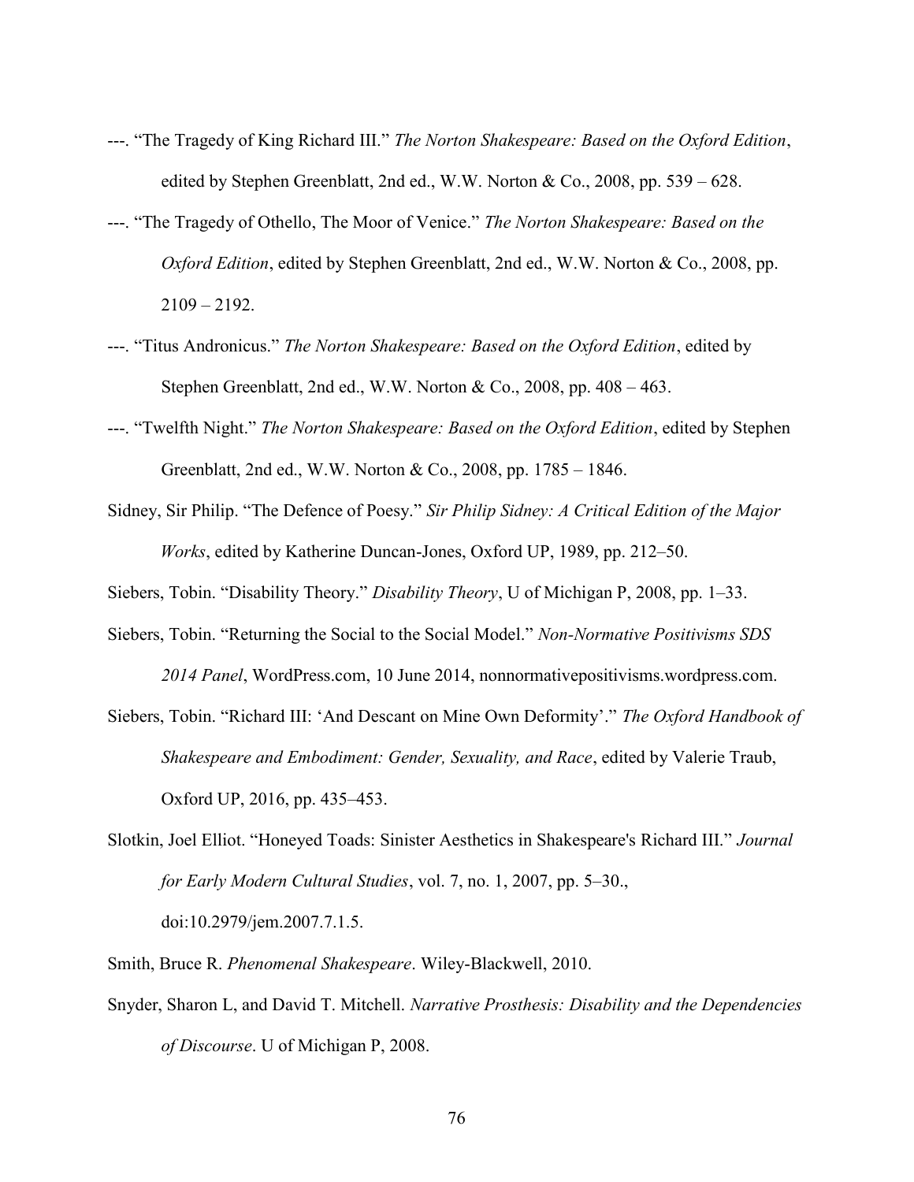---. "The Tragedy of King Richard III." *The Norton Shakespeare: Based on the Oxford Edition*, edited by Stephen Greenblatt, 2nd ed., W.W. Norton & Co., 2008, pp. 539 – 628.

---. "The Tragedy of Othello, The Moor of Venice." *The Norton Shakespeare: Based on the Oxford Edition*, edited by Stephen Greenblatt, 2nd ed., W.W. Norton & Co., 2008, pp. 2109 – 2192.

---. "Titus Andronicus." *The Norton Shakespeare: Based on the Oxford Edition*, edited by Stephen Greenblatt, 2nd ed., W.W. Norton & Co., 2008, pp. 408 – 463.

---. "Twelfth Night." *The Norton Shakespeare: Based on the Oxford Edition*, edited by Stephen Greenblatt, 2nd ed., W.W. Norton & Co., 2008, pp. 1785 – 1846.

Sidney, Sir Philip. "The Defence of Poesy." *Sir Philip Sidney: A Critical Edition of the Major Works*, edited by Katherine Duncan-Jones, Oxford UP, 1989, pp. 212–50.

Siebers, Tobin. "Disability Theory." *Disability Theory*, U of Michigan P, 2008, pp. 1–33.

Siebers, Tobin. "Returning the Social to the Social Model." *Non-Normative Positivisms SDS 2014 Panel*, WordPress.com, 10 June 2014, nonnormativepositivisms.wordpress.com.

Siebers, Tobin. "Richard III: 'And Descant on Mine Own Deformity'." *The Oxford Handbook of Shakespeare and Embodiment: Gender, Sexuality, and Race*, edited by Valerie Traub, Oxford UP, 2016, pp. 435–453.

Slotkin, Joel Elliot. "Honeyed Toads: Sinister Aesthetics in Shakespeare's Richard III." *Journal for Early Modern Cultural Studies*, vol. 7, no. 1, 2007, pp. 5–30., doi:10.2979/jem.2007.7.1.5.

Smith, Bruce R. *Phenomenal Shakespeare*. Wiley-Blackwell, 2010.

Snyder, Sharon L, and David T. Mitchell. *Narrative Prosthesis: Disability and the Dependencies of Discourse*. U of Michigan P, 2008.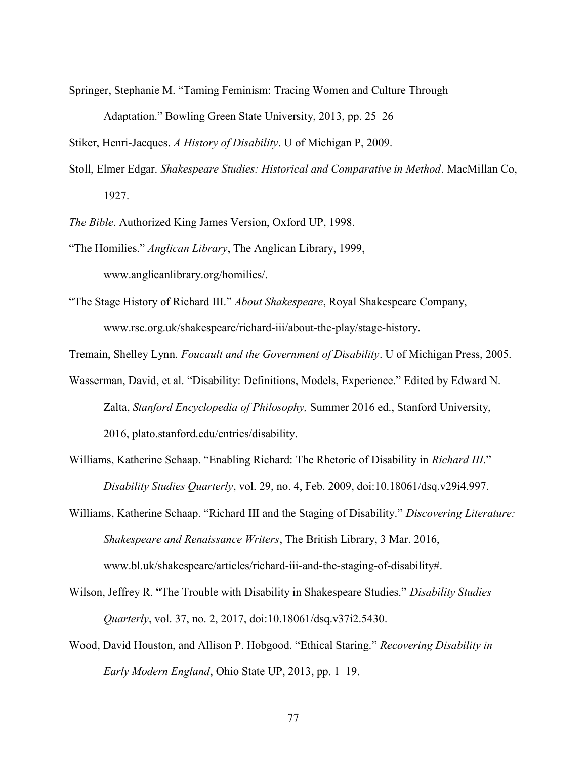Springer, Stephanie M. "Taming Feminism: Tracing Women and Culture Through Adaptation." Bowling Green State University, 2013, pp. 25–26

Stiker, Henri-Jacques. *A History of Disability*. U of Michigan P, 2009.

Stoll, Elmer Edgar. *Shakespeare Studies: Historical and Comparative in Method*. MacMillan Co, 1927.

*The Bible*. Authorized King James Version, Oxford UP, 1998.

"The Homilies." *Anglican Library*, The Anglican Library, 1999, www.anglicanlibrary.org/homilies/.

"The Stage History of Richard III." *About Shakespeare*, Royal Shakespeare Company, www.rsc.org.uk/shakespeare/richard-iii/about-the-play/stage-history.

Tremain, Shelley Lynn. *Foucault and the Government of Disability*. U of Michigan Press, 2005.

Wasserman, David, et al. "Disability: Definitions, Models, Experience." Edited by Edward N. Zalta, *Stanford Encyclopedia of Philosophy,* Summer 2016 ed., Stanford University, 2016, plato.stanford.edu/entries/disability.

Williams, Katherine Schaap. "Enabling Richard: The Rhetoric of Disability in *Richard III*." *Disability Studies Quarterly*, vol. 29, no. 4, Feb. 2009, doi:10.18061/dsq.v29i4.997.

Williams, Katherine Schaap. "Richard III and the Staging of Disability." *Discovering Literature: Shakespeare and Renaissance Writers*, The British Library, 3 Mar. 2016, www.bl.uk/shakespeare/articles/richard-iii-and-the-staging-of-disability#.

Wilson, Jeffrey R. "The Trouble with Disability in Shakespeare Studies." *Disability Studies Quarterly*, vol. 37, no. 2, 2017, doi:10.18061/dsq.v37i2.5430.

Wood, David Houston, and Allison P. Hobgood. "Ethical Staring." *Recovering Disability in Early Modern England*, Ohio State UP, 2013, pp. 1–19.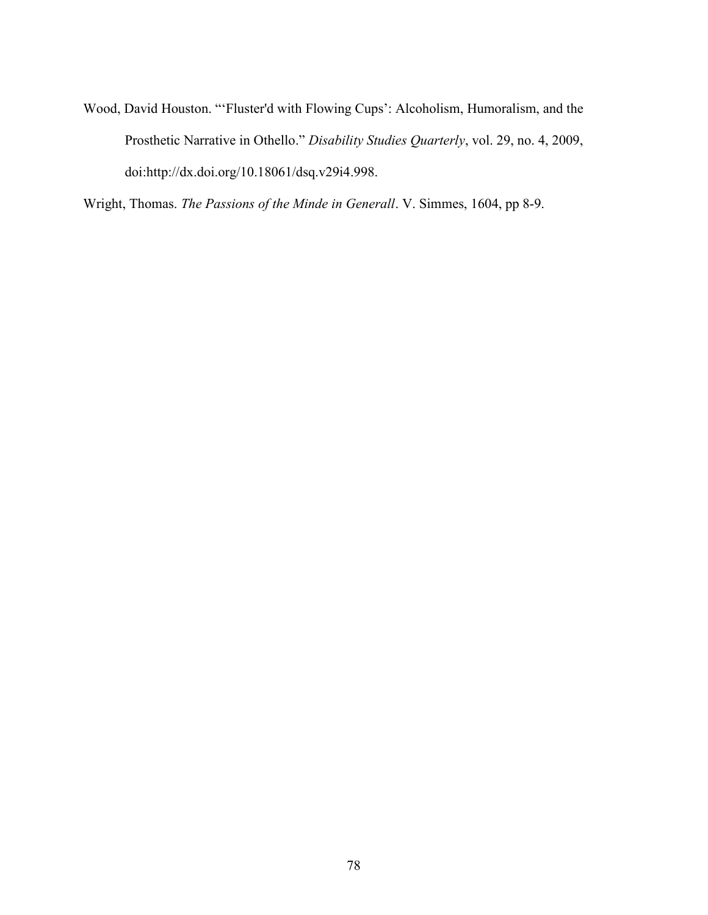Wood, David Houston. "'Fluster'd with Flowing Cups': Alcoholism, Humoralism, and the Prosthetic Narrative in Othello." *Disability Studies Quarterly*, vol. 29, no. 4, 2009, doi:http://dx.doi.org/10.18061/dsq.v29i4.998.

Wright, Thomas. *The Passions of the Minde in Generall*. V. Simmes, 1604, pp 8-9.